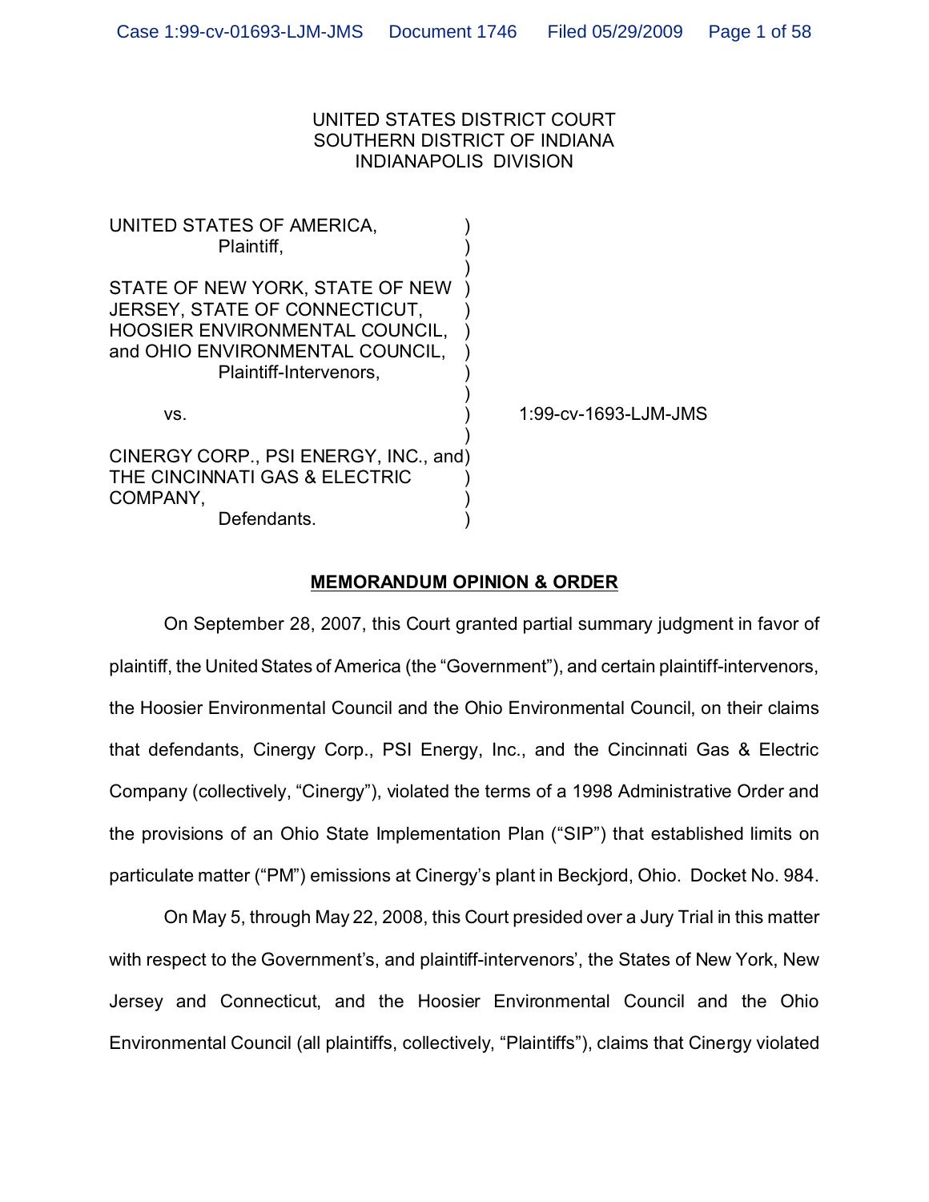UNITED STATES DISTRICT COURT
SOUTHERN DISTRICT OF INDIANA
INDIANAPOLIS DIVISION

UNITED STATES OF AMERICA,
Plaintiff,

STATE OF NEW YORK, STATE OF NEW JERSEY, STATE OF CONNECTICUT, HOOSIER ENVIRONMENTAL COUNCIL, and OHIO ENVIRONMENTAL COUNCIL,
Plaintiff-Intervenors,

vs. 1:99-cv-1693-LJM-JMS

CINERGY CORP., PSI ENERGY, INC., and THE CINCINNATI GAS & ELECTRIC COMPANY,
Defendants.

## MEMORANDUM OPINION & ORDER

On September 28, 2007, this Court granted partial summary judgment in favor of plaintiff, the United States of America (the "Government"), and certain plaintiff-intervenors, the Hoosier Environmental Council and the Ohio Environmental Council, on their claims that defendants, Cinergy Corp., PSI Energy, Inc., and the Cincinnati Gas & Electric Company (collectively, "Cinergy"), violated the terms of a 1998 Administrative Order and the provisions of an Ohio State Implementation Plan ("SIP") that established limits on particulate matter ("PM") emissions at Cinergy's plant in Beckjord, Ohio. Docket No. 984.

On May 5, through May 22, 2008, this Court presided over a Jury Trial in this matter with respect to the Government's, and plaintiff-intervenors', the States of New York, New Jersey and Connecticut, and the Hoosier Environmental Council and the Ohio Environmental Council (all plaintiffs, collectively, "Plaintiffs"), claims that Cinergy violated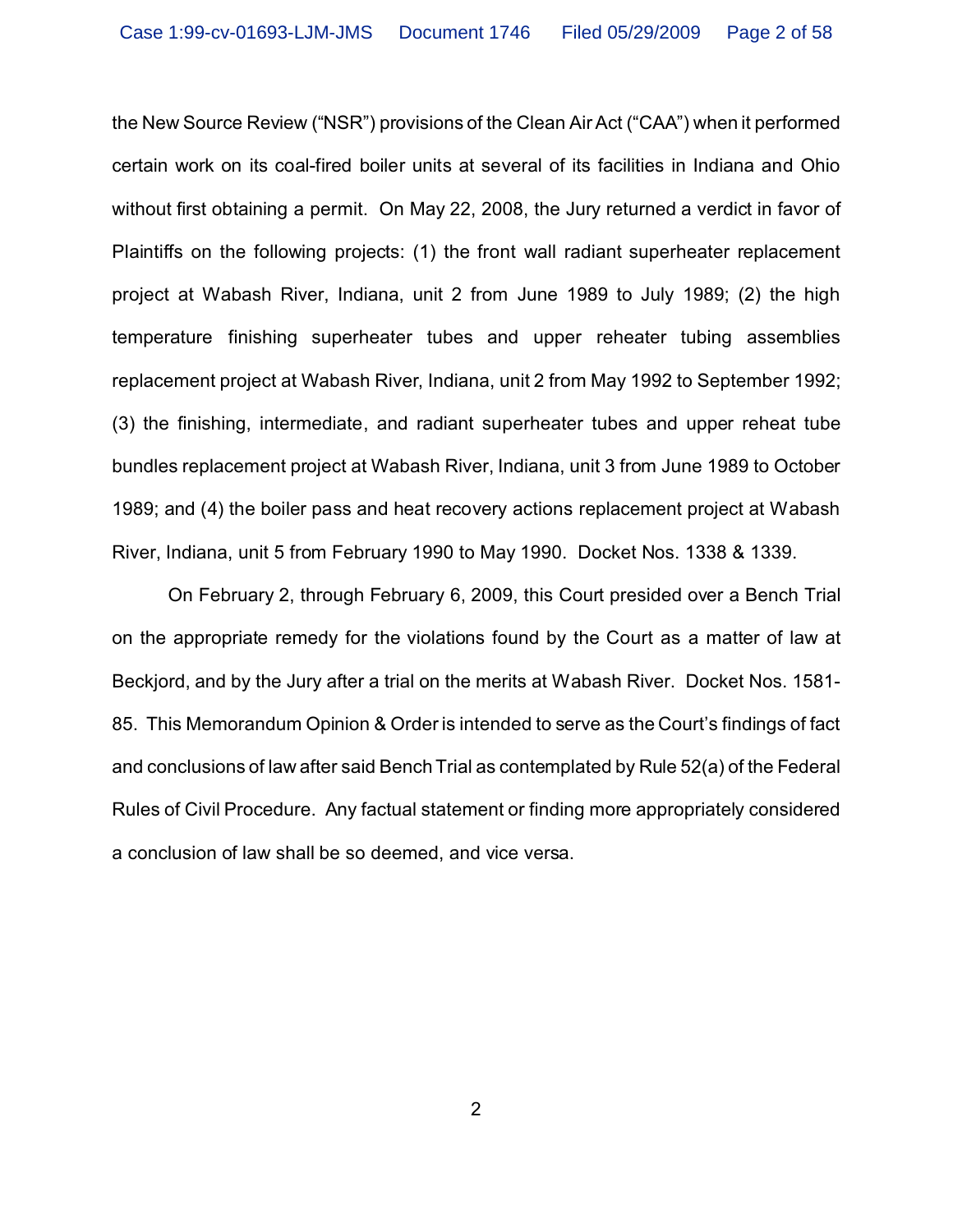the New Source Review ("NSR") provisions of the Clean Air Act ("CAA") when it performed certain work on its coal-fired boiler units at several of its facilities in Indiana and Ohio without first obtaining a permit. On May 22, 2008, the Jury returned a verdict in favor of Plaintiffs on the following projects: (1) the front wall radiant superheater replacement project at Wabash River, Indiana, unit 2 from June 1989 to July 1989; (2) the high temperature finishing superheater tubes and upper reheater tubing assemblies replacement project at Wabash River, Indiana, unit 2 from May 1992 to September 1992; (3) the finishing, intermediate, and radiant superheater tubes and upper reheat tube bundles replacement project at Wabash River, Indiana, unit 3 from June 1989 to October 1989; and (4) the boiler pass and heat recovery actions replacement project at Wabash River, Indiana, unit 5 from February 1990 to May 1990. Docket Nos. 1338 & 1339.

On February 2, through February 6, 2009, this Court presided over a Bench Trial on the appropriate remedy for the violations found by the Court as a matter of law at Beckjord, and by the Jury after a trial on the merits at Wabash River. Docket Nos. 1581-85. This Memorandum Opinion & Order is intended to serve as the Court's findings of fact and conclusions of law after said Bench Trial as contemplated by Rule 52(a) of the Federal Rules of Civil Procedure. Any factual statement or finding more appropriately considered a conclusion of law shall be so deemed, and vice versa.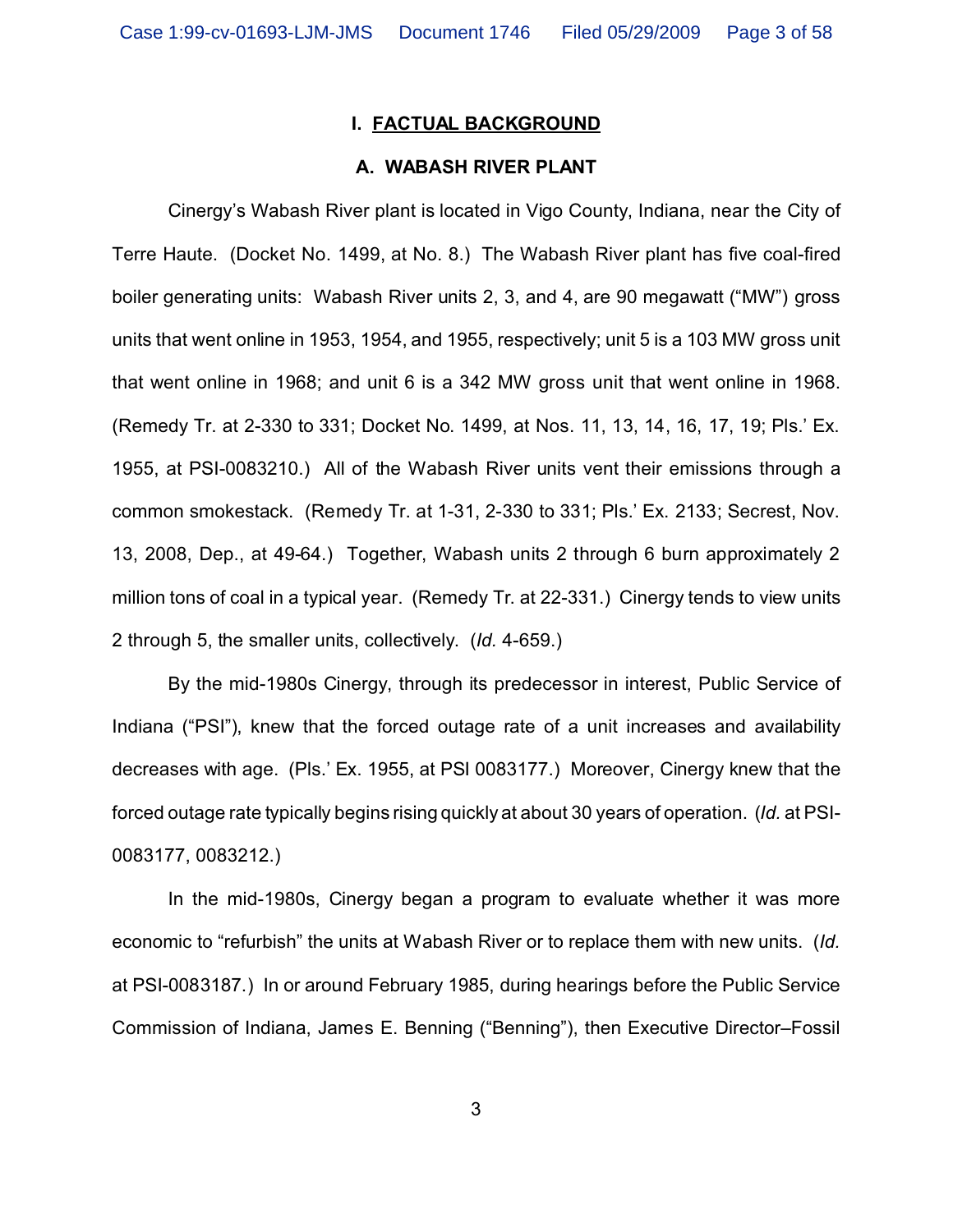# I. FACTUAL BACKGROUND

## A. WABASH RIVER PLANT

Cinergy's Wabash River plant is located in Vigo County, Indiana, near the City of Terre Haute. (Docket No. 1499, at No. 8.) The Wabash River plant has five coal-fired boiler generating units: Wabash River units 2, 3, and 4, are 90 megawatt ("MW") gross units that went online in 1953, 1954, and 1955, respectively; unit 5 is a 103 MW gross unit that went online in 1968; and unit 6 is a 342 MW gross unit that went online in 1968. (Remedy Tr. at 2-330 to 331; Docket No. 1499, at Nos. 11, 13, 14, 16, 17, 19; Pls.' Ex. 1955, at PSI-0083210.) All of the Wabash River units vent their emissions through a common smokestack. (Remedy Tr. at 1-31, 2-330 to 331; Pls.' Ex. 2133; Secrest, Nov. 13, 2008, Dep., at 49-64.) Together, Wabash units 2 through 6 burn approximately 2 million tons of coal in a typical year. (Remedy Tr. at 22-331.) Cinergy tends to view units 2 through 5, the smaller units, collectively. (*Id.* 4-659.)

By the mid-1980s Cinergy, through its predecessor in interest, Public Service of Indiana ("PSI"), knew that the forced outage rate of a unit increases and availability decreases with age. (Pls.' Ex. 1955, at PSI 0083177.) Moreover, Cinergy knew that the forced outage rate typically begins rising quickly at about 30 years of operation. (*Id.* at PSI-0083177, 0083212.)

In the mid-1980s, Cinergy began a program to evaluate whether it was more economic to "refurbish" the units at Wabash River or to replace them with new units. (*Id.* at PSI-0083187.) In or around February 1985, during hearings before the Public Service Commission of Indiana, James E. Benning ("Benning"), then Executive Director–Fossil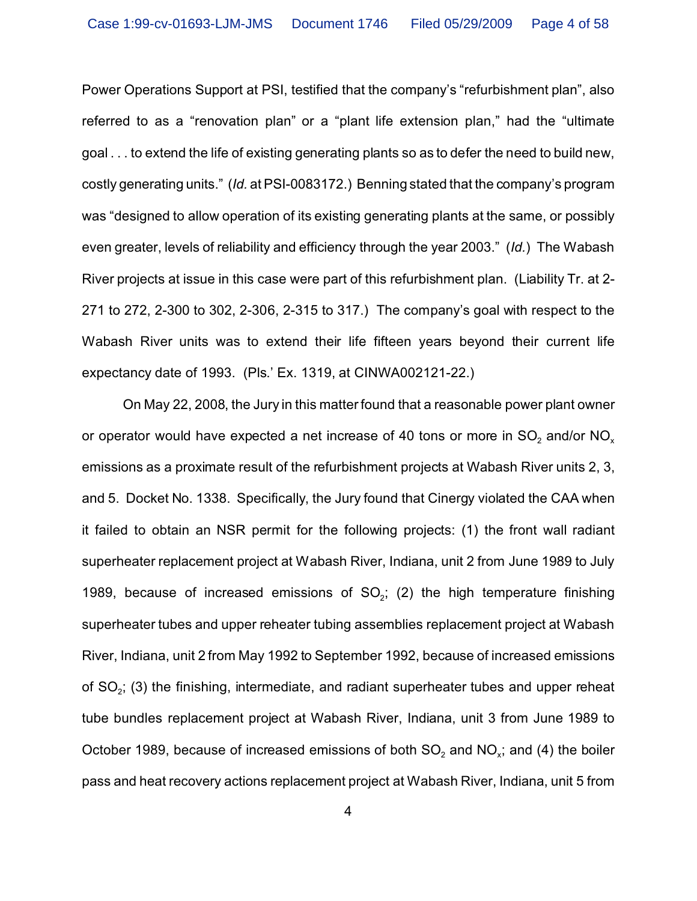Power Operations Support at PSI, testified that the company's "refurbishment plan", also referred to as a "renovation plan" or a "plant life extension plan," had the "ultimate goal . . . to extend the life of existing generating plants so as to defer the need to build new, costly generating units." (*Id.* at PSI-0083172.) Benning stated that the company's program was "designed to allow operation of its existing generating plants at the same, or possibly even greater, levels of reliability and efficiency through the year 2003." (*Id.*) The Wabash River projects at issue in this case were part of this refurbishment plan. (Liability Tr. at 2-271 to 272, 2-300 to 302, 2-306, 2-315 to 317.) The company's goal with respect to the Wabash River units was to extend their life fifteen years beyond their current life expectancy date of 1993. (Pls.' Ex. 1319, at CINWA002121-22.)

On May 22, 2008, the Jury in this matter found that a reasonable power plant owner or operator would have expected a net increase of 40 tons or more in $SO_2$ and/or $NO_x$ emissions as a proximate result of the refurbishment projects at Wabash River units 2, 3, and 5. Docket No. 1338. Specifically, the Jury found that Cinergy violated the CAA when it failed to obtain an NSR permit for the following projects: (1) the front wall radiant superheater replacement project at Wabash River, Indiana, unit 2 from June 1989 to July 1989, because of increased emissions of $SO_2$; (2) the high temperature finishing superheater tubes and upper reheater tubing assemblies replacement project at Wabash River, Indiana, unit 2 from May 1992 to September 1992, because of increased emissions of $SO_2$; (3) the finishing, intermediate, and radiant superheater tubes and upper reheat tube bundles replacement project at Wabash River, Indiana, unit 3 from June 1989 to October 1989, because of increased emissions of both $SO_2$ and $NO_x$; and (4) the boiler pass and heat recovery actions replacement project at Wabash River, Indiana, unit 5 from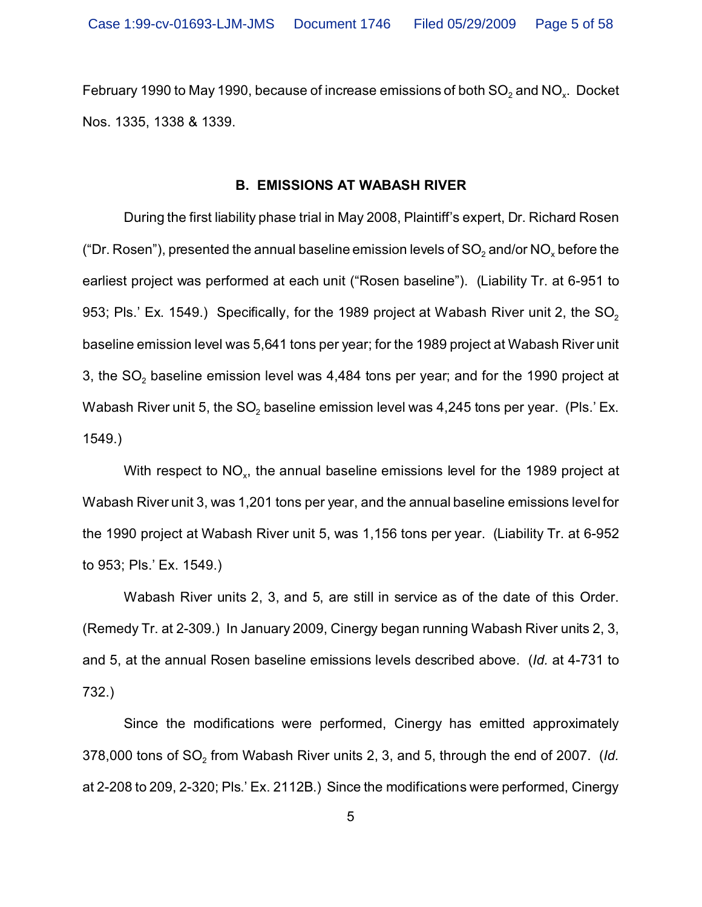February 1990 to May 1990, because of increase emissions of both $SO_2$ and $NO_x$. Docket Nos. 1335, 1338 & 1339.

### B. EMISSIONS AT WABASH RIVER

During the first liability phase trial in May 2008, Plaintiff's expert, Dr. Richard Rosen ("Dr. Rosen"), presented the annual baseline emission levels of $SO_2$ and/or $NO_x$ before the earliest project was performed at each unit ("Rosen baseline"). (Liability Tr. at 6-951 to 953; Pls.' Ex. 1549.) Specifically, for the 1989 project at Wabash River unit 2, the $SO_2$ baseline emission level was 5,641 tons per year; for the 1989 project at Wabash River unit 3, the $SO_2$ baseline emission level was 4,484 tons per year; and for the 1990 project at Wabash River unit 5, the $SO_2$ baseline emission level was 4,245 tons per year. (Pls.' Ex. 1549.)

With respect to $NO_x$, the annual baseline emissions level for the 1989 project at Wabash River unit 3, was 1,201 tons per year, and the annual baseline emissions level for the 1990 project at Wabash River unit 5, was 1,156 tons per year. (Liability Tr. at 6-952 to 953; Pls.' Ex. 1549.)

Wabash River units 2, 3, and 5, are still in service as of the date of this Order. (Remedy Tr. at 2-309.) In January 2009, Cinergy began running Wabash River units 2, 3, and 5, at the annual Rosen baseline emissions levels described above. (*Id.* at 4-731 to 732.)

Since the modifications were performed, Cinergy has emitted approximately 378,000 tons of $SO_2$ from Wabash River units 2, 3, and 5, through the end of 2007. (*Id.* at 2-208 to 209, 2-320; Pls.' Ex. 2112B.) Since the modifications were performed, Cinergy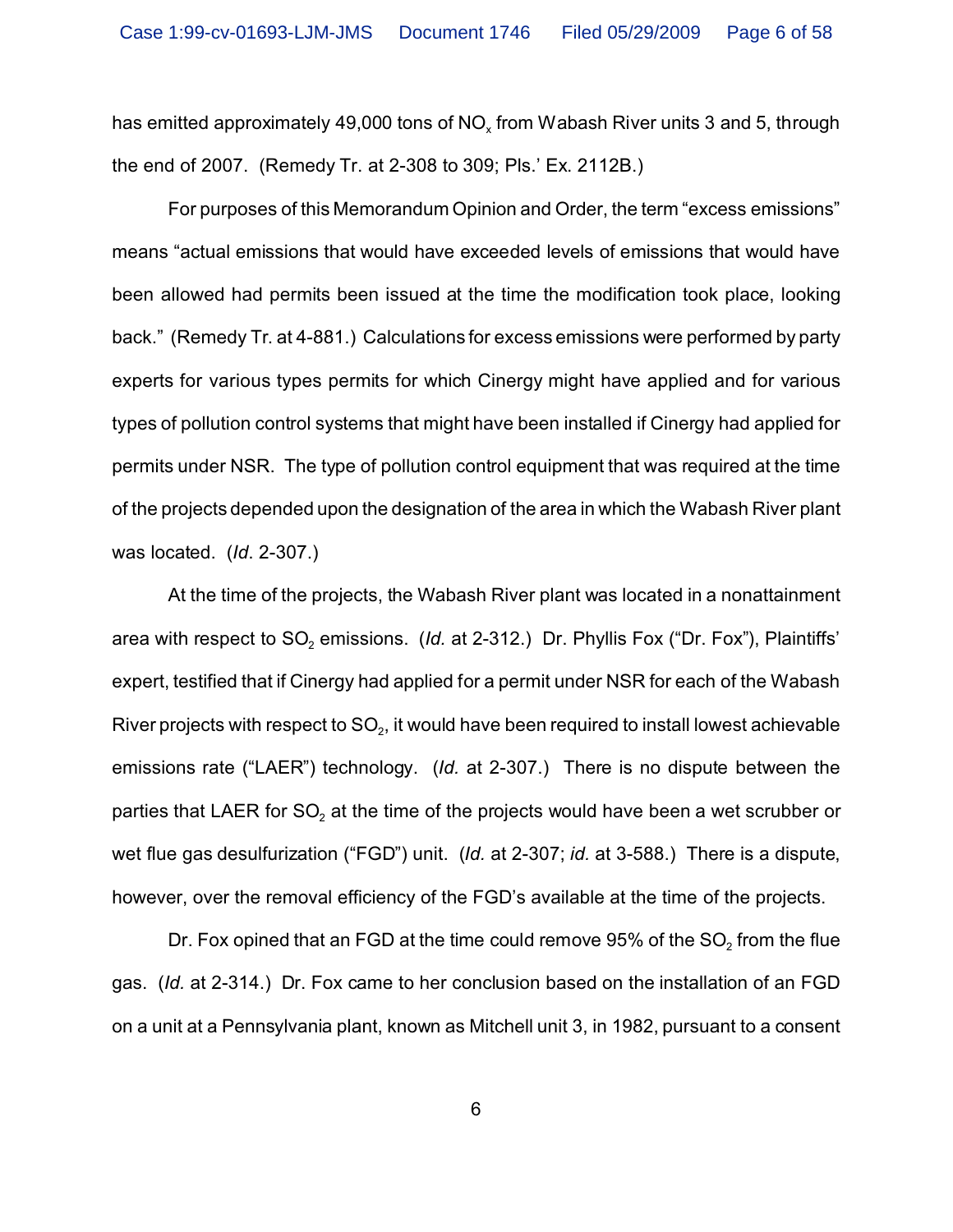has emitted approximately 49,000 tons of $NO_x$ from Wabash River units 3 and 5, through the end of 2007. (Remedy Tr. at 2-308 to 309; Pls.' Ex. 2112B.)

For purposes of this Memorandum Opinion and Order, the term "excess emissions" means "actual emissions that would have exceeded levels of emissions that would have been allowed had permits been issued at the time the modification took place, looking back." (Remedy Tr. at 4-881.) Calculations for excess emissions were performed by party experts for various types permits for which Cinergy might have applied and for various types of pollution control systems that might have been installed if Cinergy had applied for permits under NSR. The type of pollution control equipment that was required at the time of the projects depended upon the designation of the area in which the Wabash River plant was located. (*Id*. 2-307.)

At the time of the projects, the Wabash River plant was located in a nonattainment area with respect to $SO_2$ emissions. (*Id.* at 2-312.) Dr. Phyllis Fox ("Dr. Fox"), Plaintiffs' expert, testified that if Cinergy had applied for a permit under NSR for each of the Wabash River projects with respect to $SO_2$, it would have been required to install lowest achievable emissions rate ("LAER") technology. (*Id.* at 2-307.) There is no dispute between the parties that LAER for $SO_2$ at the time of the projects would have been a wet scrubber or wet flue gas desulfurization ("FGD") unit. (*Id.* at 2-307; *id.* at 3-588.) There is a dispute, however, over the removal efficiency of the FGD's available at the time of the projects.

Dr. Fox opined that an FGD at the time could remove 95% of the $SO_2$ from the flue gas. (*Id.* at 2-314.) Dr. Fox came to her conclusion based on the installation of an FGD on a unit at a Pennsylvania plant, known as Mitchell unit 3, in 1982, pursuant to a consent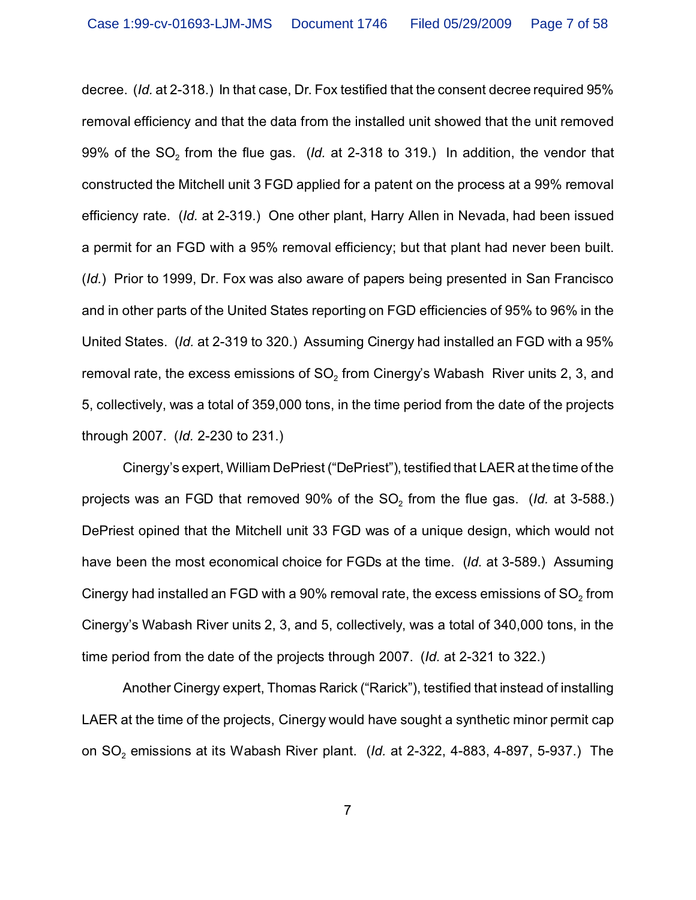decree. (*Id.* at 2-318.) In that case, Dr. Fox testified that the consent decree required 95% removal efficiency and that the data from the installed unit showed that the unit removed 99% of the $SO_2$ from the flue gas. (*Id.* at 2-318 to 319.) In addition, the vendor that constructed the Mitchell unit 3 FGD applied for a patent on the process at a 99% removal efficiency rate. (*Id.* at 2-319.) One other plant, Harry Allen in Nevada, had been issued a permit for an FGD with a 95% removal efficiency; but that plant had never been built. (*Id.*) Prior to 1999, Dr. Fox was also aware of papers being presented in San Francisco and in other parts of the United States reporting on FGD efficiencies of 95% to 96% in the United States. (*Id.* at 2-319 to 320.) Assuming Cinergy had installed an FGD with a 95% removal rate, the excess emissions of $SO_2$ from Cinergy's Wabash River units 2, 3, and 5, collectively, was a total of 359,000 tons, in the time period from the date of the projects through 2007. (*Id.* 2-230 to 231.)

Cinergy's expert, William DePriest ("DePriest"), testified that LAER at the time of the projects was an FGD that removed 90% of the $SO_2$ from the flue gas. (*Id.* at 3-588.) DePriest opined that the Mitchell unit 33 FGD was of a unique design, which would not have been the most economical choice for FGDs at the time. (*Id.* at 3-589.) Assuming Cinergy had installed an FGD with a 90% removal rate, the excess emissions of $SO_2$ from Cinergy's Wabash River units 2, 3, and 5, collectively, was a total of 340,000 tons, in the time period from the date of the projects through 2007. (*Id.* at 2-321 to 322.)

Another Cinergy expert, Thomas Rarick ("Rarick"), testified that instead of installing LAER at the time of the projects, Cinergy would have sought a synthetic minor permit cap on $SO_2$ emissions at its Wabash River plant. (*Id.* at 2-322, 4-883, 4-897, 5-937.) The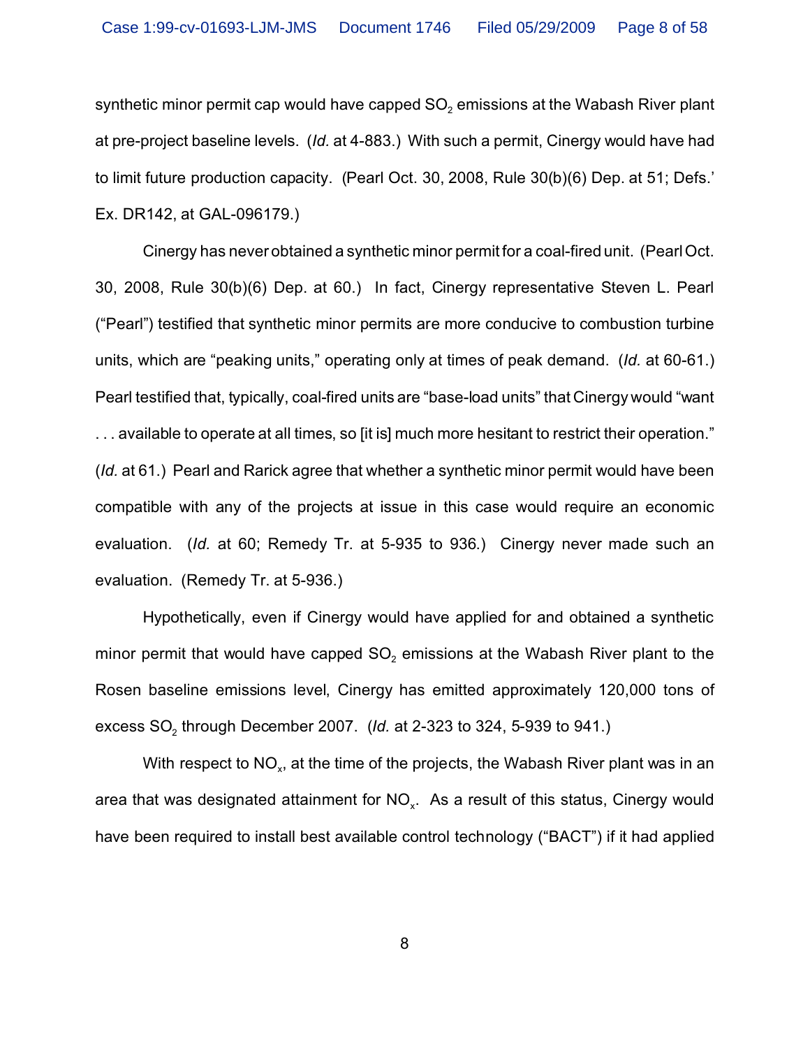synthetic minor permit cap would have capped $SO_2$ emissions at the Wabash River plant at pre-project baseline levels. (*Id.* at 4-883.) With such a permit, Cinergy would have had to limit future production capacity. (Pearl Oct. 30, 2008, Rule 30(b)(6) Dep. at 51; Defs.' Ex. DR142, at GAL-096179.)

Cinergy has never obtained a synthetic minor permit for a coal-fired unit. (Pearl Oct. 30, 2008, Rule 30(b)(6) Dep. at 60.) In fact, Cinergy representative Steven L. Pearl ("Pearl") testified that synthetic minor permits are more conducive to combustion turbine units, which are "peaking units," operating only at times of peak demand. (*Id.* at 60-61.) Pearl testified that, typically, coal-fired units are "base-load units" that Cinergy would "want . . . available to operate at all times, so [it is] much more hesitant to restrict their operation." (*Id.* at 61.) Pearl and Rarick agree that whether a synthetic minor permit would have been compatible with any of the projects at issue in this case would require an economic evaluation. (*Id.* at 60; Remedy Tr. at 5-935 to 936.) Cinergy never made such an evaluation. (Remedy Tr. at 5-936.)

Hypothetically, even if Cinergy would have applied for and obtained a synthetic minor permit that would have capped $SO_2$ emissions at the Wabash River plant to the Rosen baseline emissions level, Cinergy has emitted approximately 120,000 tons of excess $SO_2$ through December 2007. (*Id.* at 2-323 to 324, 5-939 to 941.)

With respect to $NO_x$, at the time of the projects, the Wabash River plant was in an area that was designated attainment for $NO_x$. As a result of this status, Cinergy would have been required to install best available control technology ("BACT") if it had applied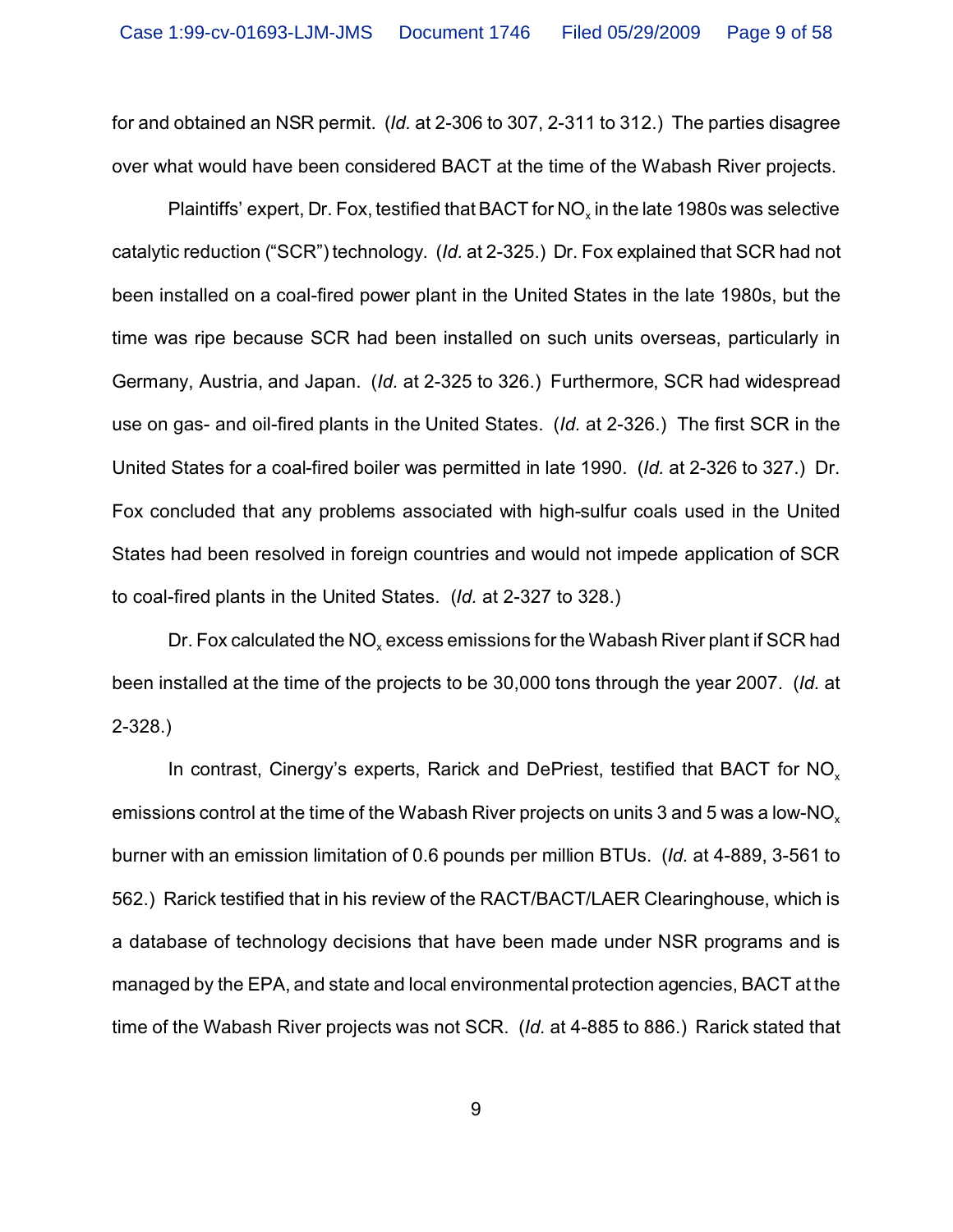for and obtained an NSR permit. (*Id.* at 2-306 to 307, 2-311 to 312.) The parties disagree over what would have been considered BACT at the time of the Wabash River projects.

Plaintiffs' expert, Dr. Fox, testified that BACT for $NO_x$ in the late 1980s was selective catalytic reduction ("SCR") technology. (*Id.* at 2-325.) Dr. Fox explained that SCR had not been installed on a coal-fired power plant in the United States in the late 1980s, but the time was ripe because SCR had been installed on such units overseas, particularly in Germany, Austria, and Japan. (*Id.* at 2-325 to 326.) Furthermore, SCR had widespread use on gas- and oil-fired plants in the United States. (*Id.* at 2-326.) The first SCR in the United States for a coal-fired boiler was permitted in late 1990. (*Id.* at 2-326 to 327.) Dr. Fox concluded that any problems associated with high-sulfur coals used in the United States had been resolved in foreign countries and would not impede application of SCR to coal-fired plants in the United States. (*Id.* at 2-327 to 328.)

Dr. Fox calculated the $NO_x$ excess emissions for the Wabash River plant if SCR had been installed at the time of the projects to be 30,000 tons through the year 2007. (*Id.* at 2-328.)

In contrast, Cinergy's experts, Rarick and DePriest, testified that BACT for $NO_x$ emissions control at the time of the Wabash River projects on units 3 and 5 was a low-$NO_x$ burner with an emission limitation of 0.6 pounds per million BTUs. (*Id.* at 4-889, 3-561 to 562.) Rarick testified that in his review of the RACT/BACT/LAER Clearinghouse, which is a database of technology decisions that have been made under NSR programs and is managed by the EPA, and state and local environmental protection agencies, BACT at the time of the Wabash River projects was not SCR. (*Id.* at 4-885 to 886.) Rarick stated that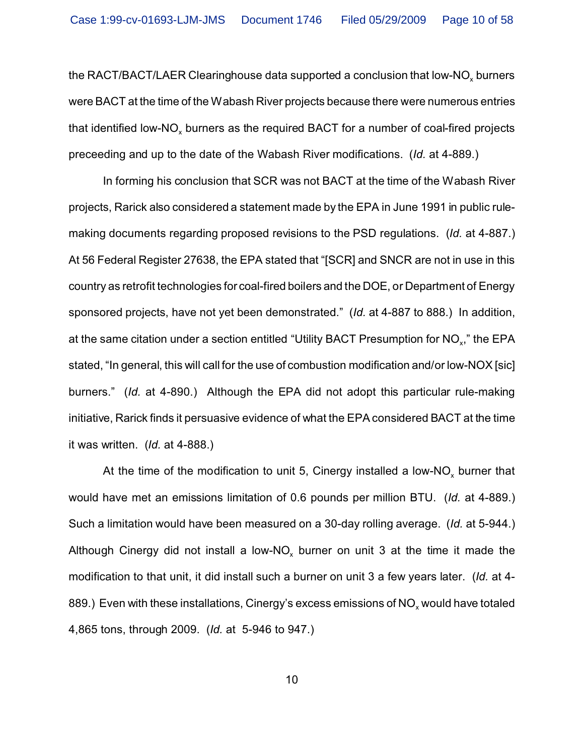the RACT/BACT/LAER Clearinghouse data supported a conclusion that low-$NO_x$ burners were BACT at the time of the Wabash River projects because there were numerous entries that identified low-$NO_x$ burners as the required BACT for a number of coal-fired projects preceeding and up to the date of the Wabash River modifications. (*Id.* at 4-889.)

In forming his conclusion that SCR was not BACT at the time of the Wabash River projects, Rarick also considered a statement made by the EPA in June 1991 in public rule-making documents regarding proposed revisions to the PSD regulations. (*Id.* at 4-887.) At 56 Federal Register 27638, the EPA stated that "[SCR] and SNCR are not in use in this country as retrofit technologies for coal-fired boilers and the DOE, or Department of Energy sponsored projects, have not yet been demonstrated." (*Id.* at 4-887 to 888.) In addition, at the same citation under a section entitled "Utility BACT Presumption for $NO_x$," the EPA stated, "In general, this will call for the use of combustion modification and/or low-NOX [sic] burners." (*Id.* at 4-890.) Although the EPA did not adopt this particular rule-making initiative, Rarick finds it persuasive evidence of what the EPA considered BACT at the time it was written. (*Id.* at 4-888.)

At the time of the modification to unit 5, Cinergy installed a low-$NO_x$ burner that would have met an emissions limitation of 0.6 pounds per million BTU. (*Id.* at 4-889.) Such a limitation would have been measured on a 30-day rolling average. (*Id.* at 5-944.) Although Cinergy did not install a low-$NO_x$ burner on unit 3 at the time it made the modification to that unit, it did install such a burner on unit 3 a few years later. (*Id.* at 4-889.) Even with these installations, Cinergy's excess emissions of $NO_x$ would have totaled 4,865 tons, through 2009. (*Id.* at 5-946 to 947.)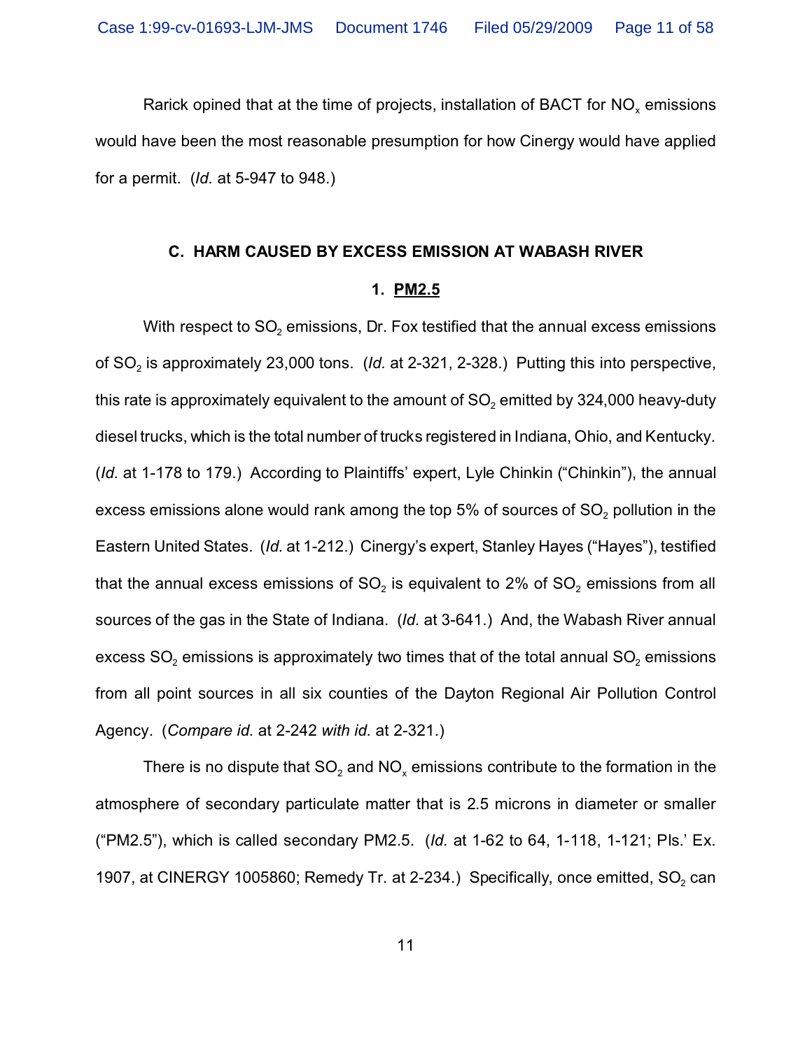Rarick opined that at the time of projects, installation of BACT for $NO_x$ emissions would have been the most reasonable presumption for how Cinergy would have applied for a permit. (*Id.* at 5-947 to 948.)

### C. HARM CAUSED BY EXCESS EMISSION AT WABASH RIVER

#### 1. PM2.5

With respect to $SO_2$ emissions, Dr. Fox testified that the annual excess emissions of $SO_2$ is approximately 23,000 tons. (*Id.* at 2-321, 2-328.) Putting this into perspective, this rate is approximately equivalent to the amount of $SO_2$ emitted by 324,000 heavy-duty diesel trucks, which is the total number of trucks registered in Indiana, Ohio, and Kentucky. (*Id.* at 1-178 to 179.) According to Plaintiffs' expert, Lyle Chinkin ("Chinkin"), the annual excess emissions alone would rank among the top 5% of sources of $SO_2$ pollution in the Eastern United States. (*Id.* at 1-212.) Cinergy's expert, Stanley Hayes ("Hayes"), testified that the annual excess emissions of $SO_2$ is equivalent to 2% of $SO_2$ emissions from all sources of the gas in the State of Indiana. (*Id.* at 3-641.) And, the Wabash River annual excess $SO_2$ emissions is approximately two times that of the total annual $SO_2$ emissions from all point sources in all six counties of the Dayton Regional Air Pollution Control Agency. (*Compare id.* at 2-242 *with id.* at 2-321.)

There is no dispute that $SO_2$ and $NO_x$ emissions contribute to the formation in the atmosphere of secondary particulate matter that is 2.5 microns in diameter or smaller ("PM2.5"), which is called secondary PM2.5. (*Id.* at 1-62 to 64, 1-118, 1-121; Pls.' Ex. 1907, at CINERGY 1005860; Remedy Tr. at 2-234.) Specifically, once emitted, $SO_2$ can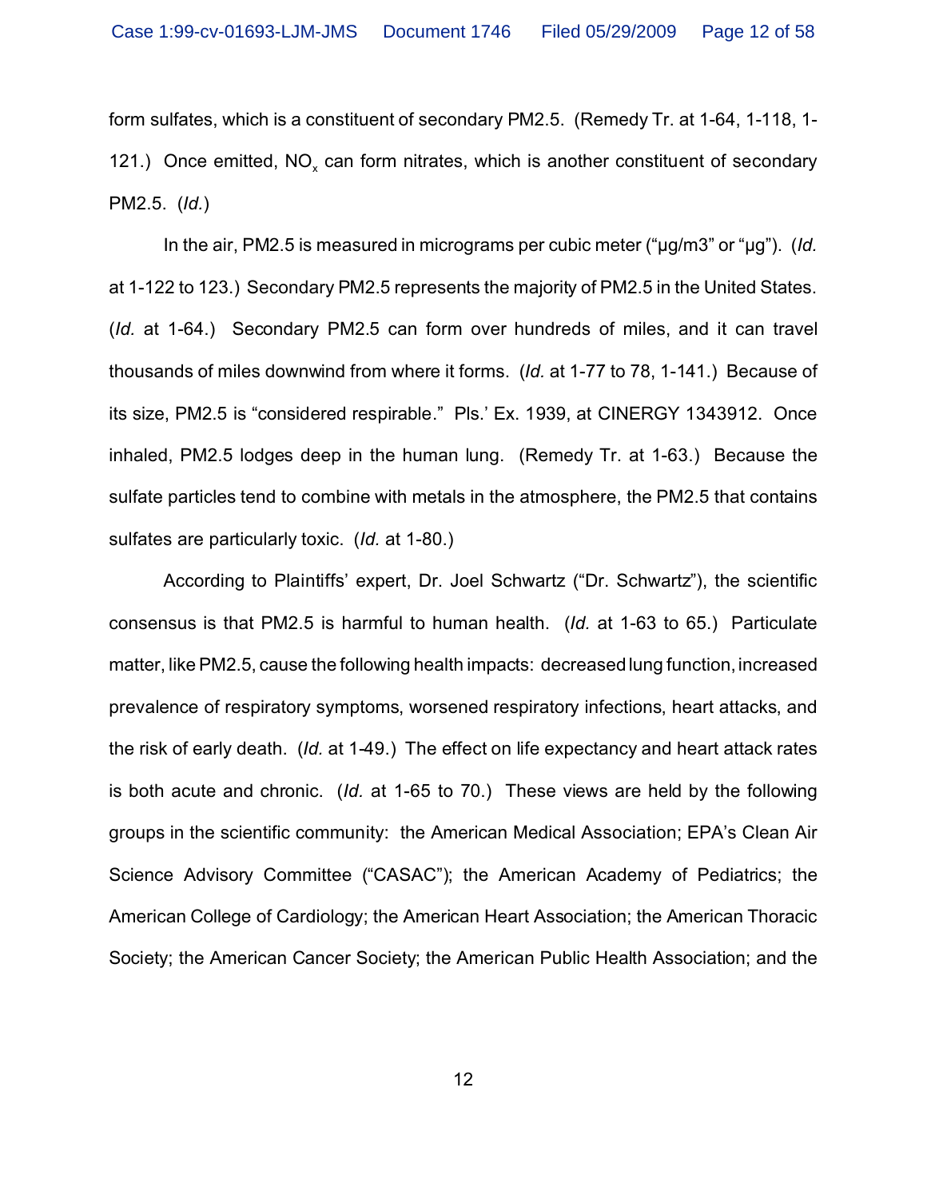form sulfates, which is a constituent of secondary PM2.5. (Remedy Tr. at 1-64, 1-118, 1-121.) Once emitted, $NO_x$ can form nitrates, which is another constituent of secondary PM2.5. (*Id.*)

In the air, PM2.5 is measured in micrograms per cubic meter ("µg/m3" or "µg"). (*Id.* at 1-122 to 123.) Secondary PM2.5 represents the majority of PM2.5 in the United States. (*Id.* at 1-64.) Secondary PM2.5 can form over hundreds of miles, and it can travel thousands of miles downwind from where it forms. (*Id.* at 1-77 to 78, 1-141.) Because of its size, PM2.5 is "considered respirable." Pls.' Ex. 1939, at CINERGY 1343912. Once inhaled, PM2.5 lodges deep in the human lung. (Remedy Tr. at 1-63.) Because the sulfate particles tend to combine with metals in the atmosphere, the PM2.5 that contains sulfates are particularly toxic. (*Id.* at 1-80.)

According to Plaintiffs' expert, Dr. Joel Schwartz ("Dr. Schwartz"), the scientific consensus is that PM2.5 is harmful to human health. (*Id.* at 1-63 to 65.) Particulate matter, like PM2.5, cause the following health impacts: decreased lung function, increased prevalence of respiratory symptoms, worsened respiratory infections, heart attacks, and the risk of early death. (*Id.* at 1-49.) The effect on life expectancy and heart attack rates is both acute and chronic. (*Id.* at 1-65 to 70.) These views are held by the following groups in the scientific community: the American Medical Association; EPA's Clean Air Science Advisory Committee ("CASAC"); the American Academy of Pediatrics; the American College of Cardiology; the American Heart Association; the American Thoracic Society; the American Cancer Society; the American Public Health Association; and the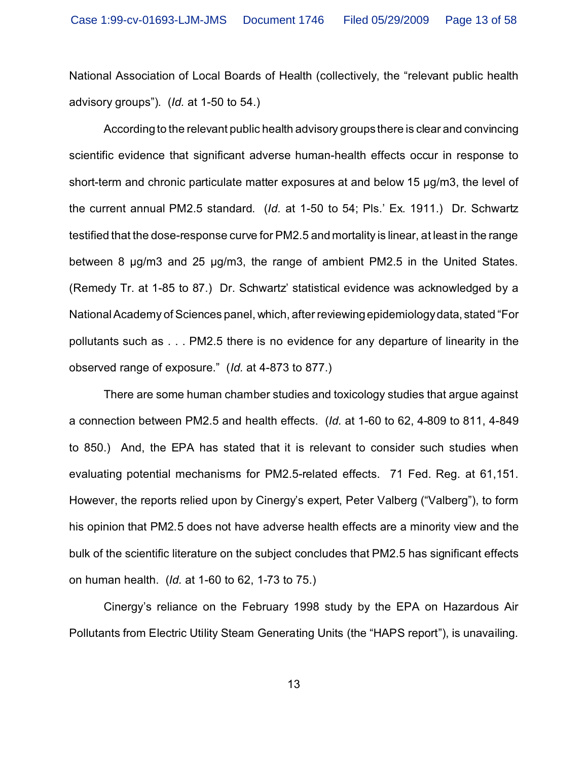National Association of Local Boards of Health (collectively, the "relevant public health advisory groups"). (*Id.* at 1-50 to 54.)

According to the relevant public health advisory groups there is clear and convincing scientific evidence that significant adverse human-health effects occur in response to short-term and chronic particulate matter exposures at and below 15 µg/m3, the level of the current annual PM2.5 standard. (*Id.* at 1-50 to 54; Pls.' Ex. 1911.) Dr. Schwartz testified that the dose-response curve for PM2.5 and mortality is linear, at least in the range between 8 µg/m3 and 25 µg/m3, the range of ambient PM2.5 in the United States. (Remedy Tr. at 1-85 to 87.) Dr. Schwartz' statistical evidence was acknowledged by a National Academy of Sciences panel, which, after reviewing epidemiology data, stated "For pollutants such as . . . PM2.5 there is no evidence for any departure of linearity in the observed range of exposure." (*Id.* at 4-873 to 877.)

There are some human chamber studies and toxicology studies that argue against a connection between PM2.5 and health effects. (*Id.* at 1-60 to 62, 4-809 to 811, 4-849 to 850.) And, the EPA has stated that it is relevant to consider such studies when evaluating potential mechanisms for PM2.5-related effects. 71 Fed. Reg. at 61,151. However, the reports relied upon by Cinergy's expert, Peter Valberg ("Valberg"), to form his opinion that PM2.5 does not have adverse health effects are a minority view and the bulk of the scientific literature on the subject concludes that PM2.5 has significant effects on human health. (*Id.* at 1-60 to 62, 1-73 to 75.)

Cinergy's reliance on the February 1998 study by the EPA on Hazardous Air Pollutants from Electric Utility Steam Generating Units (the "HAPS report"), is unavailing.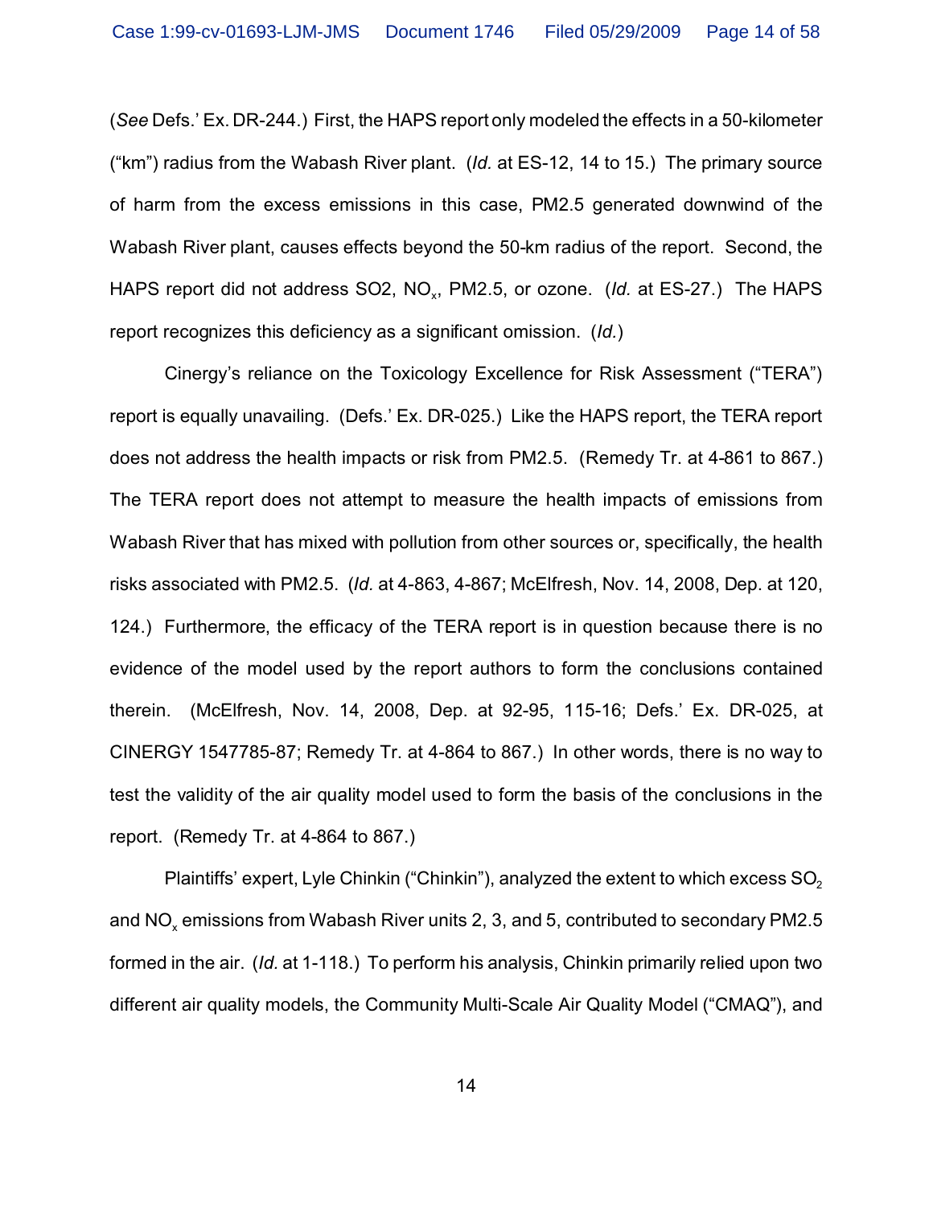(*See* Defs.' Ex. DR-244.) First, the HAPS report only modeled the effects in a 50-kilometer ("km") radius from the Wabash River plant. (*Id.* at ES-12, 14 to 15.) The primary source of harm from the excess emissions in this case, PM2.5 generated downwind of the Wabash River plant, causes effects beyond the 50-km radius of the report. Second, the HAPS report did not address SO2, $NO_x$, PM2.5, or ozone. (*Id.* at ES-27.) The HAPS report recognizes this deficiency as a significant omission. (*Id.*)

Cinergy's reliance on the Toxicology Excellence for Risk Assessment ("TERA") report is equally unavailing. (Defs.' Ex. DR-025.) Like the HAPS report, the TERA report does not address the health impacts or risk from PM2.5. (Remedy Tr. at 4-861 to 867.) The TERA report does not attempt to measure the health impacts of emissions from Wabash River that has mixed with pollution from other sources or, specifically, the health risks associated with PM2.5. (*Id.* at 4-863, 4-867; McElfresh, Nov. 14, 2008, Dep. at 120, 124.) Furthermore, the efficacy of the TERA report is in question because there is no evidence of the model used by the report authors to form the conclusions contained therein. (McElfresh, Nov. 14, 2008, Dep. at 92-95, 115-16; Defs.' Ex. DR-025, at CINERGY 1547785-87; Remedy Tr. at 4-864 to 867.) In other words, there is no way to test the validity of the air quality model used to form the basis of the conclusions in the report. (Remedy Tr. at 4-864 to 867.)

Plaintiffs' expert, Lyle Chinkin ("Chinkin"), analyzed the extent to which excess $SO_2$ and $NO_x$ emissions from Wabash River units 2, 3, and 5, contributed to secondary PM2.5 formed in the air. (*Id.* at 1-118.) To perform his analysis, Chinkin primarily relied upon two different air quality models, the Community Multi-Scale Air Quality Model ("CMAQ"), and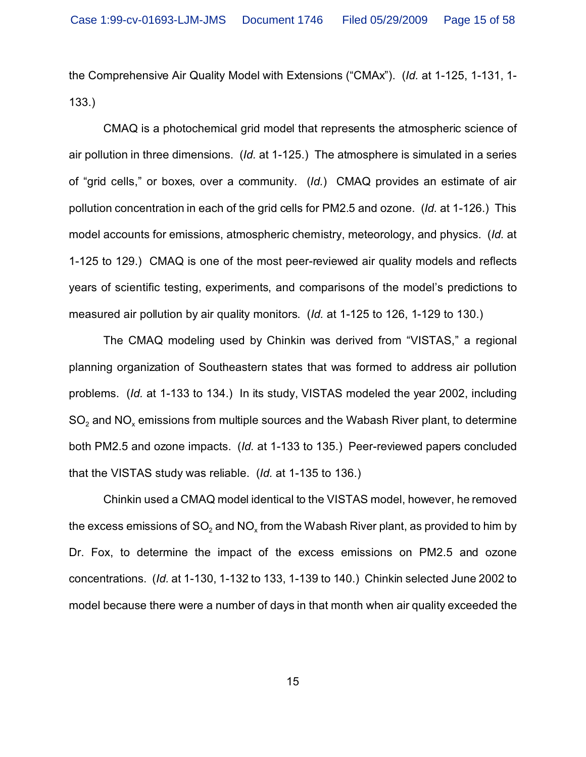the Comprehensive Air Quality Model with Extensions ("CMAx"). (*Id.* at 1-125, 1-131, 1-133.)

CMAQ is a photochemical grid model that represents the atmospheric science of air pollution in three dimensions. (*Id.* at 1-125.) The atmosphere is simulated in a series of "grid cells," or boxes, over a community. (*Id.*) CMAQ provides an estimate of air pollution concentration in each of the grid cells for PM2.5 and ozone. (*Id.* at 1-126.) This model accounts for emissions, atmospheric chemistry, meteorology, and physics. (*Id.* at 1-125 to 129.) CMAQ is one of the most peer-reviewed air quality models and reflects years of scientific testing, experiments, and comparisons of the model's predictions to measured air pollution by air quality monitors. (*Id.* at 1-125 to 126, 1-129 to 130.)

The CMAQ modeling used by Chinkin was derived from "VISTAS," a regional planning organization of Southeastern states that was formed to address air pollution problems. (*Id.* at 1-133 to 134.) In its study, VISTAS modeled the year 2002, including $SO_2$ and $NO_x$ emissions from multiple sources and the Wabash River plant, to determine both PM2.5 and ozone impacts. (*Id.* at 1-133 to 135.) Peer-reviewed papers concluded that the VISTAS study was reliable. (*Id.* at 1-135 to 136.)

Chinkin used a CMAQ model identical to the VISTAS model, however, he removed the excess emissions of $SO_2$ and $NO_x$ from the Wabash River plant, as provided to him by Dr. Fox, to determine the impact of the excess emissions on PM2.5 and ozone concentrations. (*Id.* at 1-130, 1-132 to 133, 1-139 to 140.) Chinkin selected June 2002 to model because there were a number of days in that month when air quality exceeded the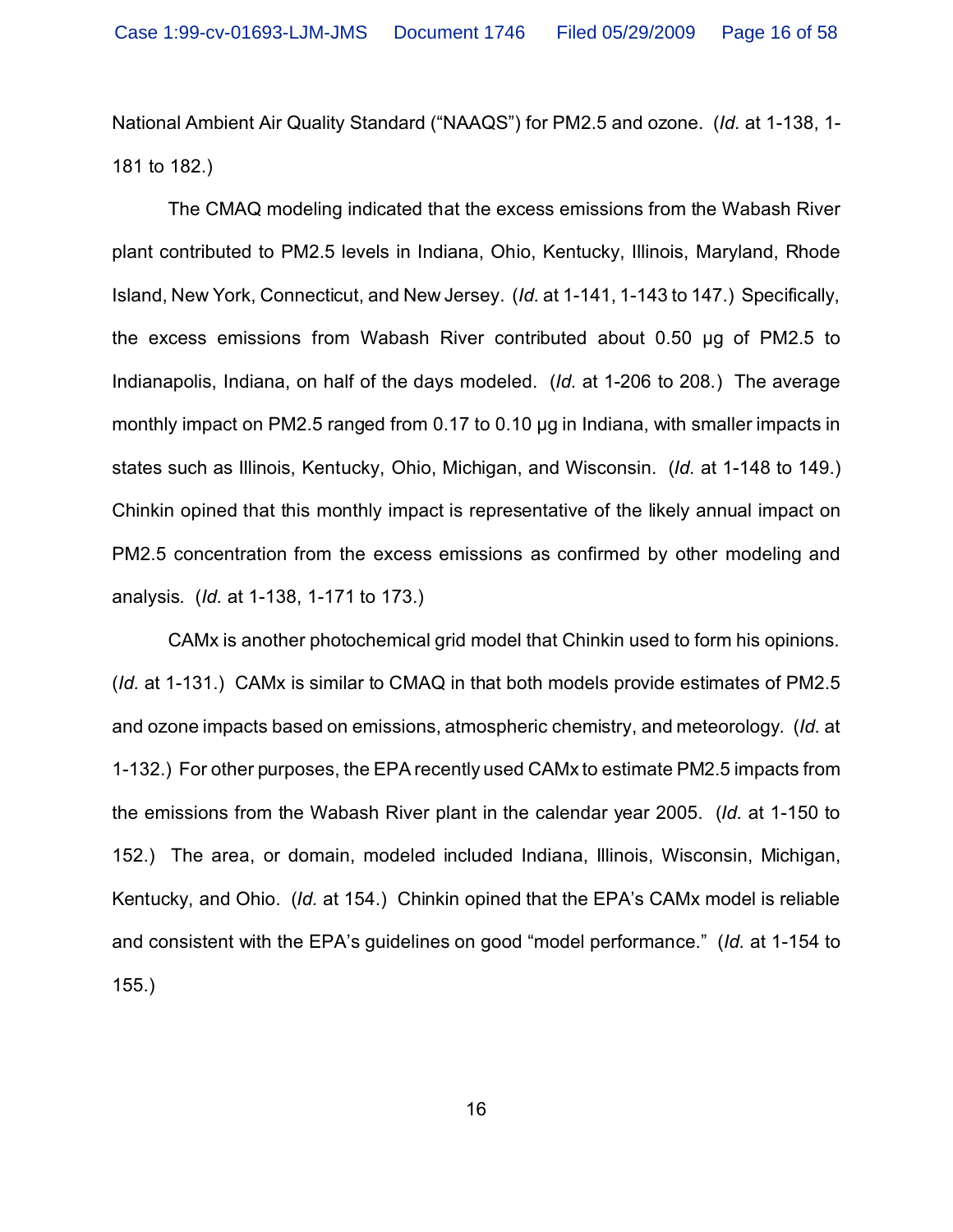National Ambient Air Quality Standard ("NAAQS") for PM2.5 and ozone. (*Id.* at 1-138, 1-181 to 182.)

The CMAQ modeling indicated that the excess emissions from the Wabash River plant contributed to PM2.5 levels in Indiana, Ohio, Kentucky, Illinois, Maryland, Rhode Island, New York, Connecticut, and New Jersey. (*Id.* at 1-141, 1-143 to 147.) Specifically, the excess emissions from Wabash River contributed about 0.50 µg of PM2.5 to Indianapolis, Indiana, on half of the days modeled. (*Id.* at 1-206 to 208.) The average monthly impact on PM2.5 ranged from 0.17 to 0.10 µg in Indiana, with smaller impacts in states such as Illinois, Kentucky, Ohio, Michigan, and Wisconsin. (*Id.* at 1-148 to 149.) Chinkin opined that this monthly impact is representative of the likely annual impact on PM2.5 concentration from the excess emissions as confirmed by other modeling and analysis. (*Id.* at 1-138, 1-171 to 173.)

CAMx is another photochemical grid model that Chinkin used to form his opinions. (*Id.* at 1-131.) CAMx is similar to CMAQ in that both models provide estimates of PM2.5 and ozone impacts based on emissions, atmospheric chemistry, and meteorology. (*Id.* at 1-132.) For other purposes, the EPA recently used CAMx to estimate PM2.5 impacts from the emissions from the Wabash River plant in the calendar year 2005. (*Id.* at 1-150 to 152.) The area, or domain, modeled included Indiana, Illinois, Wisconsin, Michigan, Kentucky, and Ohio. (*Id.* at 154.) Chinkin opined that the EPA's CAMx model is reliable and consistent with the EPA's guidelines on good "model performance." (*Id.* at 1-154 to 155.)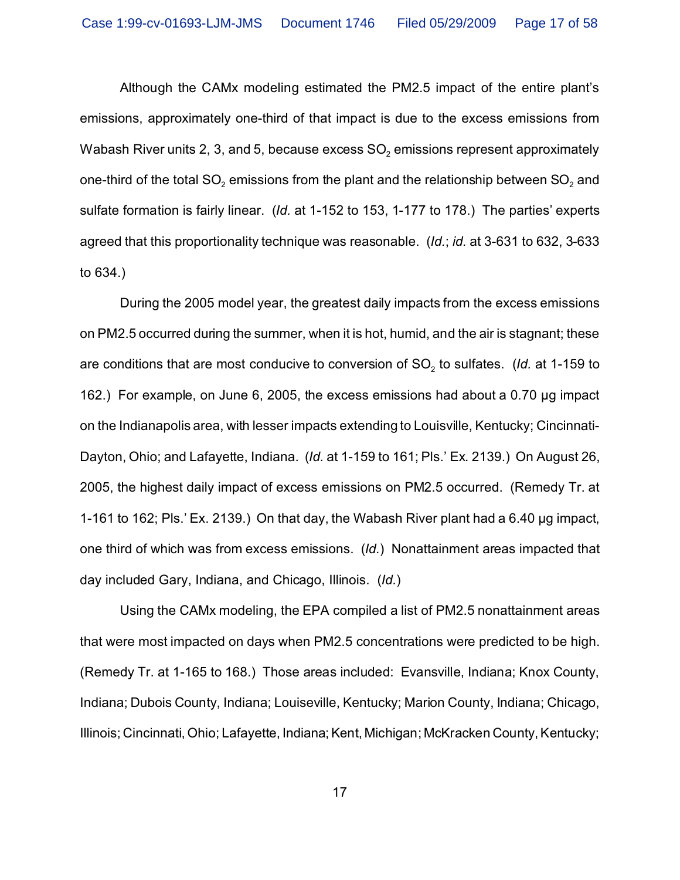Although the CAMx modeling estimated the PM2.5 impact of the entire plant's emissions, approximately one-third of that impact is due to the excess emissions from Wabash River units 2, 3, and 5, because excess $SO_2$ emissions represent approximately one-third of the total $SO_2$ emissions from the plant and the relationship between $SO_2$ and sulfate formation is fairly linear. (*Id.* at 1-152 to 153, 1-177 to 178.) The parties' experts agreed that this proportionality technique was reasonable. (*Id.*; *id.* at 3-631 to 632, 3-633 to 634.)

During the 2005 model year, the greatest daily impacts from the excess emissions on PM2.5 occurred during the summer, when it is hot, humid, and the air is stagnant; these are conditions that are most conducive to conversion of $SO_2$ to sulfates. (*Id.* at 1-159 to 162.) For example, on June 6, 2005, the excess emissions had about a 0.70 µg impact on the Indianapolis area, with lesser impacts extending to Louisville, Kentucky; Cincinnati-Dayton, Ohio; and Lafayette, Indiana. (*Id.* at 1-159 to 161; Pls.' Ex. 2139.) On August 26, 2005, the highest daily impact of excess emissions on PM2.5 occurred. (Remedy Tr. at 1-161 to 162; Pls.' Ex. 2139.) On that day, the Wabash River plant had a 6.40 µg impact, one third of which was from excess emissions. (*Id.*) Nonattainment areas impacted that day included Gary, Indiana, and Chicago, Illinois. (*Id.*)

Using the CAMx modeling, the EPA compiled a list of PM2.5 nonattainment areas that were most impacted on days when PM2.5 concentrations were predicted to be high. (Remedy Tr. at 1-165 to 168.) Those areas included: Evansville, Indiana; Knox County, Indiana; Dubois County, Indiana; Louiseville, Kentucky; Marion County, Indiana; Chicago, Illinois; Cincinnati, Ohio; Lafayette, Indiana; Kent, Michigan; McKracken County, Kentucky;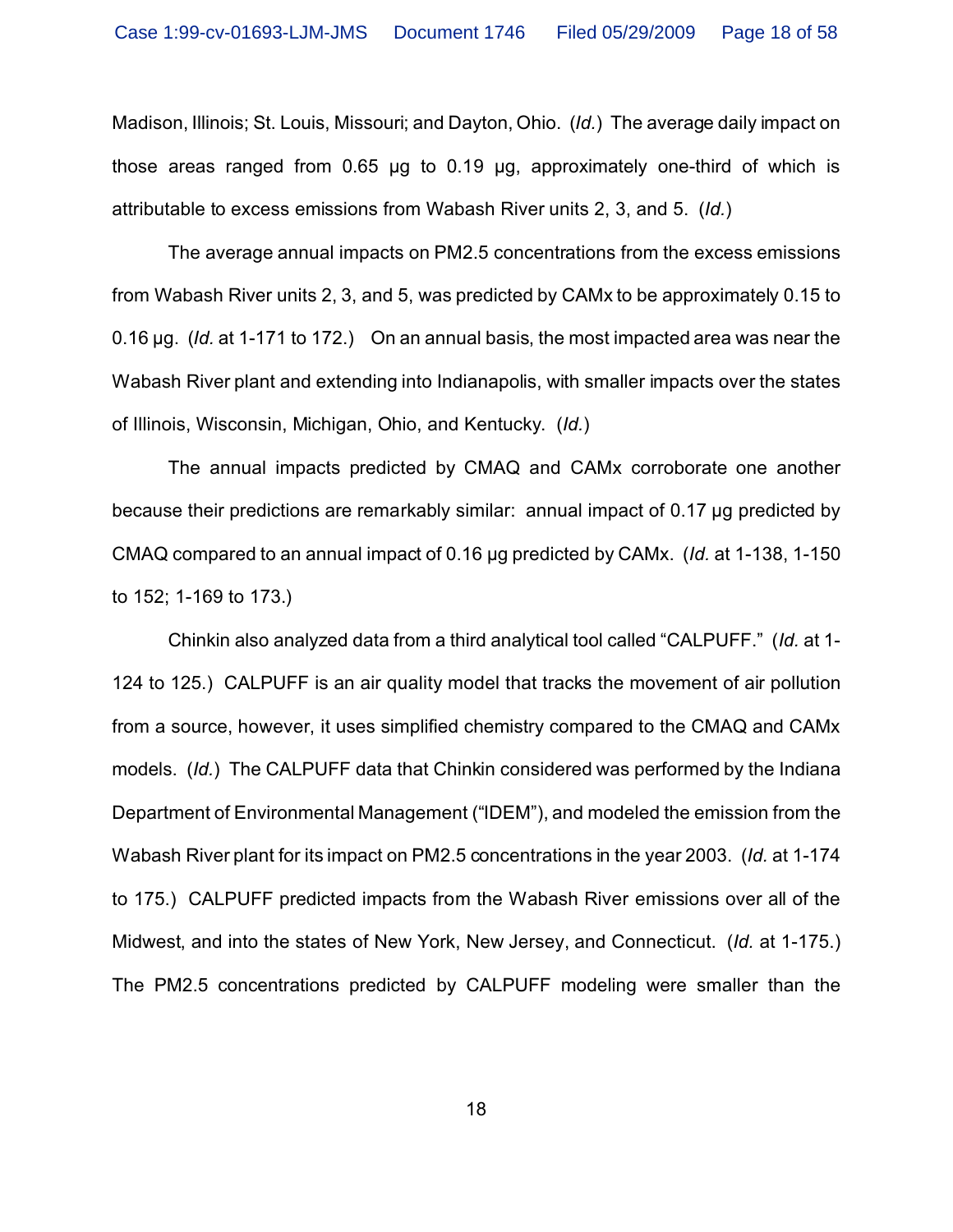Madison, Illinois; St. Louis, Missouri; and Dayton, Ohio. (*Id.*) The average daily impact on those areas ranged from 0.65 µg to 0.19 µg, approximately one-third of which is attributable to excess emissions from Wabash River units 2, 3, and 5. (*Id.*)

The average annual impacts on PM2.5 concentrations from the excess emissions from Wabash River units 2, 3, and 5, was predicted by CAMx to be approximately 0.15 to 0.16 µg. (*Id.* at 1-171 to 172.) On an annual basis, the most impacted area was near the Wabash River plant and extending into Indianapolis, with smaller impacts over the states of Illinois, Wisconsin, Michigan, Ohio, and Kentucky. (*Id.*)

The annual impacts predicted by CMAQ and CAMx corroborate one another because their predictions are remarkably similar: annual impact of 0.17 µg predicted by CMAQ compared to an annual impact of 0.16 µg predicted by CAMx. (*Id.* at 1-138, 1-150 to 152; 1-169 to 173.)

Chinkin also analyzed data from a third analytical tool called "CALPUFF." (*Id.* at 1-124 to 125.) CALPUFF is an air quality model that tracks the movement of air pollution from a source, however, it uses simplified chemistry compared to the CMAQ and CAMx models. (*Id.*) The CALPUFF data that Chinkin considered was performed by the Indiana Department of Environmental Management ("IDEM"), and modeled the emission from the Wabash River plant for its impact on PM2.5 concentrations in the year 2003. (*Id.* at 1-174 to 175.) CALPUFF predicted impacts from the Wabash River emissions over all of the Midwest, and into the states of New York, New Jersey, and Connecticut. (*Id.* at 1-175.) The PM2.5 concentrations predicted by CALPUFF modeling were smaller than the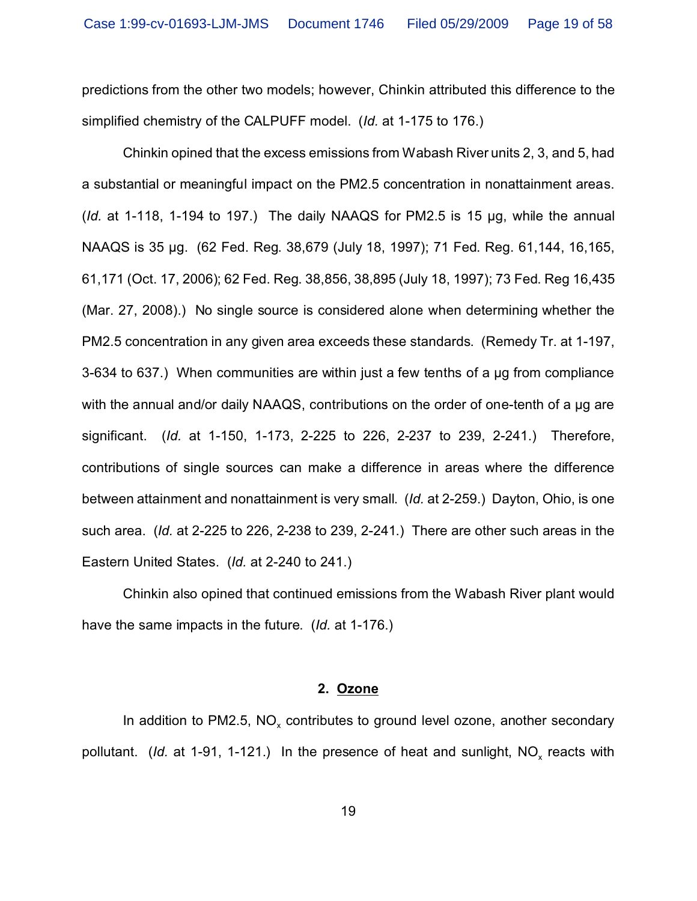predictions from the other two models; however, Chinkin attributed this difference to the simplified chemistry of the CALPUFF model. (*Id.* at 1-175 to 176.)

Chinkin opined that the excess emissions from Wabash River units 2, 3, and 5, had a substantial or meaningful impact on the PM2.5 concentration in nonattainment areas. (*Id.* at 1-118, 1-194 to 197.) The daily NAAQS for PM2.5 is 15 µg, while the annual NAAQS is 35 µg. (62 Fed. Reg. 38,679 (July 18, 1997); 71 Fed. Reg. 61,144, 16,165, 61,171 (Oct. 17, 2006); 62 Fed. Reg. 38,856, 38,895 (July 18, 1997); 73 Fed. Reg 16,435 (Mar. 27, 2008).) No single source is considered alone when determining whether the PM2.5 concentration in any given area exceeds these standards. (Remedy Tr. at 1-197, 3-634 to 637.) When communities are within just a few tenths of a µg from compliance with the annual and/or daily NAAQS, contributions on the order of one-tenth of a µg are significant. (*Id.* at 1-150, 1-173, 2-225 to 226, 2-237 to 239, 2-241.) Therefore, contributions of single sources can make a difference in areas where the difference between attainment and nonattainment is very small. (*Id.* at 2-259.) Dayton, Ohio, is one such area. (*Id.* at 2-225 to 226, 2-238 to 239, 2-241.) There are other such areas in the Eastern United States. (*Id.* at 2-240 to 241.)

Chinkin also opined that continued emissions from the Wabash River plant would have the same impacts in the future. (*Id.* at 1-176.)

### 2. Ozone

In addition to PM2.5, $NO_x$ contributes to ground level ozone, another secondary pollutant. (*Id.* at 1-91, 1-121.) In the presence of heat and sunlight, $NO_x$ reacts with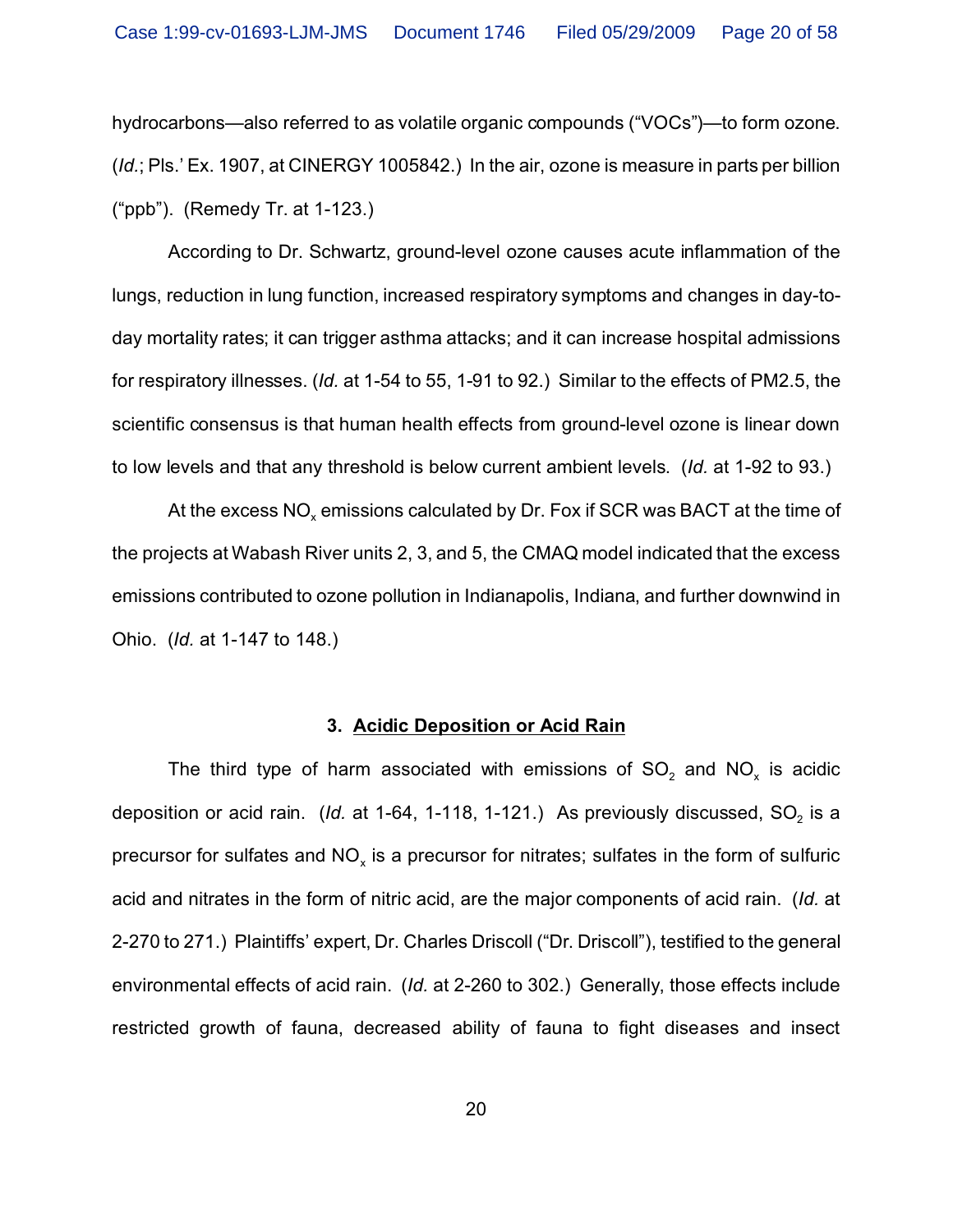hydrocarbons—also referred to as volatile organic compounds ("VOCs")—to form ozone. (*Id.*; Pls.' Ex. 1907, at CINERGY 1005842.) In the air, ozone is measure in parts per billion ("ppb"). (Remedy Tr. at 1-123.)

According to Dr. Schwartz, ground-level ozone causes acute inflammation of the lungs, reduction in lung function, increased respiratory symptoms and changes in day-to-day mortality rates; it can trigger asthma attacks; and it can increase hospital admissions for respiratory illnesses. (*Id.* at 1-54 to 55, 1-91 to 92.) Similar to the effects of PM2.5, the scientific consensus is that human health effects from ground-level ozone is linear down to low levels and that any threshold is below current ambient levels. (*Id.* at 1-92 to 93.)

At the excess $NO_x$ emissions calculated by Dr. Fox if SCR was BACT at the time of the projects at Wabash River units 2, 3, and 5, the CMAQ model indicated that the excess emissions contributed to ozone pollution in Indianapolis, Indiana, and further downwind in Ohio. (*Id.* at 1-147 to 148.)

### 3. <u>Acidic Deposition or Acid Rain</u>

The third type of harm associated with emissions of $SO_2$ and $NO_x$ is acidic deposition or acid rain. (*Id.* at 1-64, 1-118, 1-121.) As previously discussed, $SO_2$ is a precursor for sulfates and $NO_x$ is a precursor for nitrates; sulfates in the form of sulfuric acid and nitrates in the form of nitric acid, are the major components of acid rain. (*Id.* at 2-270 to 271.) Plaintiffs' expert, Dr. Charles Driscoll ("Dr. Driscoll"), testified to the general environmental effects of acid rain. (*Id.* at 2-260 to 302.) Generally, those effects include restricted growth of fauna, decreased ability of fauna to fight diseases and insect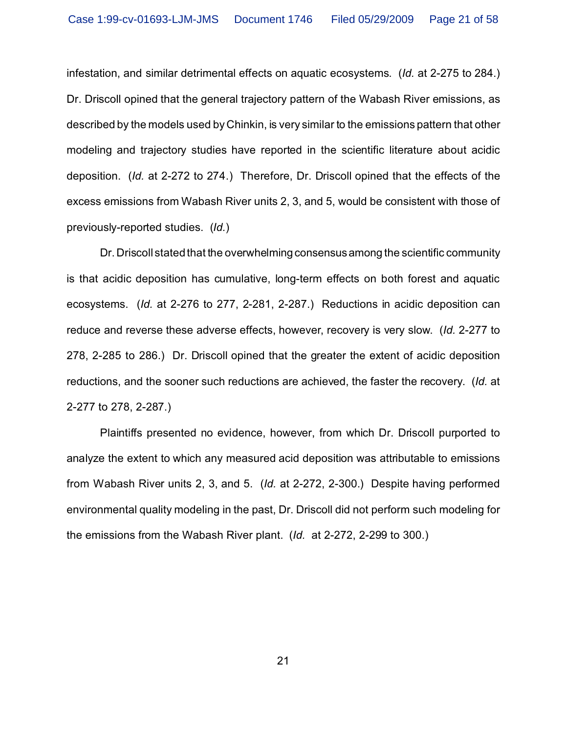infestation, and similar detrimental effects on aquatic ecosystems. (*Id.* at 2-275 to 284.) Dr. Driscoll opined that the general trajectory pattern of the Wabash River emissions, as described by the models used by Chinkin, is very similar to the emissions pattern that other modeling and trajectory studies have reported in the scientific literature about acidic deposition. (*Id.* at 2-272 to 274.) Therefore, Dr. Driscoll opined that the effects of the excess emissions from Wabash River units 2, 3, and 5, would be consistent with those of previously-reported studies. (*Id.*)

Dr. Driscoll stated that the overwhelming consensus among the scientific community is that acidic deposition has cumulative, long-term effects on both forest and aquatic ecosystems. (*Id.* at 2-276 to 277, 2-281, 2-287.) Reductions in acidic deposition can reduce and reverse these adverse effects, however, recovery is very slow. (*Id.* 2-277 to 278, 2-285 to 286.) Dr. Driscoll opined that the greater the extent of acidic deposition reductions, and the sooner such reductions are achieved, the faster the recovery. (*Id.* at 2-277 to 278, 2-287.)

Plaintiffs presented no evidence, however, from which Dr. Driscoll purported to analyze the extent to which any measured acid deposition was attributable to emissions from Wabash River units 2, 3, and 5. (*Id.* at 2-272, 2-300.) Despite having performed environmental quality modeling in the past, Dr. Driscoll did not perform such modeling for the emissions from the Wabash River plant. (*Id.* at 2-272, 2-299 to 300.)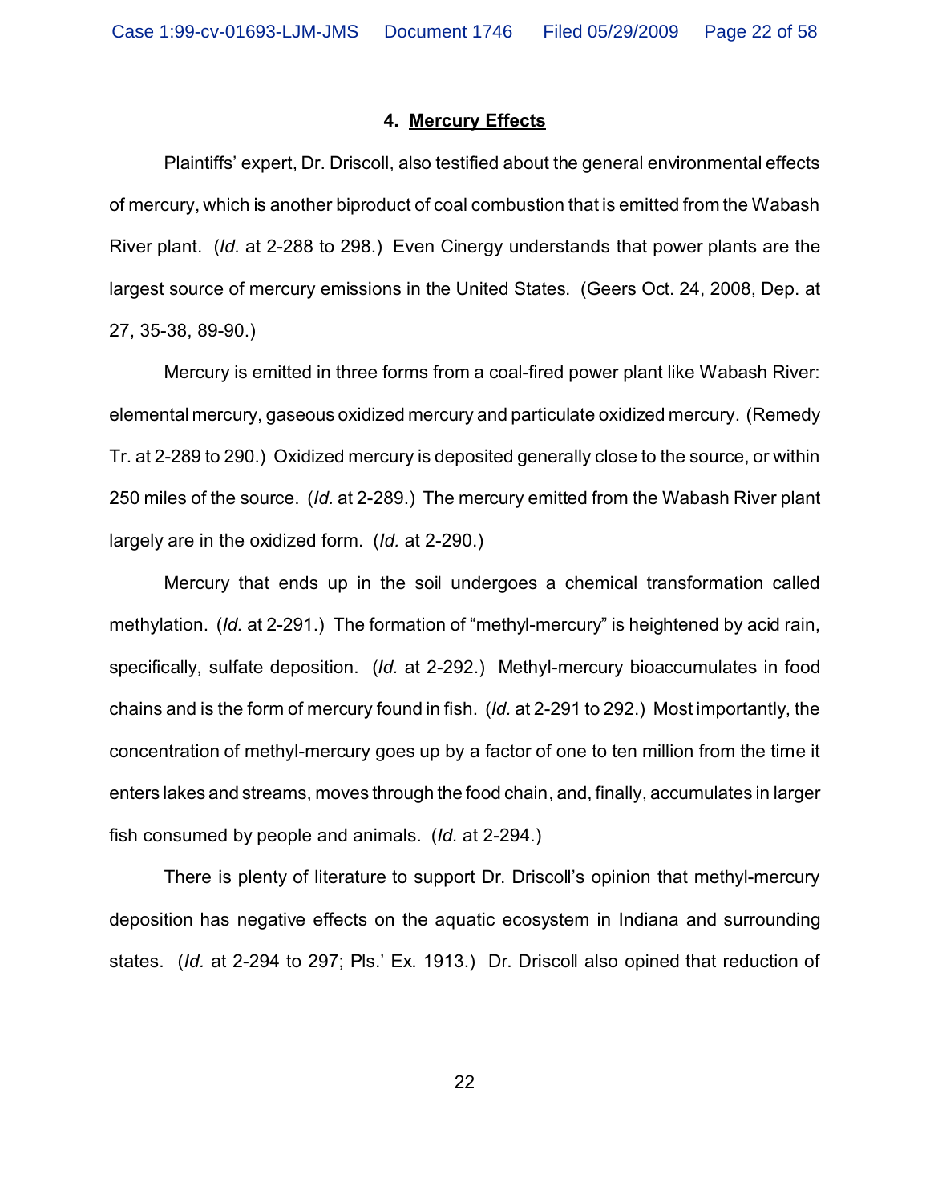#### 4. Mercury Effects

Plaintiffs' expert, Dr. Driscoll, also testified about the general environmental effects of mercury, which is another biproduct of coal combustion that is emitted from the Wabash River plant. (*Id.* at 2-288 to 298.) Even Cinergy understands that power plants are the largest source of mercury emissions in the United States. (Geers Oct. 24, 2008, Dep. at 27, 35-38, 89-90.)

Mercury is emitted in three forms from a coal-fired power plant like Wabash River: elemental mercury, gaseous oxidized mercury and particulate oxidized mercury. (Remedy Tr. at 2-289 to 290.) Oxidized mercury is deposited generally close to the source, or within 250 miles of the source. (*Id.* at 2-289.) The mercury emitted from the Wabash River plant largely are in the oxidized form. (*Id.* at 2-290.)

Mercury that ends up in the soil undergoes a chemical transformation called methylation. (*Id.* at 2-291.) The formation of "methyl-mercury" is heightened by acid rain, specifically, sulfate deposition. (*Id.* at 2-292.) Methyl-mercury bioaccumulates in food chains and is the form of mercury found in fish. (*Id.* at 2-291 to 292.) Most importantly, the concentration of methyl-mercury goes up by a factor of one to ten million from the time it enters lakes and streams, moves through the food chain, and, finally, accumulates in larger fish consumed by people and animals. (*Id.* at 2-294.)

There is plenty of literature to support Dr. Driscoll's opinion that methyl-mercury deposition has negative effects on the aquatic ecosystem in Indiana and surrounding states. (*Id.* at 2-294 to 297; Pls.' Ex. 1913.) Dr. Driscoll also opined that reduction of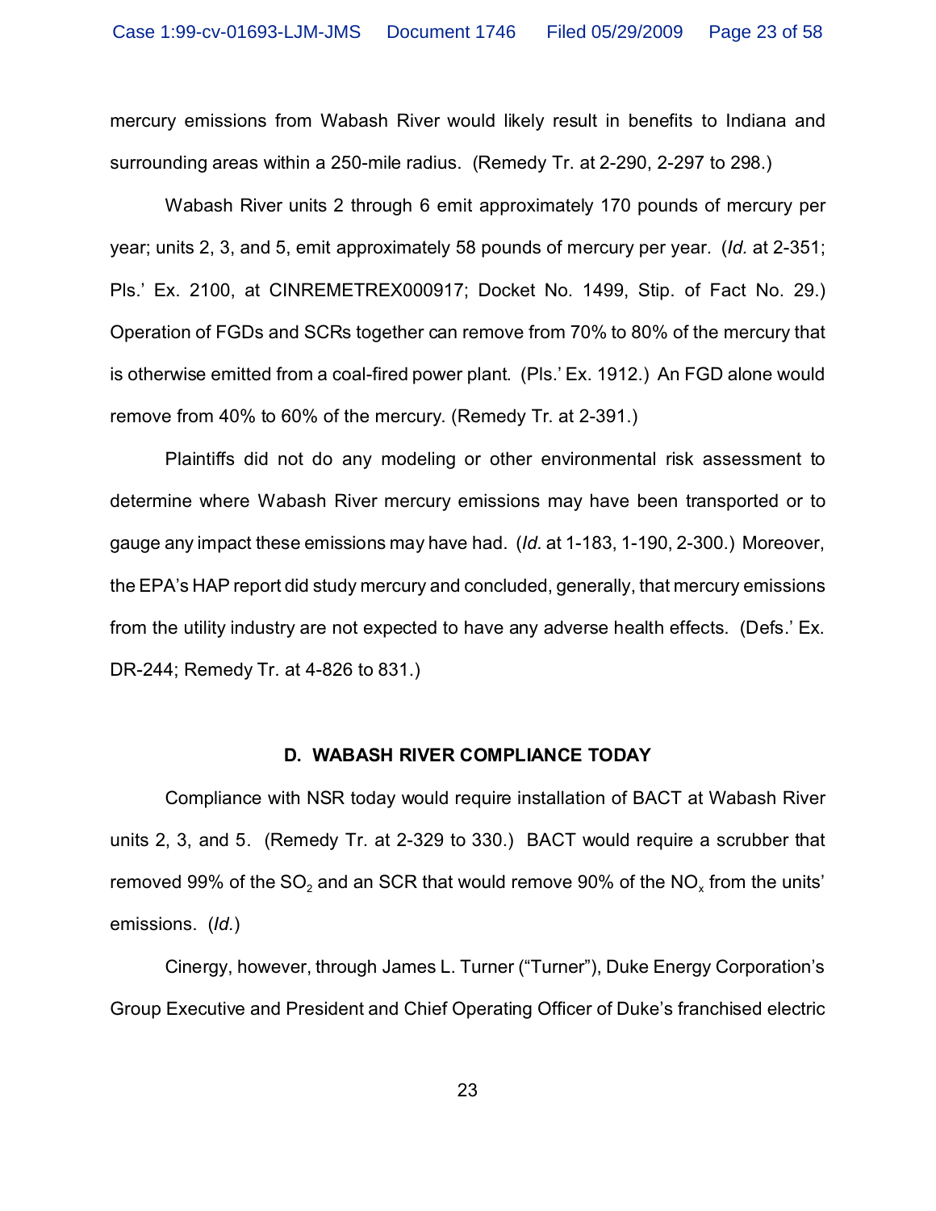mercury emissions from Wabash River would likely result in benefits to Indiana and surrounding areas within a 250-mile radius. (Remedy Tr. at 2-290, 2-297 to 298.)

Wabash River units 2 through 6 emit approximately 170 pounds of mercury per year; units 2, 3, and 5, emit approximately 58 pounds of mercury per year. (*Id.* at 2-351; Pls.' Ex. 2100, at CINREMETREX000917; Docket No. 1499, Stip. of Fact No. 29.) Operation of FGDs and SCRs together can remove from 70% to 80% of the mercury that is otherwise emitted from a coal-fired power plant. (Pls.' Ex. 1912.) An FGD alone would remove from 40% to 60% of the mercury. (Remedy Tr. at 2-391.)

Plaintiffs did not do any modeling or other environmental risk assessment to determine where Wabash River mercury emissions may have been transported or to gauge any impact these emissions may have had. (*Id.* at 1-183, 1-190, 2-300.) Moreover, the EPA's HAP report did study mercury and concluded, generally, that mercury emissions from the utility industry are not expected to have any adverse health effects. (Defs.' Ex. DR-244; Remedy Tr. at 4-826 to 831.)

### D. WABASH RIVER COMPLIANCE TODAY

Compliance with NSR today would require installation of BACT at Wabash River units 2, 3, and 5. (Remedy Tr. at 2-329 to 330.) BACT would require a scrubber that removed 99% of the $SO_2$ and an SCR that would remove 90% of the $NO_x$ from the units' emissions. (*Id.*)

Cinergy, however, through James L. Turner ("Turner"), Duke Energy Corporation's Group Executive and President and Chief Operating Officer of Duke's franchised electric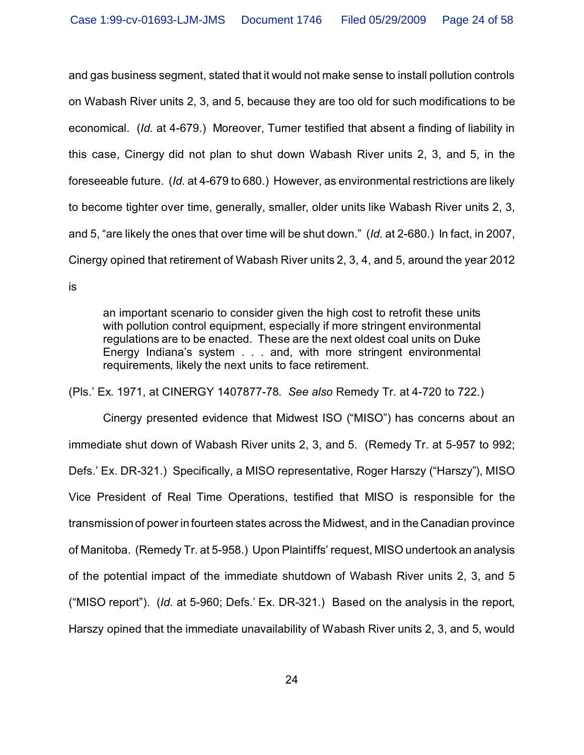and gas business segment, stated that it would not make sense to install pollution controls on Wabash River units 2, 3, and 5, because they are too old for such modifications to be economical. (*Id.* at 4-679.) Moreover, Turner testified that absent a finding of liability in this case, Cinergy did not plan to shut down Wabash River units 2, 3, and 5, in the foreseeable future. (*Id.* at 4-679 to 680.) However, as environmental restrictions are likely to become tighter over time, generally, smaller, older units like Wabash River units 2, 3, and 5, "are likely the ones that over time will be shut down." (*Id.* at 2-680.) In fact, in 2007, Cinergy opined that retirement of Wabash River units 2, 3, 4, and 5, around the year 2012 is

> an important scenario to consider given the high cost to retrofit these units with pollution control equipment, especially if more stringent environmental regulations are to be enacted. These are the next oldest coal units on Duke Energy Indiana's system . . . and, with more stringent environmental requirements, likely the next units to face retirement.

(Pls.' Ex. 1971, at CINERGY 1407877-78. *See also* Remedy Tr. at 4-720 to 722.)

Cinergy presented evidence that Midwest ISO ("MISO") has concerns about an immediate shut down of Wabash River units 2, 3, and 5. (Remedy Tr. at 5-957 to 992; Defs.' Ex. DR-321.) Specifically, a MISO representative, Roger Harszy ("Harszy"), MISO Vice President of Real Time Operations, testified that MISO is responsible for the transmission of power in fourteen states across the Midwest, and in the Canadian province of Manitoba. (Remedy Tr. at 5-958.) Upon Plaintiffs' request, MISO undertook an analysis of the potential impact of the immediate shutdown of Wabash River units 2, 3, and 5 ("MISO report"). (*Id.* at 5-960; Defs.' Ex. DR-321.) Based on the analysis in the report, Harszy opined that the immediate unavailability of Wabash River units 2, 3, and 5, would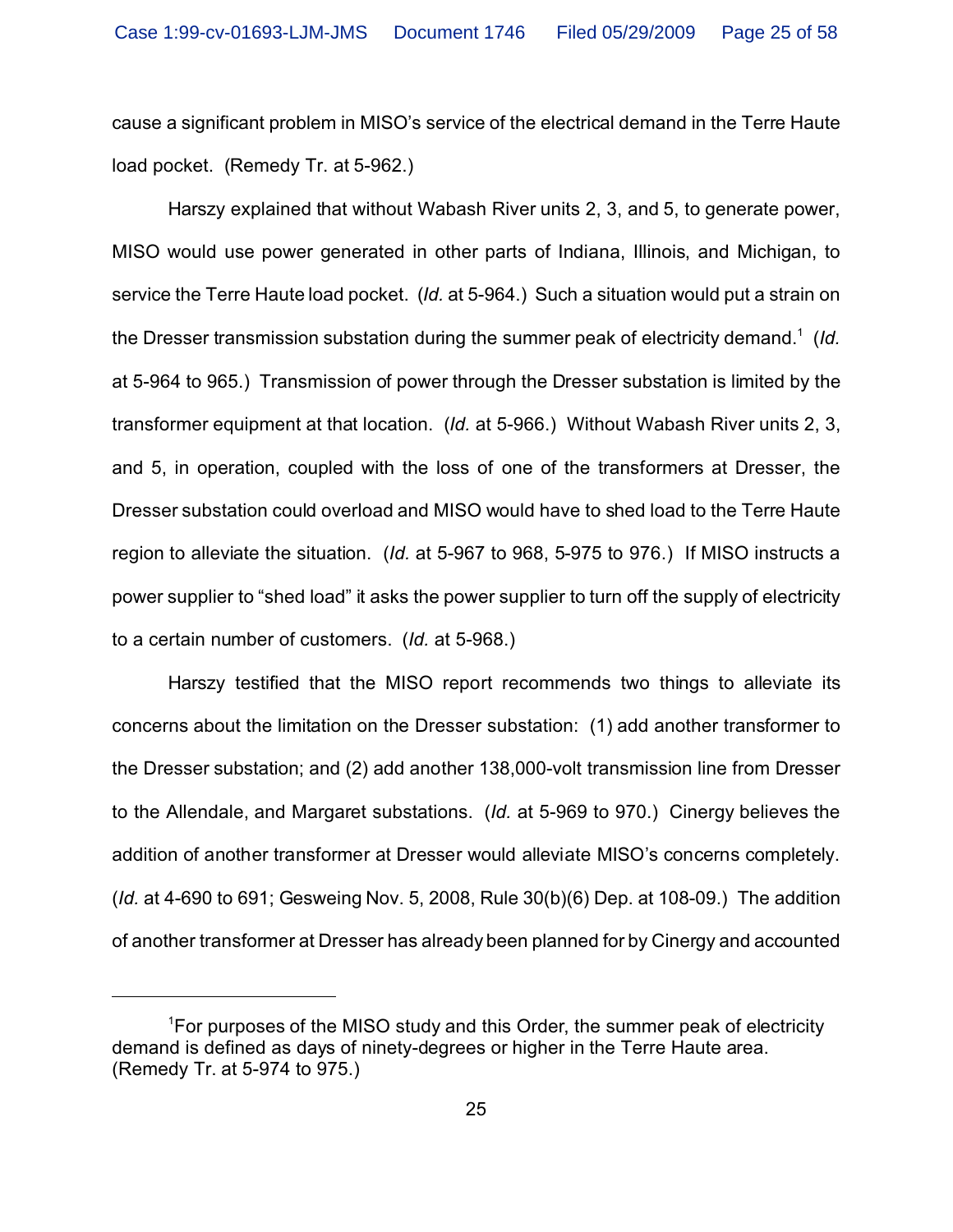cause a significant problem in MISO's service of the electrical demand in the Terre Haute load pocket. (Remedy Tr. at 5-962.)

Harszy explained that without Wabash River units 2, 3, and 5, to generate power, MISO would use power generated in other parts of Indiana, Illinois, and Michigan, to service the Terre Haute load pocket. (*Id.* at 5-964.) Such a situation would put a strain on the Dresser transmission substation during the summer peak of electricity demand.[1] (*Id.* at 5-964 to 965.) Transmission of power through the Dresser substation is limited by the transformer equipment at that location. (*Id.* at 5-966.) Without Wabash River units 2, 3, and 5, in operation, coupled with the loss of one of the transformers at Dresser, the Dresser substation could overload and MISO would have to shed load to the Terre Haute region to alleviate the situation. (*Id.* at 5-967 to 968, 5-975 to 976.) If MISO instructs a power supplier to "shed load" it asks the power supplier to turn off the supply of electricity to a certain number of customers. (*Id.* at 5-968.)

Harszy testified that the MISO report recommends two things to alleviate its concerns about the limitation on the Dresser substation: (1) add another transformer to the Dresser substation; and (2) add another 138,000-volt transmission line from Dresser to the Allendale, and Margaret substations. (*Id.* at 5-969 to 970.) Cinergy believes the addition of another transformer at Dresser would alleviate MISO's concerns completely. (*Id.* at 4-690 to 691; Gesweing Nov. 5, 2008, Rule 30(b)(6) Dep. at 108-09.) The addition of another transformer at Dresser has already been planned for by Cinergy and accounted

---

[1]For purposes of the MISO study and this Order, the summer peak of electricity demand is defined as days of ninety-degrees or higher in the Terre Haute area. (Remedy Tr. at 5-974 to 975.)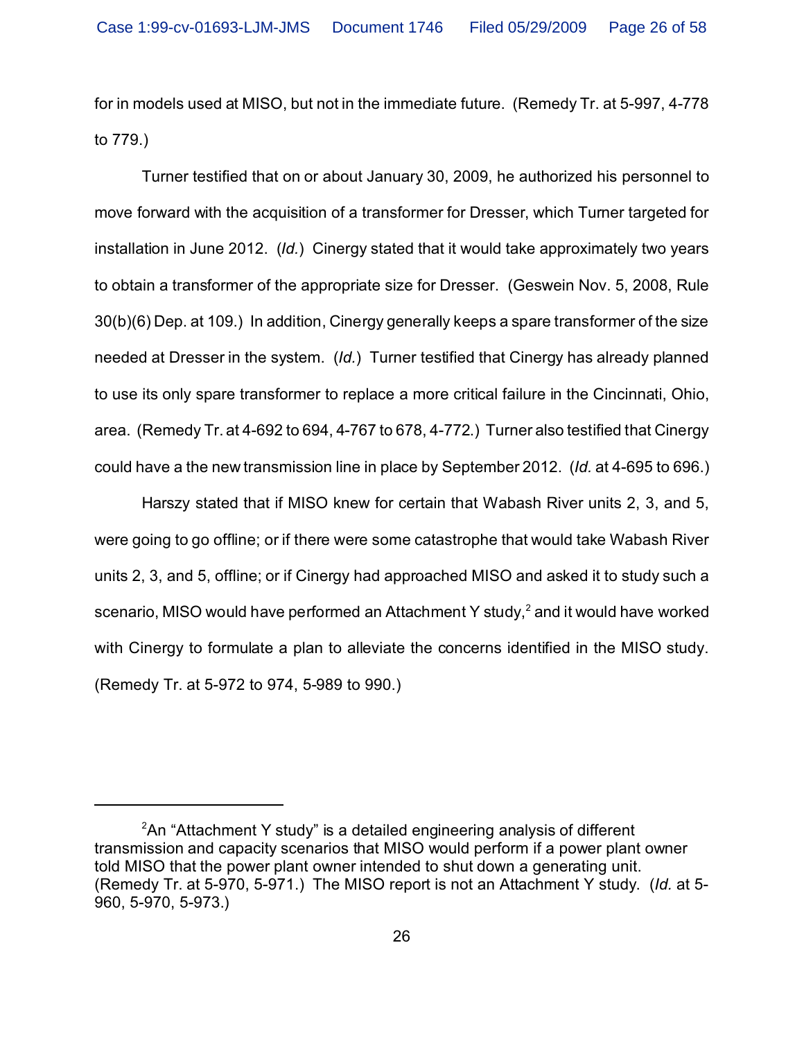for in models used at MISO, but not in the immediate future. (Remedy Tr. at 5-997, 4-778 to 779.)

Turner testified that on or about January 30, 2009, he authorized his personnel to move forward with the acquisition of a transformer for Dresser, which Turner targeted for installation in June 2012. (*Id.*) Cinergy stated that it would take approximately two years to obtain a transformer of the appropriate size for Dresser. (Geswein Nov. 5, 2008, Rule 30(b)(6) Dep. at 109.) In addition, Cinergy generally keeps a spare transformer of the size needed at Dresser in the system. (*Id.*) Turner testified that Cinergy has already planned to use its only spare transformer to replace a more critical failure in the Cincinnati, Ohio, area. (Remedy Tr. at 4-692 to 694, 4-767 to 678, 4-772.) Turner also testified that Cinergy could have a the new transmission line in place by September 2012. (*Id.* at 4-695 to 696.)

Harszy stated that if MISO knew for certain that Wabash River units 2, 3, and 5, were going to go offline; or if there were some catastrophe that would take Wabash River units 2, 3, and 5, offline; or if Cinergy had approached MISO and asked it to study such a scenario, MISO would have performed an Attachment Y study,[2] and it would have worked with Cinergy to formulate a plan to alleviate the concerns identified in the MISO study. (Remedy Tr. at 5-972 to 974, 5-989 to 990.)

---

[2]An “Attachment Y study” is a detailed engineering analysis of different transmission and capacity scenarios that MISO would perform if a power plant owner told MISO that the power plant owner intended to shut down a generating unit. (Remedy Tr. at 5-970, 5-971.) The MISO report is not an Attachment Y study. (*Id.* at 5-960, 5-970, 5-973.)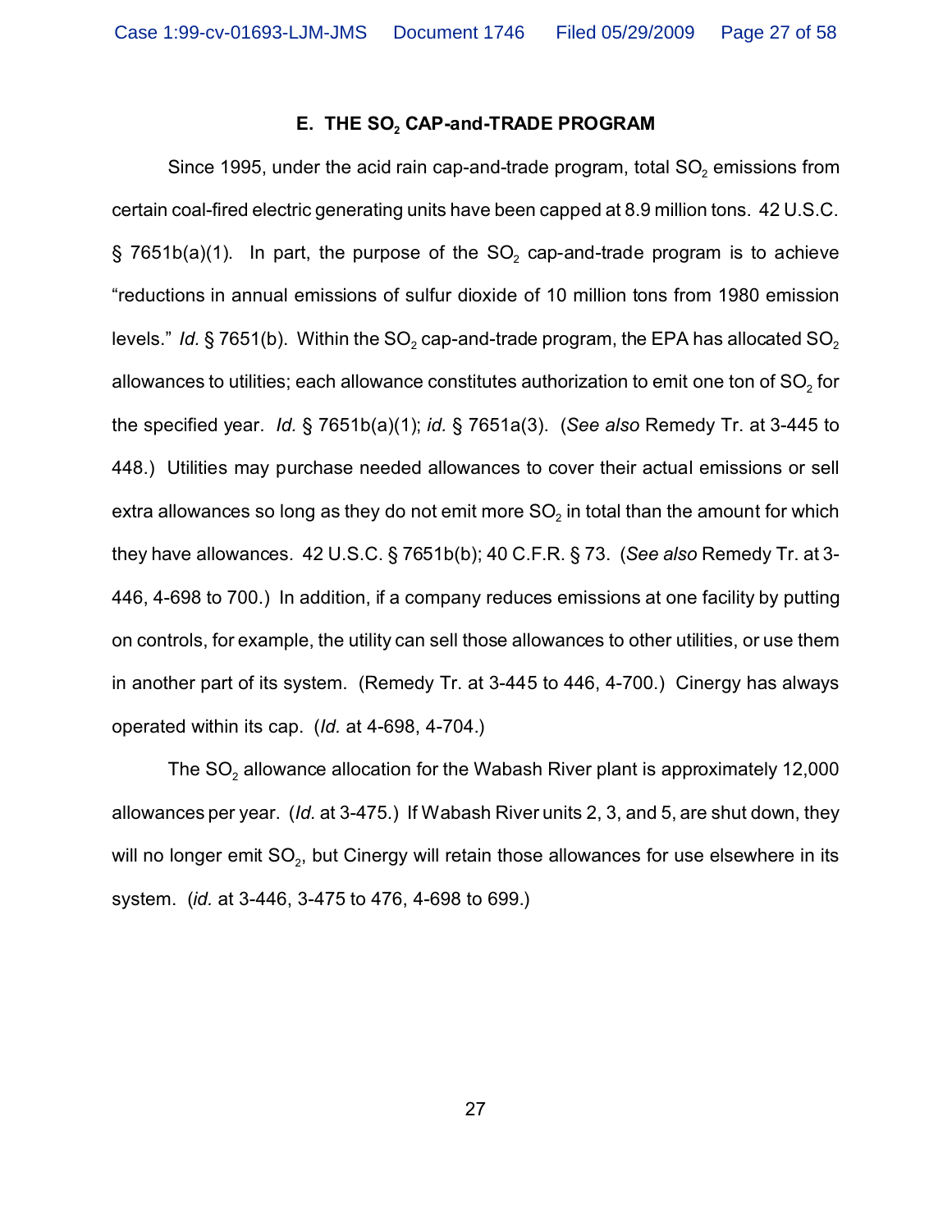## E. THE $SO_2$ CAP-and-TRADE PROGRAM

Since 1995, under the acid rain cap-and-trade program, total $SO_2$ emissions from certain coal-fired electric generating units have been capped at 8.9 million tons. 42 U.S.C. § 7651b(a)(1). In part, the purpose of the $SO_2$ cap-and-trade program is to achieve "reductions in annual emissions of sulfur dioxide of 10 million tons from 1980 emission levels." *Id.* § 7651(b). Within the $SO_2$ cap-and-trade program, the EPA has allocated $SO_2$ allowances to utilities; each allowance constitutes authorization to emit one ton of $SO_2$ for the specified year. *Id.* § 7651b(a)(1); *id.* § 7651a(3). (*See also* Remedy Tr. at 3-445 to 448.) Utilities may purchase needed allowances to cover their actual emissions or sell extra allowances so long as they do not emit more $SO_2$ in total than the amount for which they have allowances. 42 U.S.C. § 7651b(b); 40 C.F.R. § 73. (*See also* Remedy Tr. at 3-446, 4-698 to 700.) In addition, if a company reduces emissions at one facility by putting on controls, for example, the utility can sell those allowances to other utilities, or use them in another part of its system. (Remedy Tr. at 3-445 to 446, 4-700.) Cinergy has always operated within its cap. (*Id.* at 4-698, 4-704.)

The $SO_2$ allowance allocation for the Wabash River plant is approximately 12,000 allowances per year. (*Id.* at 3-475.) If Wabash River units 2, 3, and 5, are shut down, they will no longer emit $SO_2$, but Cinergy will retain those allowances for use elsewhere in its system. (*id.* at 3-446, 3-475 to 476, 4-698 to 699.)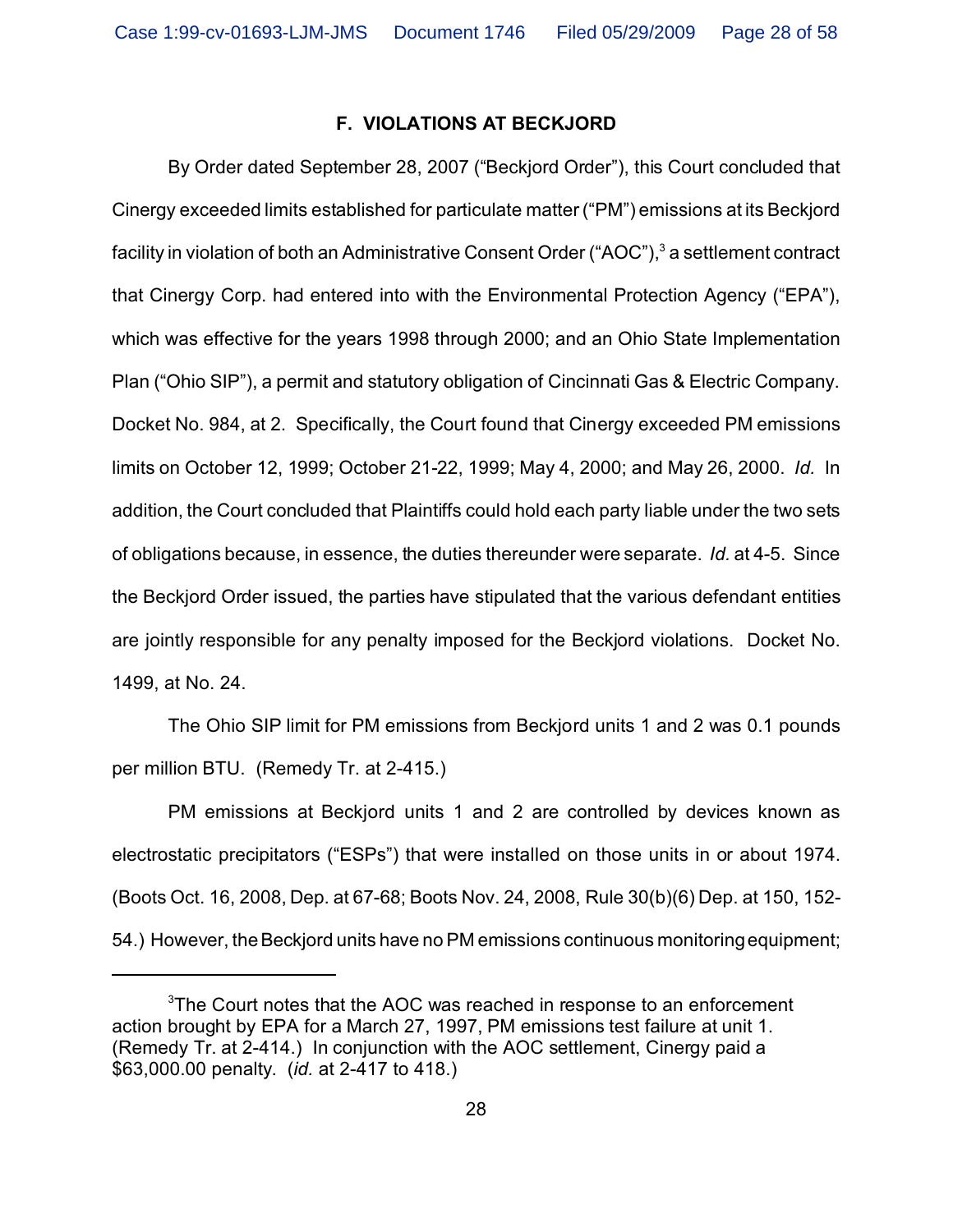## F. VIOLATIONS AT BECKJORD

By Order dated September 28, 2007 ("Beckjord Order"), this Court concluded that Cinergy exceeded limits established for particulate matter ("PM") emissions at its Beckjord facility in violation of both an Administrative Consent Order ("AOC"),[3] a settlement contract that Cinergy Corp. had entered into with the Environmental Protection Agency ("EPA"), which was effective for the years 1998 through 2000; and an Ohio State Implementation Plan ("Ohio SIP"), a permit and statutory obligation of Cincinnati Gas & Electric Company. Docket No. 984, at 2. Specifically, the Court found that Cinergy exceeded PM emissions limits on October 12, 1999; October 21-22, 1999; May 4, 2000; and May 26, 2000. *Id.* In addition, the Court concluded that Plaintiffs could hold each party liable under the two sets of obligations because, in essence, the duties thereunder were separate. *Id.* at 4-5. Since the Beckjord Order issued, the parties have stipulated that the various defendant entities are jointly responsible for any penalty imposed for the Beckjord violations. Docket No. 1499, at No. 24.

The Ohio SIP limit for PM emissions from Beckjord units 1 and 2 was 0.1 pounds per million BTU. (Remedy Tr. at 2-415.)

PM emissions at Beckjord units 1 and 2 are controlled by devices known as electrostatic precipitators ("ESPs") that were installed on those units in or about 1974. (Boots Oct. 16, 2008, Dep. at 67-68; Boots Nov. 24, 2008, Rule 30(b)(6) Dep. at 150, 152-54.) However, the Beckjord units have no PM emissions continuous monitoring equipment;

[3]The Court notes that the AOC was reached in response to an enforcement action brought by EPA for a March 27, 1997, PM emissions test failure at unit 1. (Remedy Tr. at 2-414.) In conjunction with the AOC settlement, Cinergy paid a $63,000.00 penalty. (*id.* at 2-417 to 418.)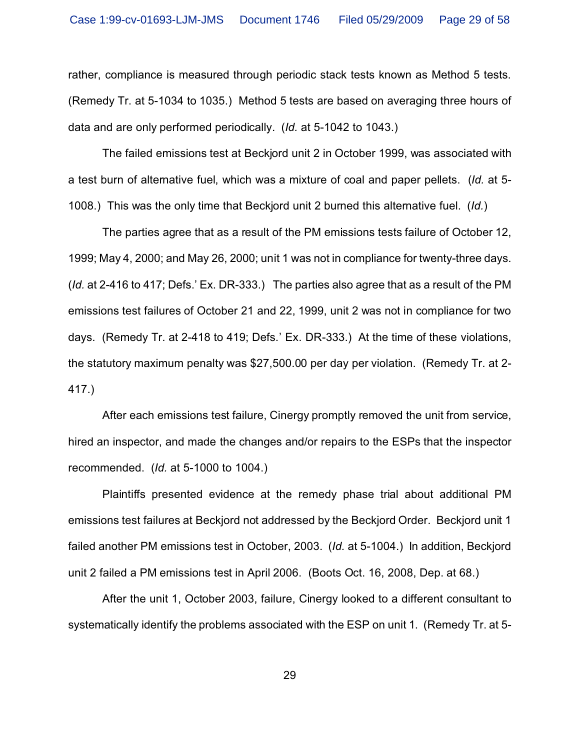rather, compliance is measured through periodic stack tests known as Method 5 tests. (Remedy Tr. at 5-1034 to 1035.) Method 5 tests are based on averaging three hours of data and are only performed periodically. (*Id.* at 5-1042 to 1043.)

The failed emissions test at Beckjord unit 2 in October 1999, was associated with a test burn of alternative fuel, which was a mixture of coal and paper pellets. (*Id.* at 5-1008.) This was the only time that Beckjord unit 2 burned this alternative fuel. (*Id.*)

The parties agree that as a result of the PM emissions tests failure of October 12, 1999; May 4, 2000; and May 26, 2000; unit 1 was not in compliance for twenty-three days. (*Id.* at 2-416 to 417; Defs.' Ex. DR-333.) The parties also agree that as a result of the PM emissions test failures of October 21 and 22, 1999, unit 2 was not in compliance for two days. (Remedy Tr. at 2-418 to 419; Defs.' Ex. DR-333.) At the time of these violations, the statutory maximum penalty was $27,500.00 per day per violation. (Remedy Tr. at 2-417.)

After each emissions test failure, Cinergy promptly removed the unit from service, hired an inspector, and made the changes and/or repairs to the ESPs that the inspector recommended. (*Id.* at 5-1000 to 1004.)

Plaintiffs presented evidence at the remedy phase trial about additional PM emissions test failures at Beckjord not addressed by the Beckjord Order. Beckjord unit 1 failed another PM emissions test in October, 2003. (*Id.* at 5-1004.) In addition, Beckjord unit 2 failed a PM emissions test in April 2006. (Boots Oct. 16, 2008, Dep. at 68.)

After the unit 1, October 2003, failure, Cinergy looked to a different consultant to systematically identify the problems associated with the ESP on unit 1. (Remedy Tr. at 5-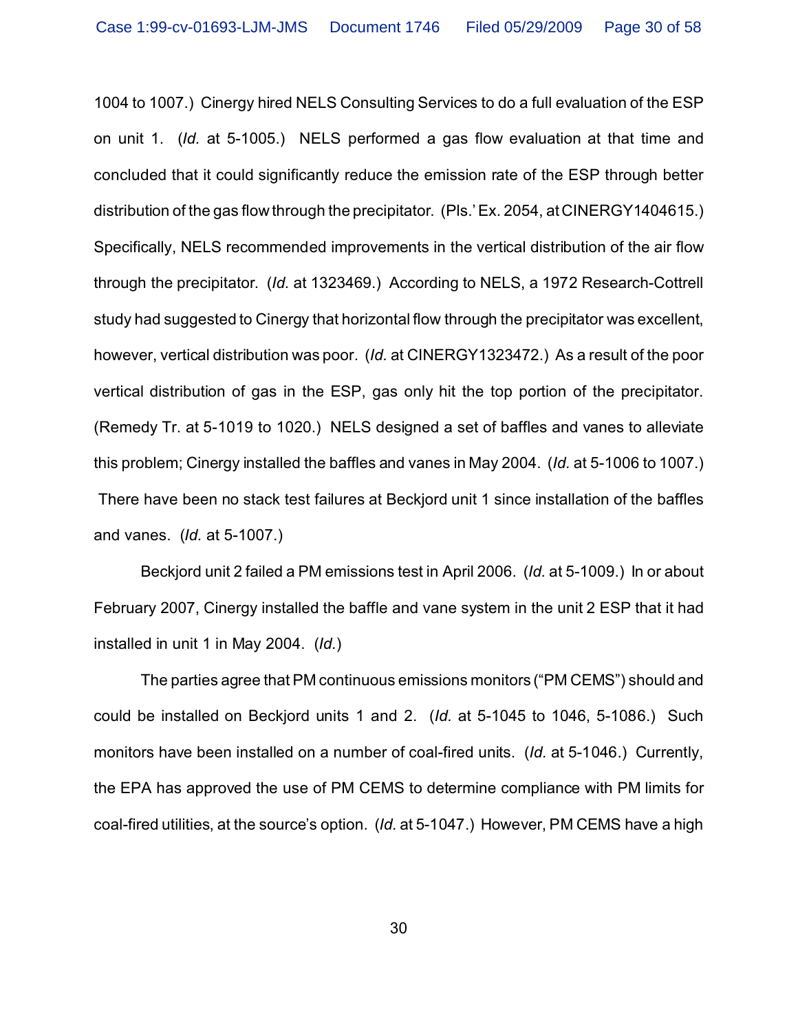1004 to 1007.) Cinergy hired NELS Consulting Services to do a full evaluation of the ESP on unit 1. (*Id.* at 5-1005.) NELS performed a gas flow evaluation at that time and concluded that it could significantly reduce the emission rate of the ESP through better distribution of the gas flow through the precipitator. (Pls.' Ex. 2054, at CINERGY1404615.) Specifically, NELS recommended improvements in the vertical distribution of the air flow through the precipitator. (*Id.* at 1323469.) According to NELS, a 1972 Research-Cottrell study had suggested to Cinergy that horizontal flow through the precipitator was excellent, however, vertical distribution was poor. (*Id.* at CINERGY1323472.) As a result of the poor vertical distribution of gas in the ESP, gas only hit the top portion of the precipitator. (Remedy Tr. at 5-1019 to 1020.) NELS designed a set of baffles and vanes to alleviate this problem; Cinergy installed the baffles and vanes in May 2004. (*Id.* at 5-1006 to 1007.) There have been no stack test failures at Beckjord unit 1 since installation of the baffles and vanes. (*Id.* at 5-1007.)

Beckjord unit 2 failed a PM emissions test in April 2006. (*Id.* at 5-1009.) In or about February 2007, Cinergy installed the baffle and vane system in the unit 2 ESP that it had installed in unit 1 in May 2004. (*Id.*)

The parties agree that PM continuous emissions monitors ("PM CEMS") should and could be installed on Beckjord units 1 and 2. (*Id.* at 5-1045 to 1046, 5-1086.) Such monitors have been installed on a number of coal-fired units. (*Id.* at 5-1046.) Currently, the EPA has approved the use of PM CEMS to determine compliance with PM limits for coal-fired utilities, at the source's option. (*Id.* at 5-1047.) However, PM CEMS have a high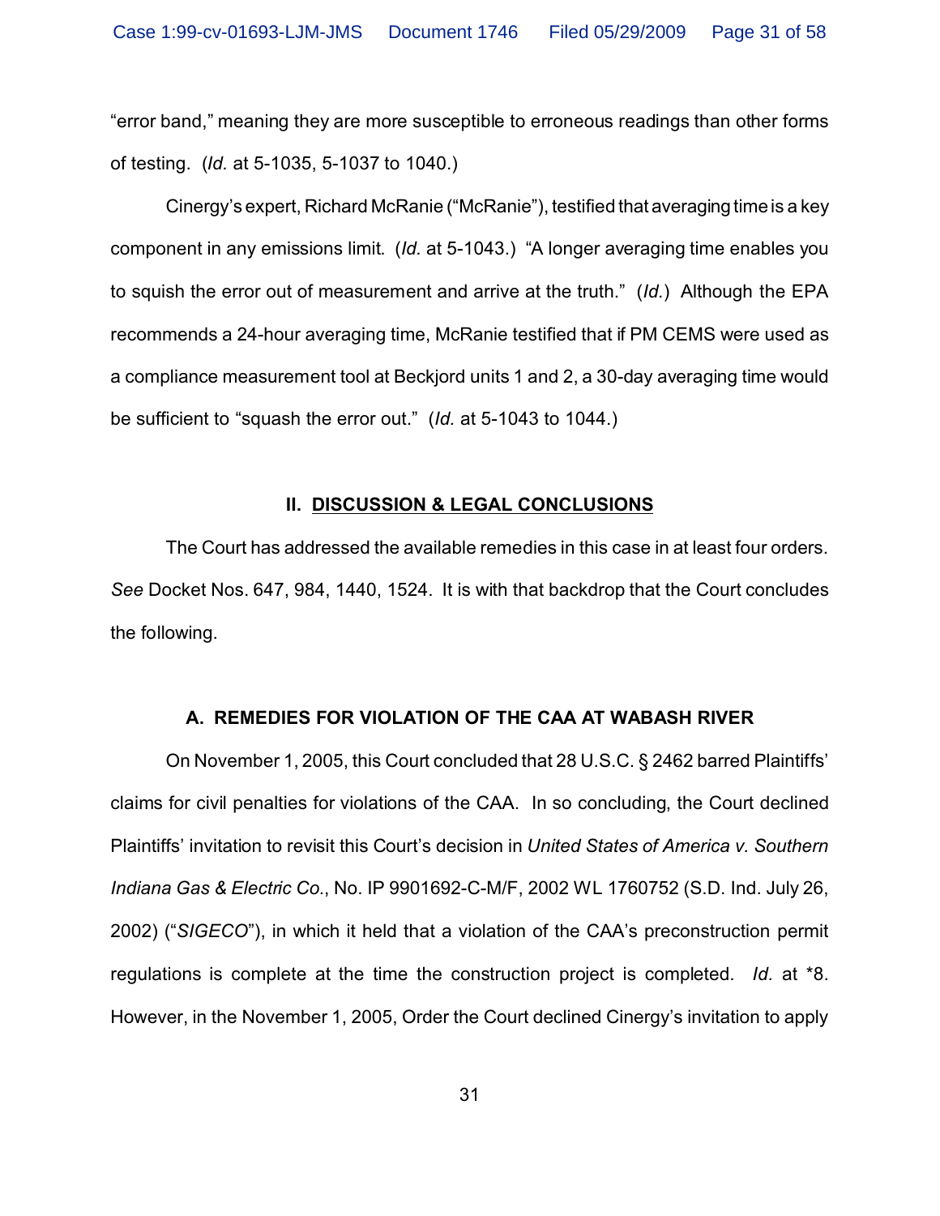"error band," meaning they are more susceptible to erroneous readings than other forms of testing. (*Id.* at 5-1035, 5-1037 to 1040.)

Cinergy's expert, Richard McRanie ("McRanie"), testified that averaging time is a key component in any emissions limit. (*Id.* at 5-1043.) "A longer averaging time enables you to squish the error out of measurement and arrive at the truth." (*Id.*) Although the EPA recommends a 24-hour averaging time, McRanie testified that if PM CEMS were used as a compliance measurement tool at Beckjord units 1 and 2, a 30-day averaging time would be sufficient to "squash the error out." (*Id.* at 5-1043 to 1044.)

## II. DISCUSSION & LEGAL CONCLUSIONS

The Court has addressed the available remedies in this case in at least four orders. *See* Docket Nos. 647, 984, 1440, 1524. It is with that backdrop that the Court concludes the following.

### A. REMEDIES FOR VIOLATION OF THE CAA AT WABASH RIVER

On November 1, 2005, this Court concluded that 28 U.S.C. § 2462 barred Plaintiffs' claims for civil penalties for violations of the CAA. In so concluding, the Court declined Plaintiffs' invitation to revisit this Court's decision in *United States of America v. Southern Indiana Gas & Electric Co.*, No. IP 9901692-C-M/F, 2002 WL 1760752 (S.D. Ind. July 26, 2002) ("*SIGECO*"), in which it held that a violation of the CAA's preconstruction permit regulations is complete at the time the construction project is completed. *Id.* at \*8. However, in the November 1, 2005, Order the Court declined Cinergy's invitation to apply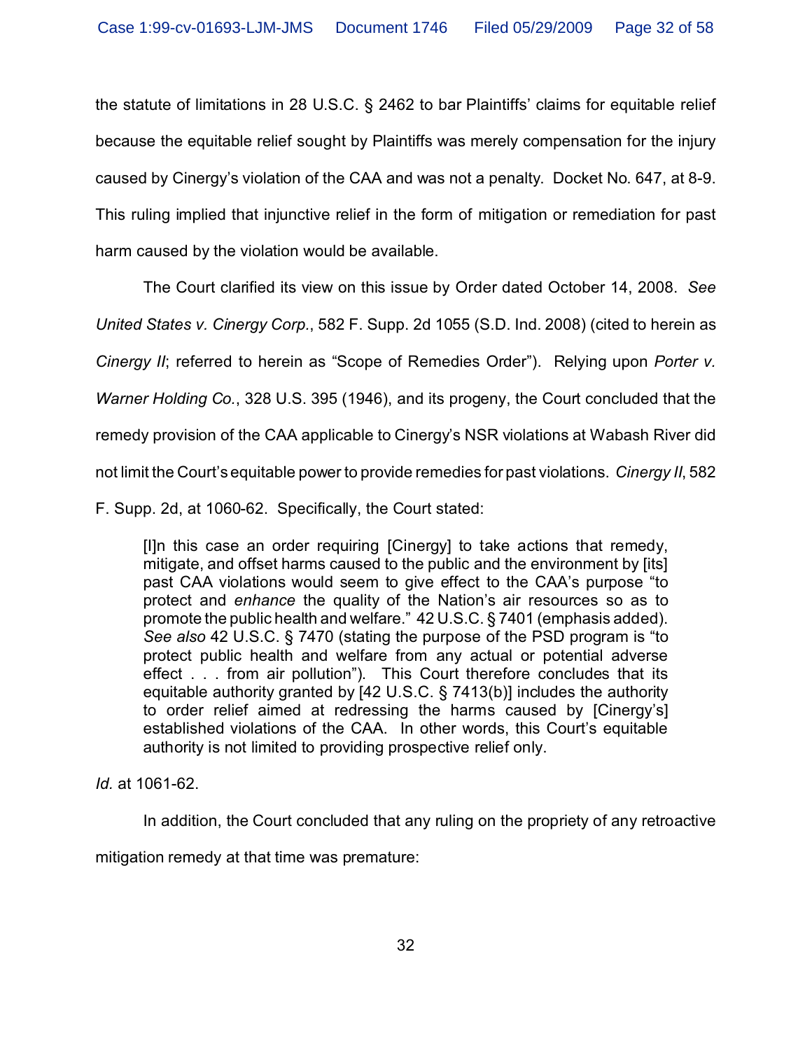the statute of limitations in 28 U.S.C. § 2462 to bar Plaintiffs' claims for equitable relief because the equitable relief sought by Plaintiffs was merely compensation for the injury caused by Cinergy's violation of the CAA and was not a penalty. Docket No. 647, at 8-9. This ruling implied that injunctive relief in the form of mitigation or remediation for past harm caused by the violation would be available.

The Court clarified its view on this issue by Order dated October 14, 2008. *See United States v. Cinergy Corp.*, 582 F. Supp. 2d 1055 (S.D. Ind. 2008) (cited to herein as *Cinergy II*; referred to herein as "Scope of Remedies Order"). Relying upon *Porter v. Warner Holding Co.*, 328 U.S. 395 (1946), and its progeny, the Court concluded that the remedy provision of the CAA applicable to Cinergy's NSR violations at Wabash River did not limit the Court's equitable power to provide remedies for past violations. *Cinergy II*, 582 F. Supp. 2d, at 1060-62. Specifically, the Court stated:

> [I]n this case an order requiring [Cinergy] to take actions that remedy, mitigate, and offset harms caused to the public and the environment by [its] past CAA violations would seem to give effect to the CAA's purpose "to protect and *enhance* the quality of the Nation's air resources so as to promote the public health and welfare." 42 U.S.C. § 7401 (emphasis added). *See also* 42 U.S.C. § 7470 (stating the purpose of the PSD program is "to protect public health and welfare from any actual or potential adverse effect . . . from air pollution"). This Court therefore concludes that its equitable authority granted by [42 U.S.C. § 7413(b)] includes the authority to order relief aimed at redressing the harms caused by [Cinergy's] established violations of the CAA. In other words, this Court's equitable authority is not limited to providing prospective relief only.

*Id.* at 1061-62.

In addition, the Court concluded that any ruling on the propriety of any retroactive mitigation remedy at that time was premature: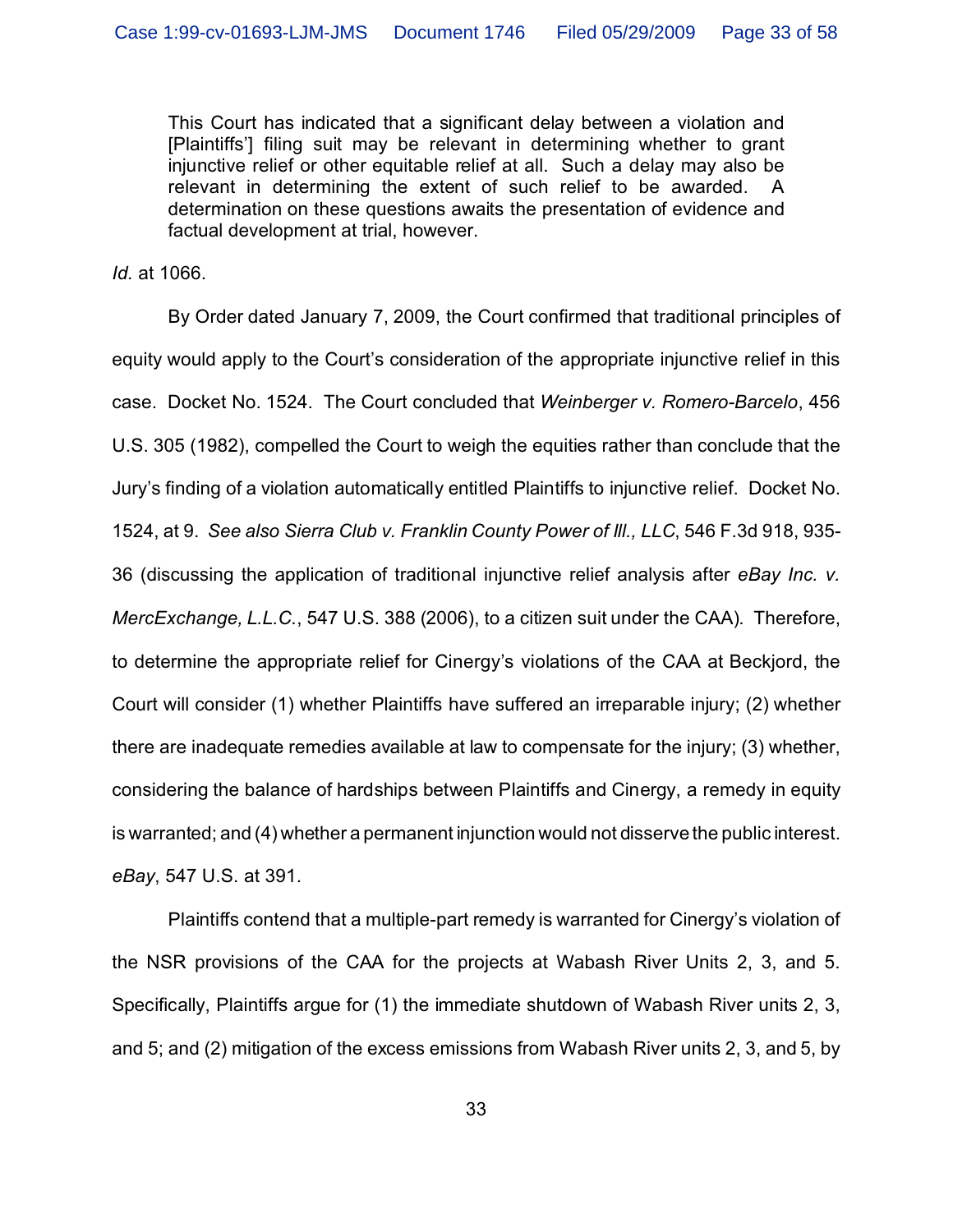> This Court has indicated that a significant delay between a violation and [Plaintiffs'] filing suit may be relevant in determining whether to grant injunctive relief or other equitable relief at all. Such a delay may also be relevant in determining the extent of such relief to be awarded. A determination on these questions awaits the presentation of evidence and factual development at trial, however.

*Id.* at 1066.

By Order dated January 7, 2009, the Court confirmed that traditional principles of equity would apply to the Court's consideration of the appropriate injunctive relief in this case. Docket No. 1524. The Court concluded that *Weinberger v. Romero-Barcelo*, 456 U.S. 305 (1982), compelled the Court to weigh the equities rather than conclude that the Jury's finding of a violation automatically entitled Plaintiffs to injunctive relief. Docket No. 1524, at 9. *See also Sierra Club v. Franklin County Power of Ill., LLC*, 546 F.3d 918, 935-36 (discussing the application of traditional injunctive relief analysis after *eBay Inc. v. MercExchange, L.L.C.*, 547 U.S. 388 (2006), to a citizen suit under the CAA). Therefore, to determine the appropriate relief for Cinergy's violations of the CAA at Beckjord, the Court will consider (1) whether Plaintiffs have suffered an irreparable injury; (2) whether there are inadequate remedies available at law to compensate for the injury; (3) whether, considering the balance of hardships between Plaintiffs and Cinergy, a remedy in equity is warranted; and (4) whether a permanent injunction would not disserve the public interest. *eBay*, 547 U.S. at 391.

Plaintiffs contend that a multiple-part remedy is warranted for Cinergy's violation of the NSR provisions of the CAA for the projects at Wabash River Units 2, 3, and 5. Specifically, Plaintiffs argue for (1) the immediate shutdown of Wabash River units 2, 3, and 5; and (2) mitigation of the excess emissions from Wabash River units 2, 3, and 5, by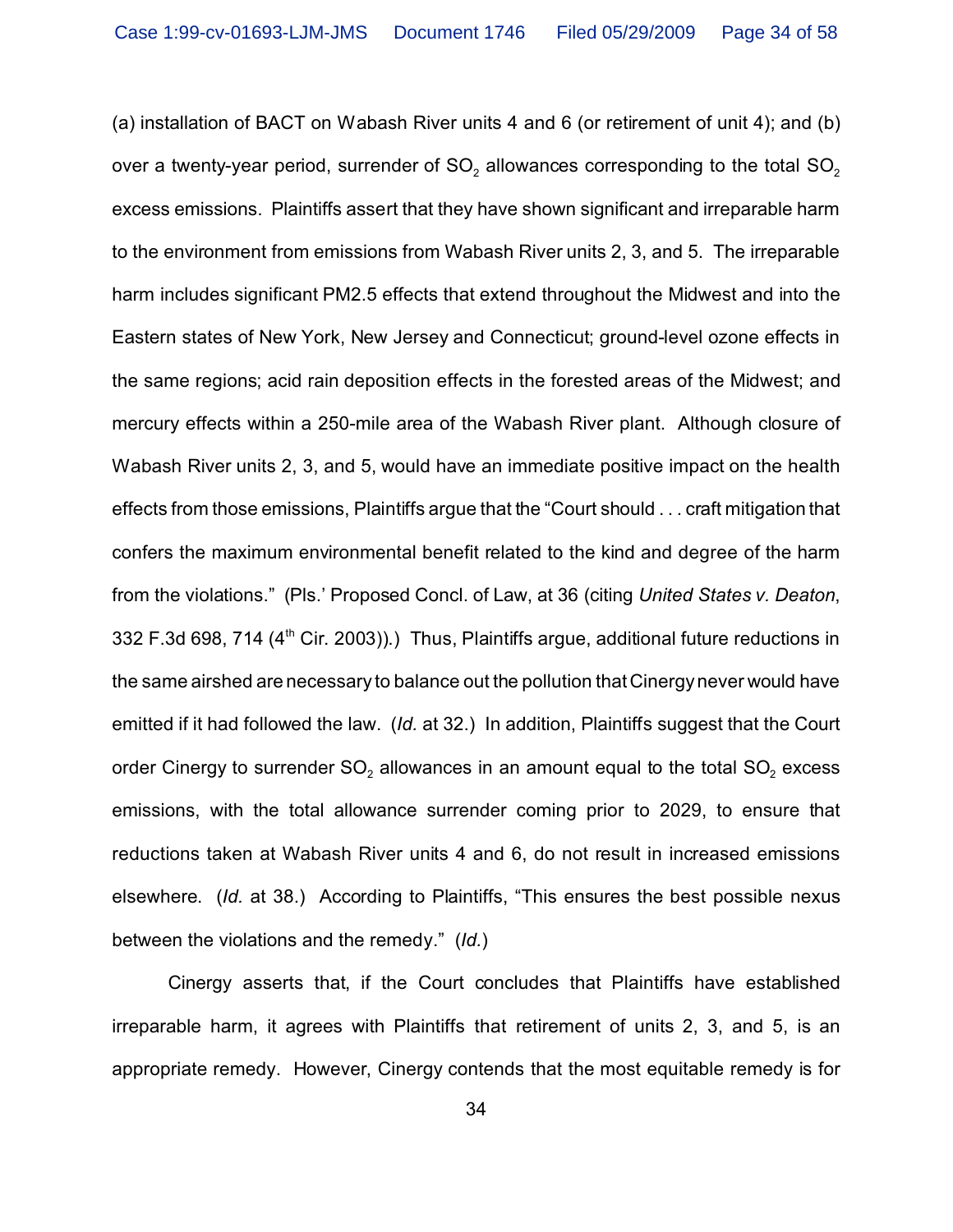(a) installation of BACT on Wabash River units 4 and 6 (or retirement of unit 4); and (b) over a twenty-year period, surrender of $SO_2$ allowances corresponding to the total $SO_2$ excess emissions. Plaintiffs assert that they have shown significant and irreparable harm to the environment from emissions from Wabash River units 2, 3, and 5. The irreparable harm includes significant PM2.5 effects that extend throughout the Midwest and into the Eastern states of New York, New Jersey and Connecticut; ground-level ozone effects in the same regions; acid rain deposition effects in the forested areas of the Midwest; and mercury effects within a 250-mile area of the Wabash River plant. Although closure of Wabash River units 2, 3, and 5, would have an immediate positive impact on the health effects from those emissions, Plaintiffs argue that the "Court should . . . craft mitigation that confers the maximum environmental benefit related to the kind and degree of the harm from the violations." (Pls.' Proposed Concl. of Law, at 36 (citing *United States v. Deaton*, 332 F.3d 698, 714 (4th Cir. 2003)).) Thus, Plaintiffs argue, additional future reductions in the same airshed are necessary to balance out the pollution that Cinergy never would have emitted if it had followed the law. (*Id.* at 32.) In addition, Plaintiffs suggest that the Court order Cinergy to surrender $SO_2$ allowances in an amount equal to the total $SO_2$ excess emissions, with the total allowance surrender coming prior to 2029, to ensure that reductions taken at Wabash River units 4 and 6, do not result in increased emissions elsewhere. (*Id.* at 38.) According to Plaintiffs, "This ensures the best possible nexus between the violations and the remedy." (*Id.*)

Cinergy asserts that, if the Court concludes that Plaintiffs have established irreparable harm, it agrees with Plaintiffs that retirement of units 2, 3, and 5, is an appropriate remedy. However, Cinergy contends that the most equitable remedy is for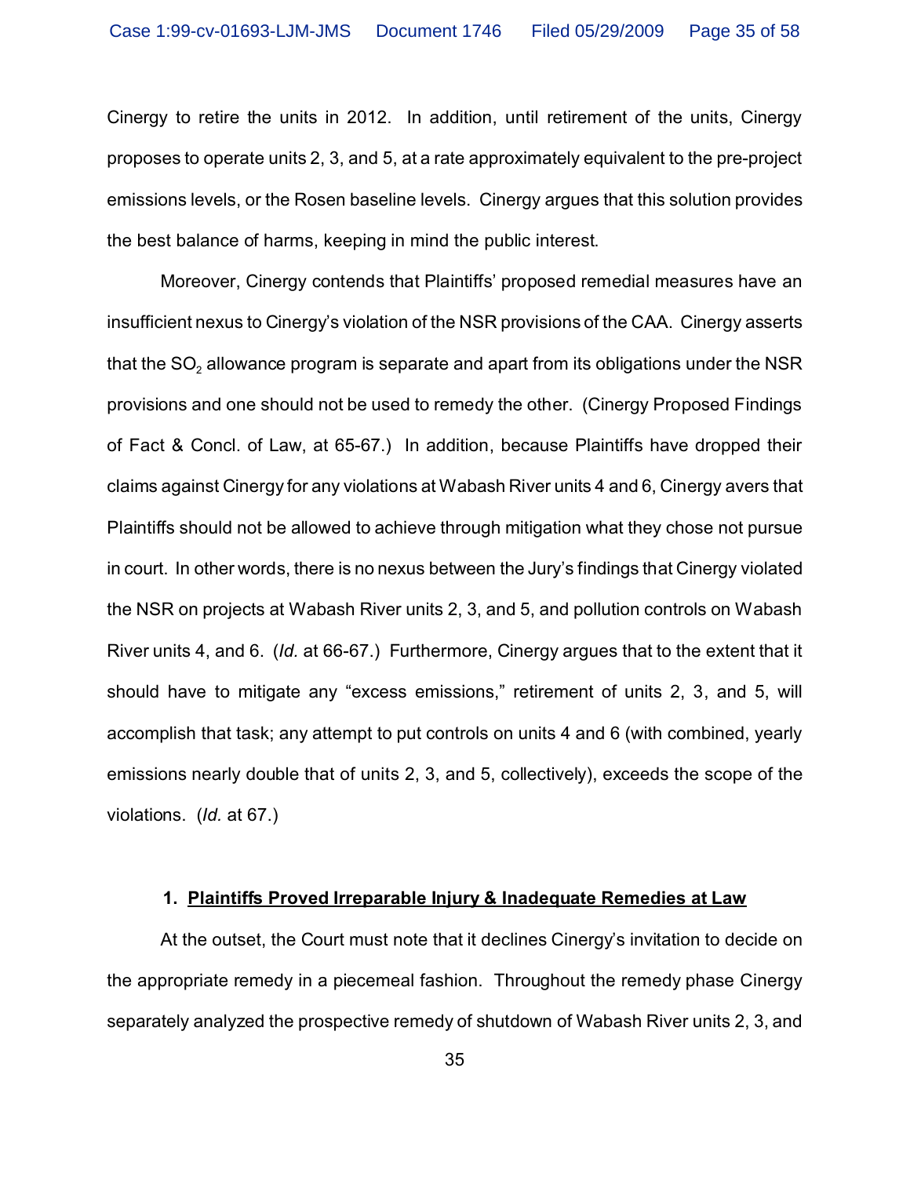Cinergy to retire the units in 2012. In addition, until retirement of the units, Cinergy proposes to operate units 2, 3, and 5, at a rate approximately equivalent to the pre-project emissions levels, or the Rosen baseline levels. Cinergy argues that this solution provides the best balance of harms, keeping in mind the public interest.

Moreover, Cinergy contends that Plaintiffs' proposed remedial measures have an insufficient nexus to Cinergy's violation of the NSR provisions of the CAA. Cinergy asserts that the $SO_2$ allowance program is separate and apart from its obligations under the NSR provisions and one should not be used to remedy the other. (Cinergy Proposed Findings of Fact & Concl. of Law, at 65-67.) In addition, because Plaintiffs have dropped their claims against Cinergy for any violations at Wabash River units 4 and 6, Cinergy avers that Plaintiffs should not be allowed to achieve through mitigation what they chose not pursue in court. In other words, there is no nexus between the Jury's findings that Cinergy violated the NSR on projects at Wabash River units 2, 3, and 5, and pollution controls on Wabash River units 4, and 6. (*Id.* at 66-67.) Furthermore, Cinergy argues that to the extent that it should have to mitigate any "excess emissions," retirement of units 2, 3, and 5, will accomplish that task; any attempt to put controls on units 4 and 6 (with combined, yearly emissions nearly double that of units 2, 3, and 5, collectively), exceeds the scope of the violations. (*Id.* at 67.)

### 1. Plaintiffs Proved Irreparable Injury & Inadequate Remedies at Law

At the outset, the Court must note that it declines Cinergy's invitation to decide on the appropriate remedy in a piecemeal fashion. Throughout the remedy phase Cinergy separately analyzed the prospective remedy of shutdown of Wabash River units 2, 3, and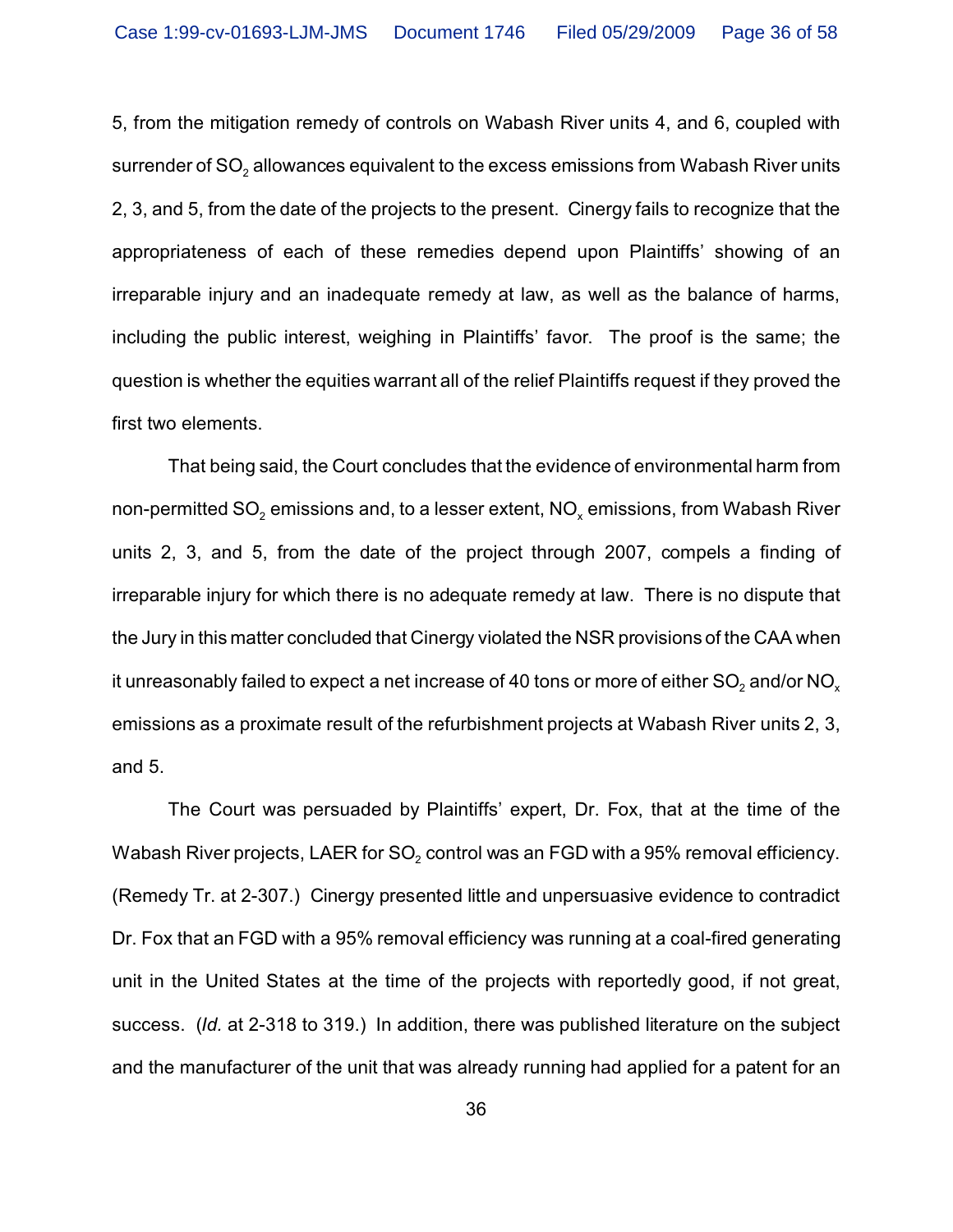5, from the mitigation remedy of controls on Wabash River units 4, and 6, coupled with surrender of $SO_2$ allowances equivalent to the excess emissions from Wabash River units 2, 3, and 5, from the date of the projects to the present. Cinergy fails to recognize that the appropriateness of each of these remedies depend upon Plaintiffs' showing of an irreparable injury and an inadequate remedy at law, as well as the balance of harms, including the public interest, weighing in Plaintiffs' favor. The proof is the same; the question is whether the equities warrant all of the relief Plaintiffs request if they proved the first two elements.

That being said, the Court concludes that the evidence of environmental harm from non-permitted $SO_2$ emissions and, to a lesser extent, $NO_x$ emissions, from Wabash River units 2, 3, and 5, from the date of the project through 2007, compels a finding of irreparable injury for which there is no adequate remedy at law. There is no dispute that the Jury in this matter concluded that Cinergy violated the NSR provisions of the CAA when it unreasonably failed to expect a net increase of 40 tons or more of either $SO_2$ and/or $NO_x$ emissions as a proximate result of the refurbishment projects at Wabash River units 2, 3, and 5.

The Court was persuaded by Plaintiffs' expert, Dr. Fox, that at the time of the Wabash River projects, LAER for $SO_2$ control was an FGD with a 95% removal efficiency. (Remedy Tr. at 2-307.) Cinergy presented little and unpersuasive evidence to contradict Dr. Fox that an FGD with a 95% removal efficiency was running at a coal-fired generating unit in the United States at the time of the projects with reportedly good, if not great, success. (*Id.* at 2-318 to 319.) In addition, there was published literature on the subject and the manufacturer of the unit that was already running had applied for a patent for an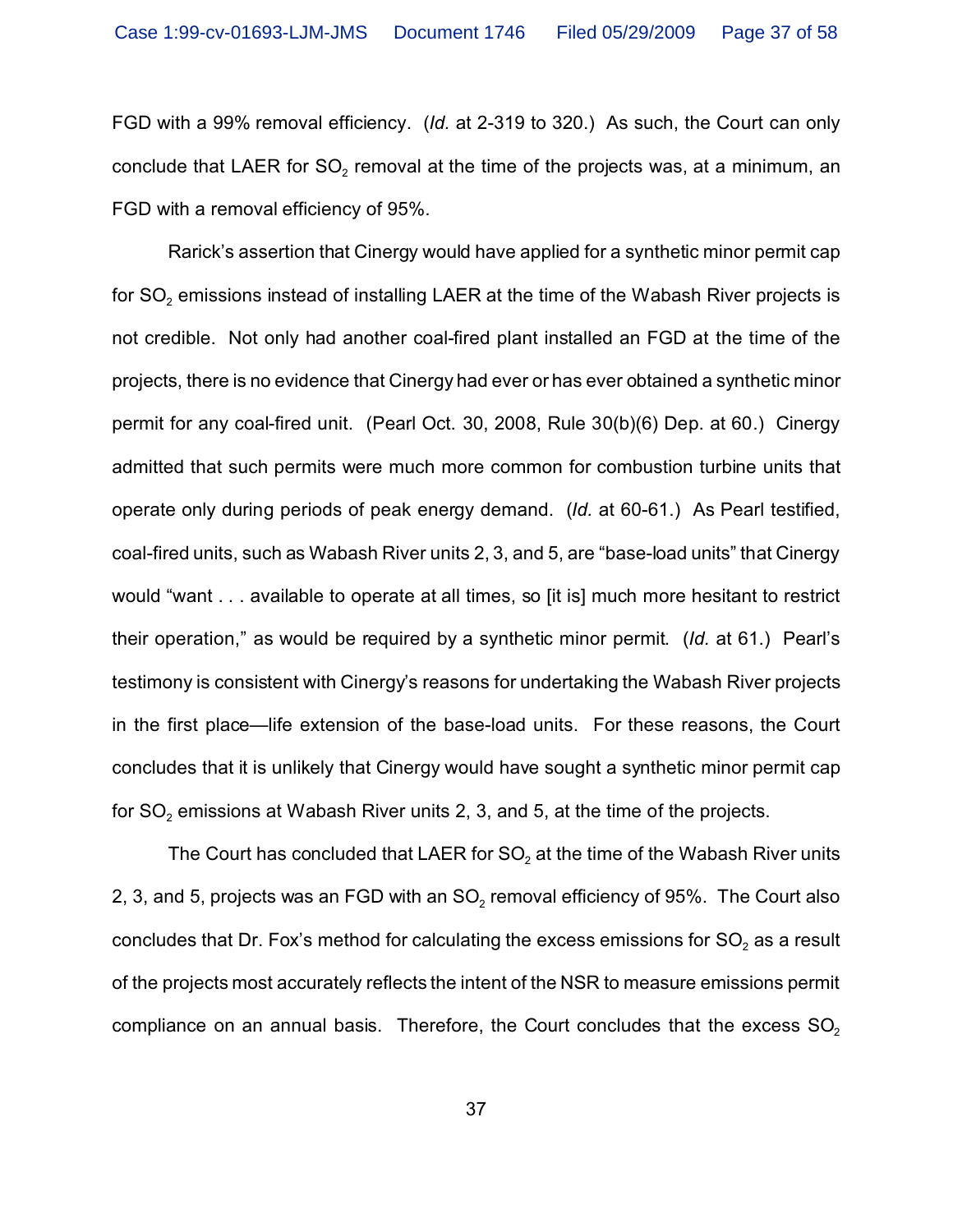FGD with a 99% removal efficiency. (*Id.* at 2-319 to 320.) As such, the Court can only conclude that LAER for $SO_2$ removal at the time of the projects was, at a minimum, an FGD with a removal efficiency of 95%.

Rarick's assertion that Cinergy would have applied for a synthetic minor permit cap for $SO_2$ emissions instead of installing LAER at the time of the Wabash River projects is not credible. Not only had another coal-fired plant installed an FGD at the time of the projects, there is no evidence that Cinergy had ever or has ever obtained a synthetic minor permit for any coal-fired unit. (Pearl Oct. 30, 2008, Rule 30(b)(6) Dep. at 60.) Cinergy admitted that such permits were much more common for combustion turbine units that operate only during periods of peak energy demand. (*Id.* at 60-61.) As Pearl testified, coal-fired units, such as Wabash River units 2, 3, and 5, are "base-load units" that Cinergy would "want . . . available to operate at all times, so [it is] much more hesitant to restrict their operation," as would be required by a synthetic minor permit. (*Id.* at 61.) Pearl's testimony is consistent with Cinergy's reasons for undertaking the Wabash River projects in the first place—life extension of the base-load units. For these reasons, the Court concludes that it is unlikely that Cinergy would have sought a synthetic minor permit cap for $SO_2$ emissions at Wabash River units 2, 3, and 5, at the time of the projects.

The Court has concluded that LAER for $SO_2$ at the time of the Wabash River units 2, 3, and 5, projects was an FGD with an $SO_2$ removal efficiency of 95%. The Court also concludes that Dr. Fox's method for calculating the excess emissions for $SO_2$ as a result of the projects most accurately reflects the intent of the NSR to measure emissions permit compliance on an annual basis. Therefore, the Court concludes that the excess $SO_2$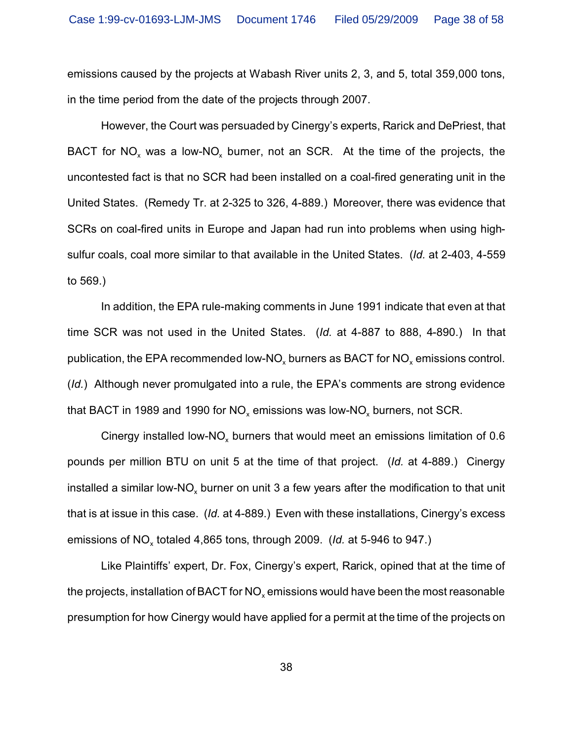emissions caused by the projects at Wabash River units 2, 3, and 5, total 359,000 tons, in the time period from the date of the projects through 2007.

However, the Court was persuaded by Cinergy's experts, Rarick and DePriest, that BACT for $NO_x$ was a low-$NO_x$ burner, not an SCR. At the time of the projects, the uncontested fact is that no SCR had been installed on a coal-fired generating unit in the United States. (Remedy Tr. at 2-325 to 326, 4-889.) Moreover, there was evidence that SCRs on coal-fired units in Europe and Japan had run into problems when using high-sulfur coals, coal more similar to that available in the United States. (*Id.* at 2-403, 4-559 to 569.)

In addition, the EPA rule-making comments in June 1991 indicate that even at that time SCR was not used in the United States. (*Id.* at 4-887 to 888, 4-890.) In that publication, the EPA recommended low-$NO_x$ burners as BACT for $NO_x$ emissions control. (*Id.*) Although never promulgated into a rule, the EPA's comments are strong evidence that BACT in 1989 and 1990 for $NO_x$ emissions was low-$NO_x$ burners, not SCR.

Cinergy installed low-$NO_x$ burners that would meet an emissions limitation of 0.6 pounds per million BTU on unit 5 at the time of that project. (*Id.* at 4-889.) Cinergy installed a similar low-$NO_x$ burner on unit 3 a few years after the modification to that unit that is at issue in this case. (*Id.* at 4-889.) Even with these installations, Cinergy's excess emissions of $NO_x$ totaled 4,865 tons, through 2009. (*Id.* at 5-946 to 947.)

Like Plaintiffs' expert, Dr. Fox, Cinergy's expert, Rarick, opined that at the time of the projects, installation of BACT for $NO_x$ emissions would have been the most reasonable presumption for how Cinergy would have applied for a permit at the time of the projects on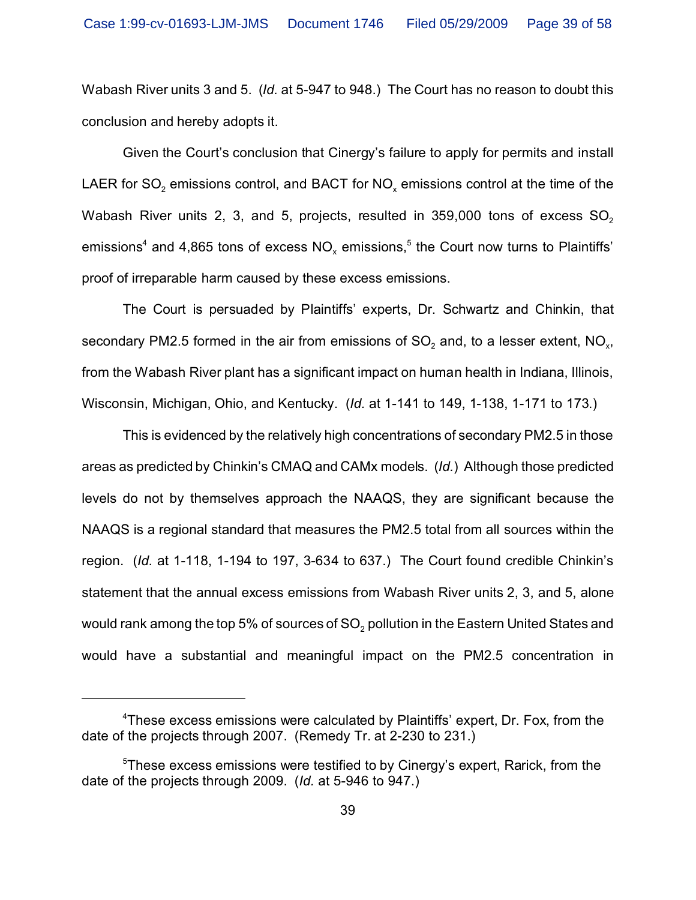Wabash River units 3 and 5. (*Id.* at 5-947 to 948.) The Court has no reason to doubt this conclusion and hereby adopts it.

Given the Court's conclusion that Cinergy's failure to apply for permits and install LAER for $SO_2$ emissions control, and BACT for $NO_x$ emissions control at the time of the Wabash River units 2, 3, and 5, projects, resulted in 359,000 tons of excess $SO_2$ emissions[4] and 4,865 tons of excess $NO_x$ emissions,[5] the Court now turns to Plaintiffs' proof of irreparable harm caused by these excess emissions.

The Court is persuaded by Plaintiffs' experts, Dr. Schwartz and Chinkin, that secondary PM2.5 formed in the air from emissions of $SO_2$ and, to a lesser extent, $NO_x$, from the Wabash River plant has a significant impact on human health in Indiana, Illinois, Wisconsin, Michigan, Ohio, and Kentucky. (*Id.* at 1-141 to 149, 1-138, 1-171 to 173.)

This is evidenced by the relatively high concentrations of secondary PM2.5 in those areas as predicted by Chinkin's CMAQ and CAMx models. (*Id.*) Although those predicted levels do not by themselves approach the NAAQS, they are significant because the NAAQS is a regional standard that measures the PM2.5 total from all sources within the region. (*Id.* at 1-118, 1-194 to 197, 3-634 to 637.) The Court found credible Chinkin's statement that the annual excess emissions from Wabash River units 2, 3, and 5, alone would rank among the top 5% of sources of $SO_2$ pollution in the Eastern United States and would have a substantial and meaningful impact on the PM2.5 concentration in

---

[4]These excess emissions were calculated by Plaintiffs' expert, Dr. Fox, from the date of the projects through 2007. (Remedy Tr. at 2-230 to 231.)

[5]These excess emissions were testified to by Cinergy's expert, Rarick, from the date of the projects through 2009. (*Id.* at 5-946 to 947.)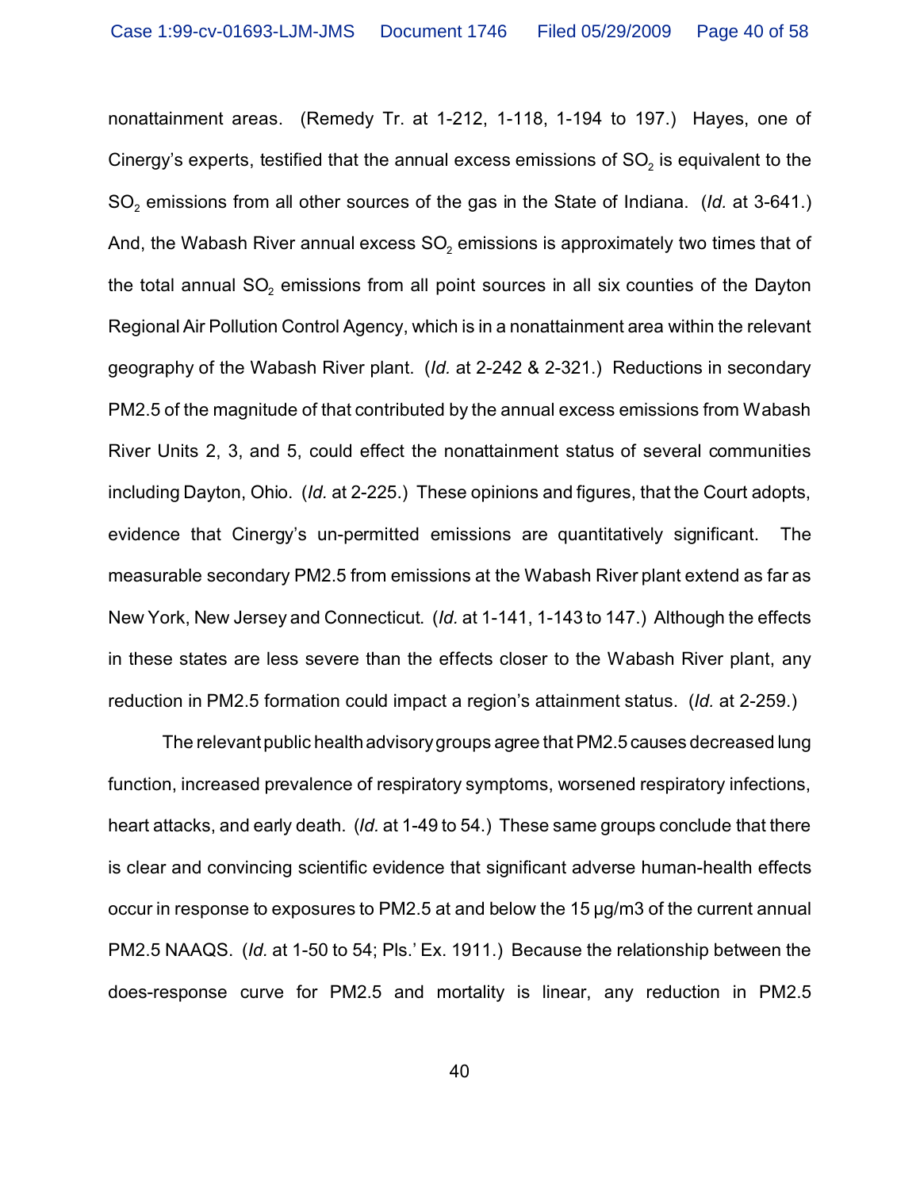nonattainment areas. (Remedy Tr. at 1-212, 1-118, 1-194 to 197.) Hayes, one of Cinergy's experts, testified that the annual excess emissions of $SO_2$ is equivalent to the $SO_2$ emissions from all other sources of the gas in the State of Indiana. (*Id.* at 3-641.) And, the Wabash River annual excess $SO_2$ emissions is approximately two times that of the total annual $SO_2$ emissions from all point sources in all six counties of the Dayton Regional Air Pollution Control Agency, which is in a nonattainment area within the relevant geography of the Wabash River plant. (*Id.* at 2-242 & 2-321.) Reductions in secondary PM2.5 of the magnitude of that contributed by the annual excess emissions from Wabash River Units 2, 3, and 5, could effect the nonattainment status of several communities including Dayton, Ohio. (*Id.* at 2-225.) These opinions and figures, that the Court adopts, evidence that Cinergy's un-permitted emissions are quantitatively significant. The measurable secondary PM2.5 from emissions at the Wabash River plant extend as far as New York, New Jersey and Connecticut. (*Id.* at 1-141, 1-143 to 147.) Although the effects in these states are less severe than the effects closer to the Wabash River plant, any reduction in PM2.5 formation could impact a region's attainment status. (*Id.* at 2-259.)

The relevant public health advisory groups agree that PM2.5 causes decreased lung function, increased prevalence of respiratory symptoms, worsened respiratory infections, heart attacks, and early death. (*Id.* at 1-49 to 54.) These same groups conclude that there is clear and convincing scientific evidence that significant adverse human-health effects occur in response to exposures to PM2.5 at and below the 15 µg/m3 of the current annual PM2.5 NAAQS. (*Id.* at 1-50 to 54; Pls.' Ex. 1911.) Because the relationship between the does-response curve for PM2.5 and mortality is linear, any reduction in PM2.5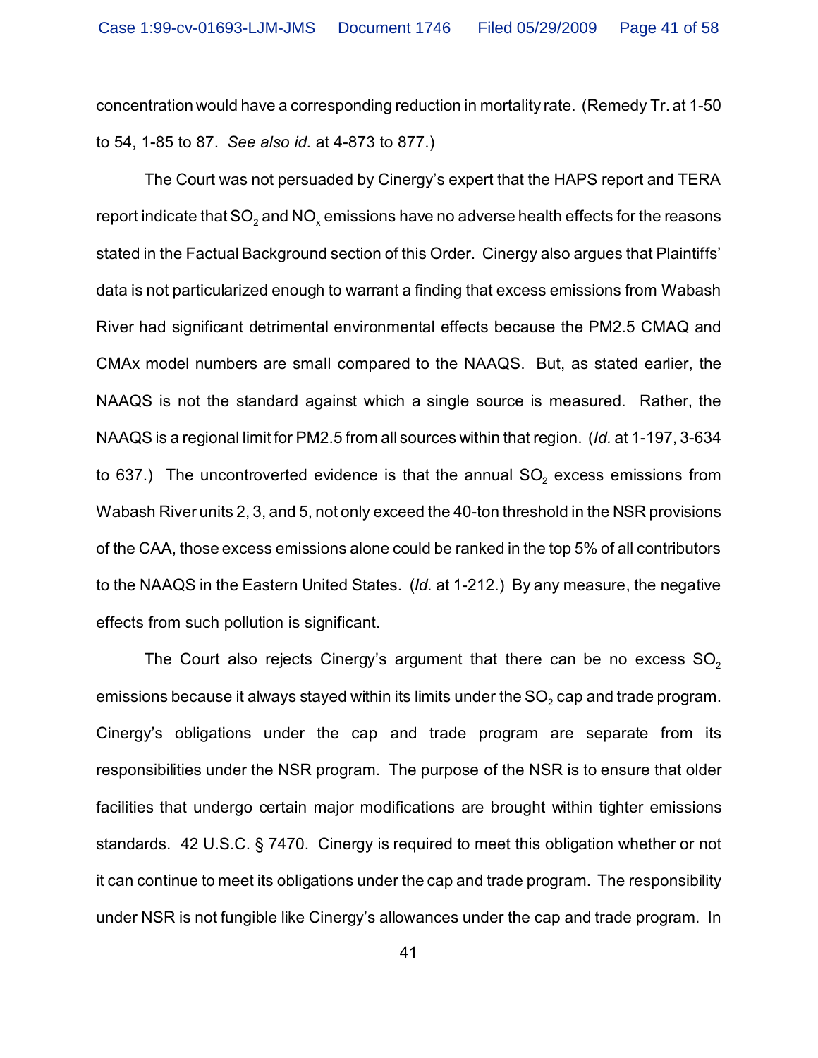concentration would have a corresponding reduction in mortality rate. (Remedy Tr. at 1-50 to 54, 1-85 to 87. *See also id.* at 4-873 to 877.)

The Court was not persuaded by Cinergy's expert that the HAPS report and TERA report indicate that $SO_2$ and $NO_x$ emissions have no adverse health effects for the reasons stated in the Factual Background section of this Order. Cinergy also argues that Plaintiffs' data is not particularized enough to warrant a finding that excess emissions from Wabash River had significant detrimental environmental effects because the PM2.5 CMAQ and CMAx model numbers are small compared to the NAAQS. But, as stated earlier, the NAAQS is not the standard against which a single source is measured. Rather, the NAAQS is a regional limit for PM2.5 from all sources within that region. (*Id.* at 1-197, 3-634 to 637.) The uncontroverted evidence is that the annual $SO_2$ excess emissions from Wabash River units 2, 3, and 5, not only exceed the 40-ton threshold in the NSR provisions of the CAA, those excess emissions alone could be ranked in the top 5% of all contributors to the NAAQS in the Eastern United States. (*Id.* at 1-212.) By any measure, the negative effects from such pollution is significant.

The Court also rejects Cinergy's argument that there can be no excess $SO_2$ emissions because it always stayed within its limits under the $SO_2$ cap and trade program. Cinergy's obligations under the cap and trade program are separate from its responsibilities under the NSR program. The purpose of the NSR is to ensure that older facilities that undergo certain major modifications are brought within tighter emissions standards. 42 U.S.C. § 7470. Cinergy is required to meet this obligation whether or not it can continue to meet its obligations under the cap and trade program. The responsibility under NSR is not fungible like Cinergy's allowances under the cap and trade program. In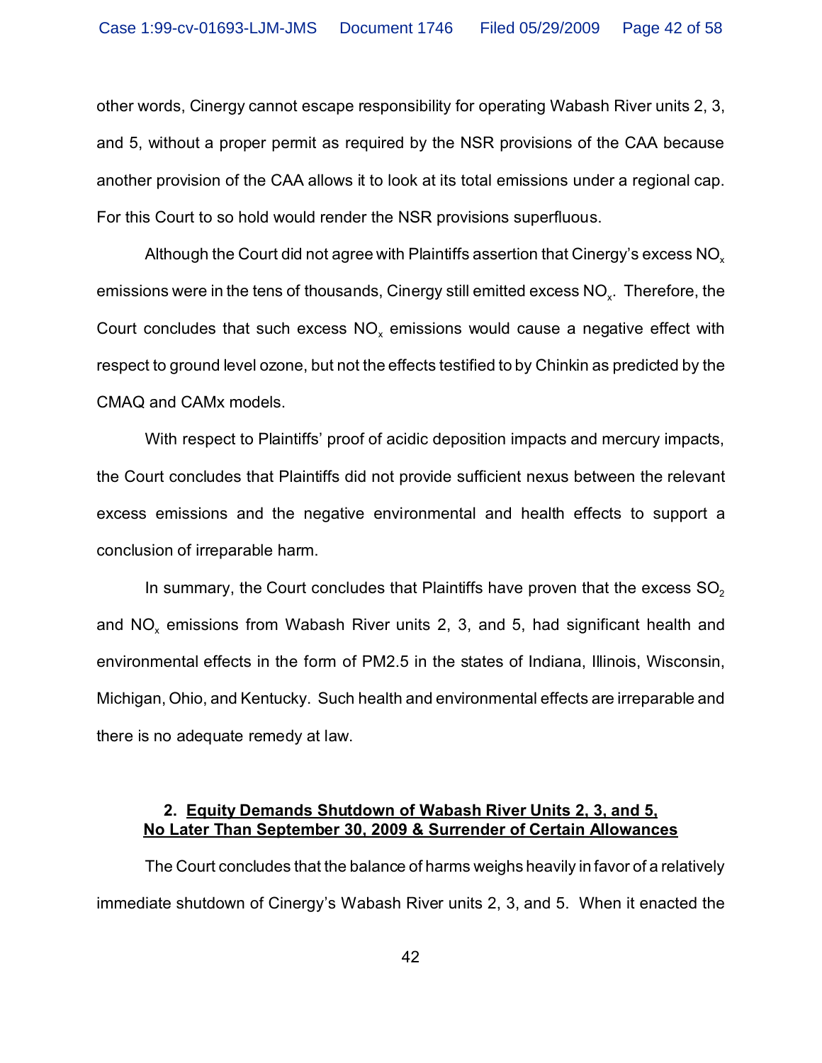other words, Cinergy cannot escape responsibility for operating Wabash River units 2, 3, and 5, without a proper permit as required by the NSR provisions of the CAA because another provision of the CAA allows it to look at its total emissions under a regional cap. For this Court to so hold would render the NSR provisions superfluous.

Although the Court did not agree with Plaintiffs assertion that Cinergy's excess $NO_x$ emissions were in the tens of thousands, Cinergy still emitted excess $NO_x$. Therefore, the Court concludes that such excess $NO_x$ emissions would cause a negative effect with respect to ground level ozone, but not the effects testified to by Chinkin as predicted by the CMAQ and CAMx models.

With respect to Plaintiffs' proof of acidic deposition impacts and mercury impacts, the Court concludes that Plaintiffs did not provide sufficient nexus between the relevant excess emissions and the negative environmental and health effects to support a conclusion of irreparable harm.

In summary, the Court concludes that Plaintiffs have proven that the excess $SO_2$ and $NO_x$ emissions from Wabash River units 2, 3, and 5, had significant health and environmental effects in the form of PM2.5 in the states of Indiana, Illinois, Wisconsin, Michigan, Ohio, and Kentucky. Such health and environmental effects are irreparable and there is no adequate remedy at law.

### 2. Equity Demands Shutdown of Wabash River Units 2, 3, and 5, No Later Than September 30, 2009 & Surrender of Certain Allowances

The Court concludes that the balance of harms weighs heavily in favor of a relatively immediate shutdown of Cinergy's Wabash River units 2, 3, and 5. When it enacted the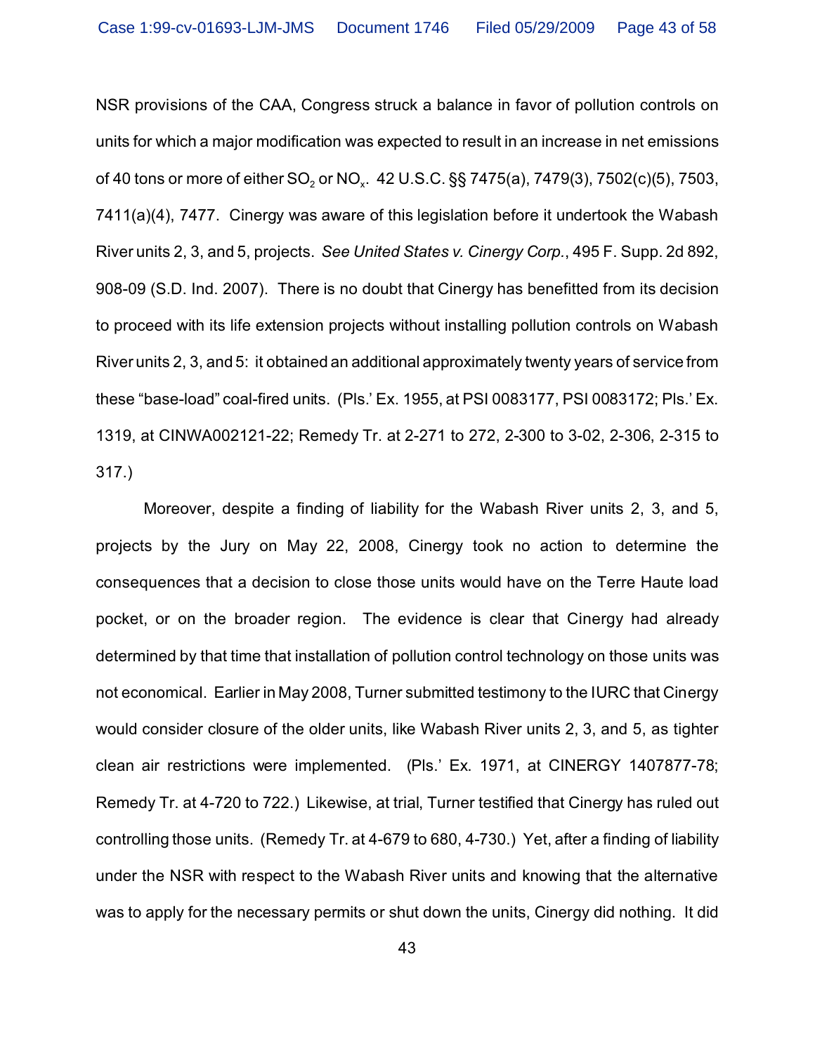NSR provisions of the CAA, Congress struck a balance in favor of pollution controls on units for which a major modification was expected to result in an increase in net emissions of 40 tons or more of either $SO_2$ or $NO_x$. 42 U.S.C. §§ 7475(a), 7479(3), 7502(c)(5), 7503, 7411(a)(4), 7477. Cinergy was aware of this legislation before it undertook the Wabash River units 2, 3, and 5, projects. *See United States v. Cinergy Corp.*, 495 F. Supp. 2d 892, 908-09 (S.D. Ind. 2007). There is no doubt that Cinergy has benefitted from its decision to proceed with its life extension projects without installing pollution controls on Wabash River units 2, 3, and 5: it obtained an additional approximately twenty years of service from these "base-load" coal-fired units. (Pls.' Ex. 1955, at PSI 0083177, PSI 0083172; Pls.' Ex. 1319, at CINWA002121-22; Remedy Tr. at 2-271 to 272, 2-300 to 3-02, 2-306, 2-315 to 317.)

Moreover, despite a finding of liability for the Wabash River units 2, 3, and 5, projects by the Jury on May 22, 2008, Cinergy took no action to determine the consequences that a decision to close those units would have on the Terre Haute load pocket, or on the broader region. The evidence is clear that Cinergy had already determined by that time that installation of pollution control technology on those units was not economical. Earlier in May 2008, Turner submitted testimony to the IURC that Cinergy would consider closure of the older units, like Wabash River units 2, 3, and 5, as tighter clean air restrictions were implemented. (Pls.' Ex. 1971, at CINERGY 1407877-78; Remedy Tr. at 4-720 to 722.) Likewise, at trial, Turner testified that Cinergy has ruled out controlling those units. (Remedy Tr. at 4-679 to 680, 4-730.) Yet, after a finding of liability under the NSR with respect to the Wabash River units and knowing that the alternative was to apply for the necessary permits or shut down the units, Cinergy did nothing. It did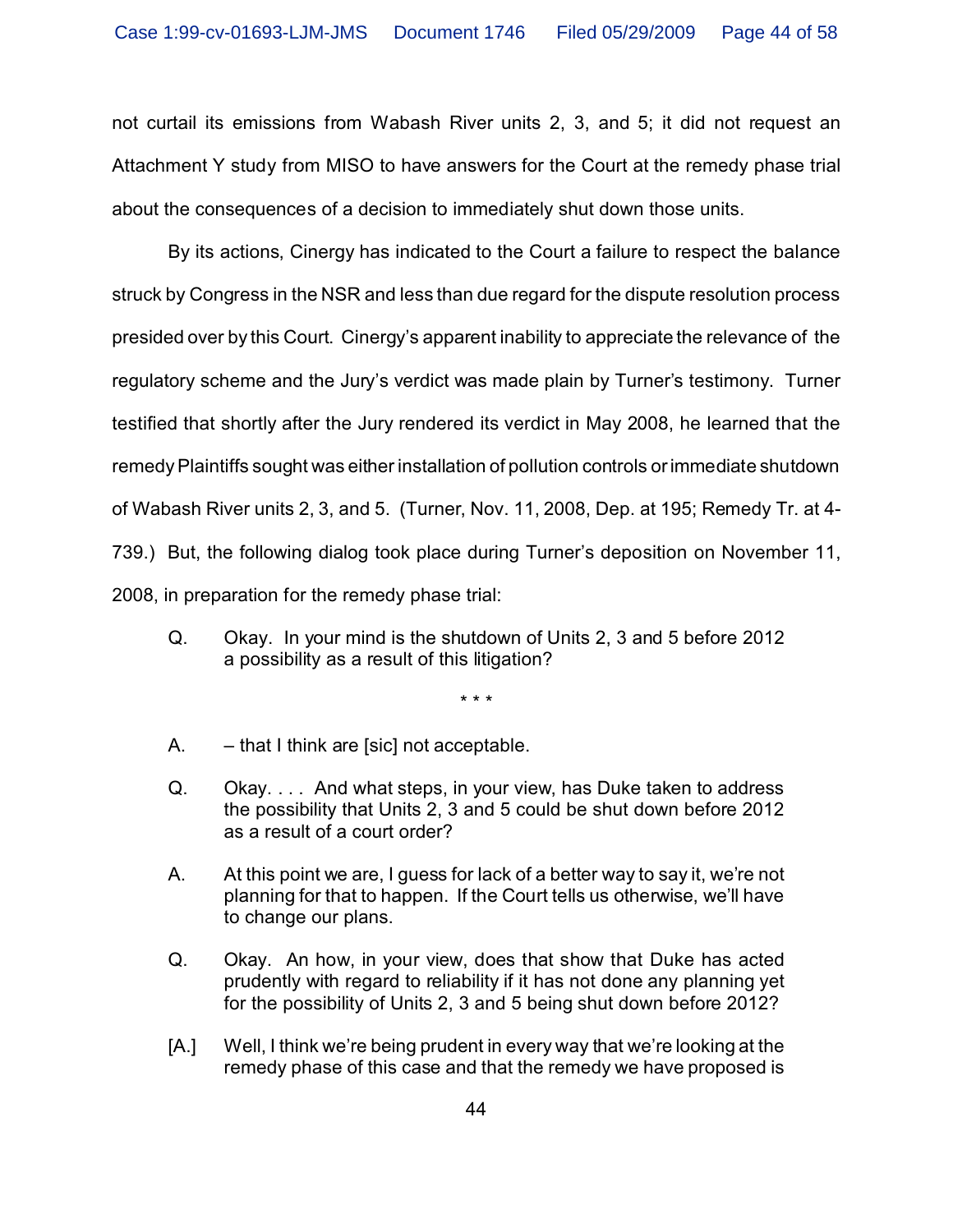not curtail its emissions from Wabash River units 2, 3, and 5; it did not request an Attachment Y study from MISO to have answers for the Court at the remedy phase trial about the consequences of a decision to immediately shut down those units.

By its actions, Cinergy has indicated to the Court a failure to respect the balance struck by Congress in the NSR and less than due regard for the dispute resolution process presided over by this Court. Cinergy's apparent inability to appreciate the relevance of the regulatory scheme and the Jury's verdict was made plain by Turner's testimony. Turner testified that shortly after the Jury rendered its verdict in May 2008, he learned that the remedy Plaintiffs sought was either installation of pollution controls or immediate shutdown of Wabash River units 2, 3, and 5. (Turner, Nov. 11, 2008, Dep. at 195; Remedy Tr. at 4-739.) But, the following dialog took place during Turner's deposition on November 11, 2008, in preparation for the remedy phase trial:

> Q. Okay. In your mind is the shutdown of Units 2, 3 and 5 before 2012 a possibility as a result of this litigation?
>
> \* \* \*
>
> A. – that I think are [sic] not acceptable.
>
> Q. Okay. . . . And what steps, in your view, has Duke taken to address the possibility that Units 2, 3 and 5 could be shut down before 2012 as a result of a court order?
>
> A. At this point we are, I guess for lack of a better way to say it, we're not planning for that to happen. If the Court tells us otherwise, we'll have to change our plans.
>
> Q. Okay. An how, in your view, does that show that Duke has acted prudently with regard to reliability if it has not done any planning yet for the possibility of Units 2, 3 and 5 being shut down before 2012?
>
> [A.] Well, I think we're being prudent in every way that we're looking at the remedy phase of this case and that the remedy we have proposed is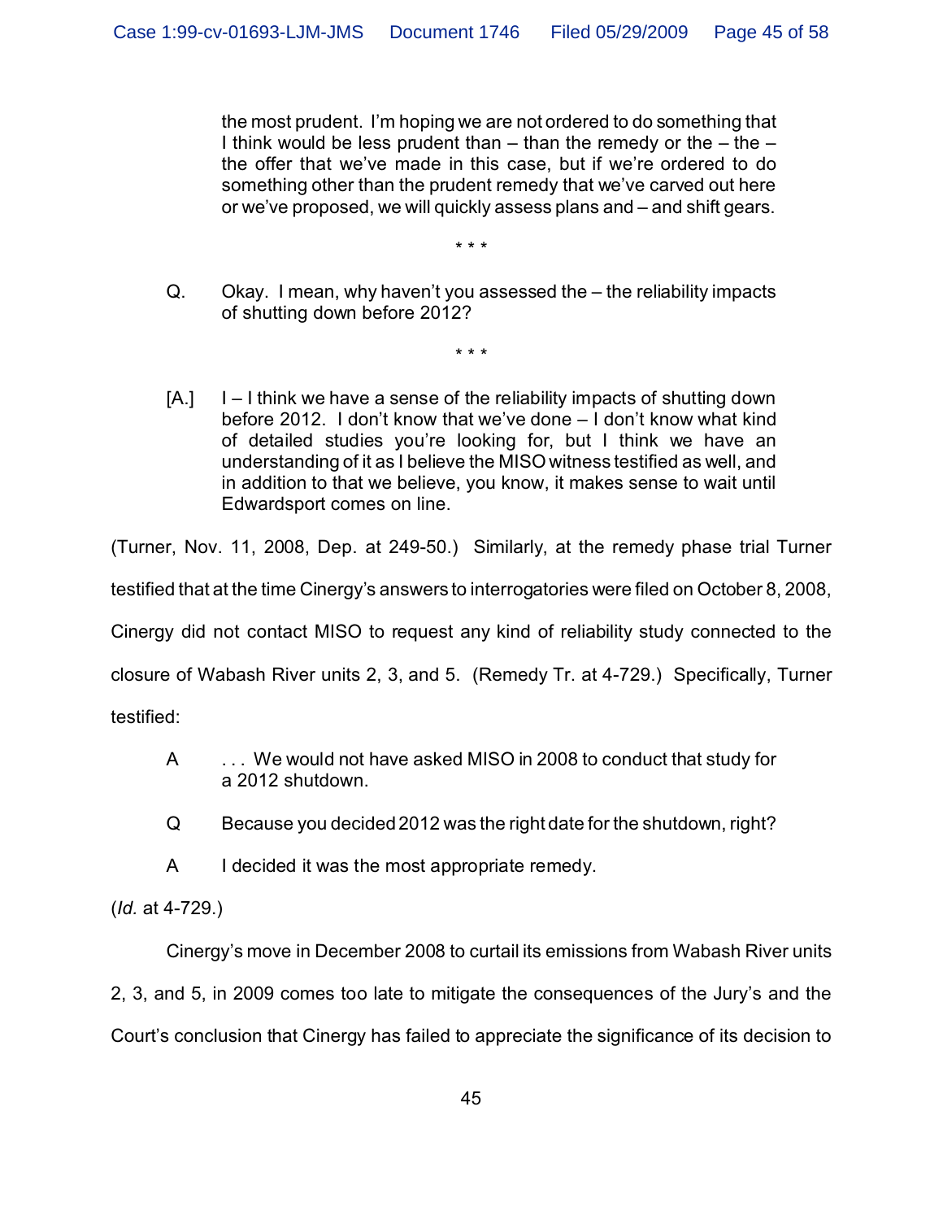> the most prudent. I'm hoping we are not ordered to do something that I think would be less prudent than – than the remedy or the – the – the offer that we've made in this case, but if we're ordered to do something other than the prudent remedy that we've carved out here or we've proposed, we will quickly assess plans and – and shift gears.
>
> \* \* \*
>
> Q. Okay. I mean, why haven't you assessed the – the reliability impacts of shutting down before 2012?
>
> \* \* \*
>
> [A.] I – I think we have a sense of the reliability impacts of shutting down before 2012. I don't know that we've done – I don't know what kind of detailed studies you're looking for, but I think we have an understanding of it as I believe the MISO witness testified as well, and in addition to that we believe, you know, it makes sense to wait until Edwardsport comes on line.

(Turner, Nov. 11, 2008, Dep. at 249-50.) Similarly, at the remedy phase trial Turner testified that at the time Cinergy's answers to interrogatories were filed on October 8, 2008, Cinergy did not contact MISO to request any kind of reliability study connected to the closure of Wabash River units 2, 3, and 5. (Remedy Tr. at 4-729.) Specifically, Turner testified:

> A . . . We would not have asked MISO in 2008 to conduct that study for a 2012 shutdown.
>
> Q Because you decided 2012 was the right date for the shutdown, right?
>
> A I decided it was the most appropriate remedy.

(*Id.* at 4-729.)

Cinergy's move in December 2008 to curtail its emissions from Wabash River units 2, 3, and 5, in 2009 comes too late to mitigate the consequences of the Jury's and the Court's conclusion that Cinergy has failed to appreciate the significance of its decision to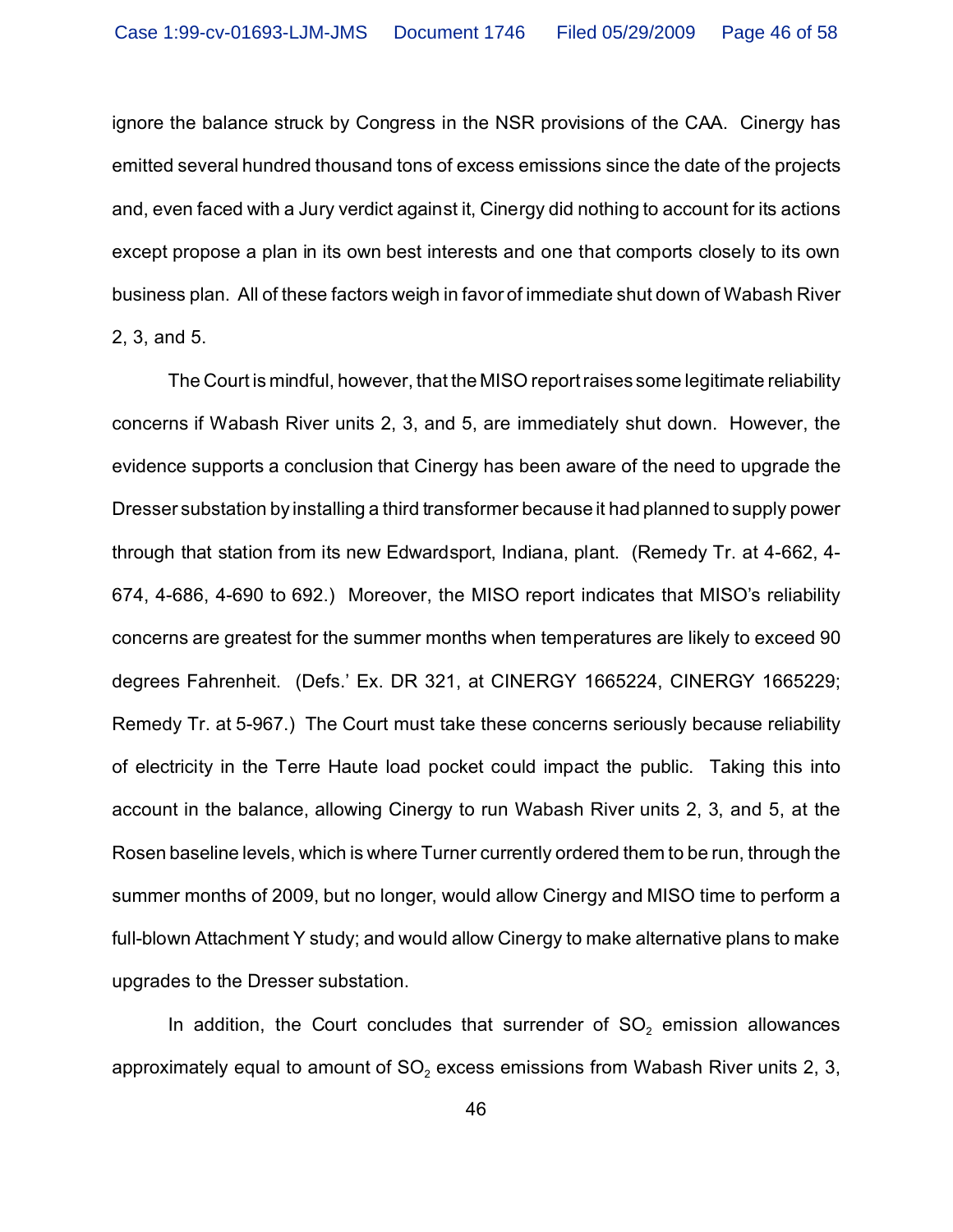ignore the balance struck by Congress in the NSR provisions of the CAA. Cinergy has emitted several hundred thousand tons of excess emissions since the date of the projects and, even faced with a Jury verdict against it, Cinergy did nothing to account for its actions except propose a plan in its own best interests and one that comports closely to its own business plan. All of these factors weigh in favor of immediate shut down of Wabash River 2, 3, and 5.

The Court is mindful, however, that the MISO report raises some legitimate reliability concerns if Wabash River units 2, 3, and 5, are immediately shut down. However, the evidence supports a conclusion that Cinergy has been aware of the need to upgrade the Dresser substation by installing a third transformer because it had planned to supply power through that station from its new Edwardsport, Indiana, plant. (Remedy Tr. at 4-662, 4-674, 4-686, 4-690 to 692.) Moreover, the MISO report indicates that MISO's reliability concerns are greatest for the summer months when temperatures are likely to exceed 90 degrees Fahrenheit. (Defs.' Ex. DR 321, at CINERGY 1665224, CINERGY 1665229; Remedy Tr. at 5-967.) The Court must take these concerns seriously because reliability of electricity in the Terre Haute load pocket could impact the public. Taking this into account in the balance, allowing Cinergy to run Wabash River units 2, 3, and 5, at the Rosen baseline levels, which is where Turner currently ordered them to be run, through the summer months of 2009, but no longer, would allow Cinergy and MISO time to perform a full-blown Attachment Y study; and would allow Cinergy to make alternative plans to make upgrades to the Dresser substation.

In addition, the Court concludes that surrender of $SO_2$ emission allowances approximately equal to amount of $SO_2$ excess emissions from Wabash River units 2, 3,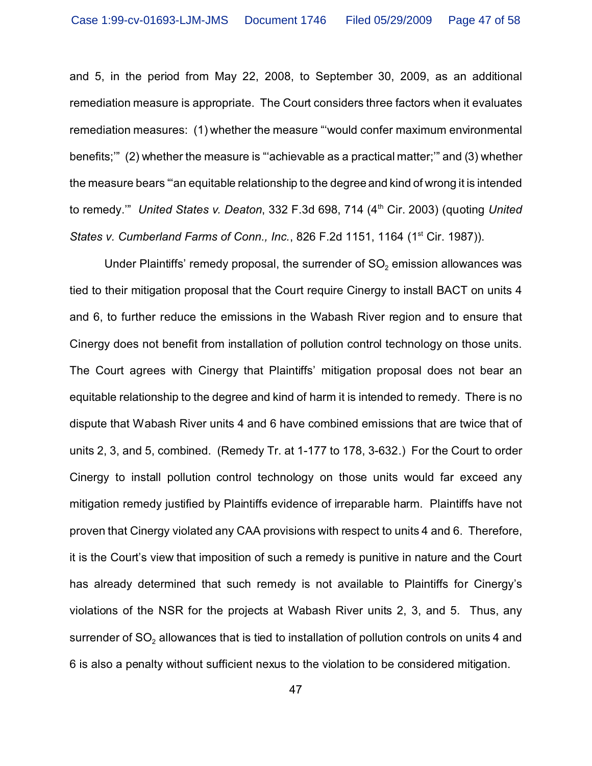and 5, in the period from May 22, 2008, to September 30, 2009, as an additional remediation measure is appropriate. The Court considers three factors when it evaluates remediation measures: (1) whether the measure "'would confer maximum environmental benefits;'" (2) whether the measure is "'achievable as a practical matter;'" and (3) whether the measure bears "'an equitable relationship to the degree and kind of wrong it is intended to remedy.'" *United States v. Deaton*, 332 F.3d 698, 714 (4th Cir. 2003) (quoting *United States v. Cumberland Farms of Conn., Inc.*, 826 F.2d 1151, 1164 (1st Cir. 1987)).

Under Plaintiffs' remedy proposal, the surrender of $SO_2$ emission allowances was tied to their mitigation proposal that the Court require Cinergy to install BACT on units 4 and 6, to further reduce the emissions in the Wabash River region and to ensure that Cinergy does not benefit from installation of pollution control technology on those units. The Court agrees with Cinergy that Plaintiffs' mitigation proposal does not bear an equitable relationship to the degree and kind of harm it is intended to remedy. There is no dispute that Wabash River units 4 and 6 have combined emissions that are twice that of units 2, 3, and 5, combined. (Remedy Tr. at 1-177 to 178, 3-632.) For the Court to order Cinergy to install pollution control technology on those units would far exceed any mitigation remedy justified by Plaintiffs evidence of irreparable harm. Plaintiffs have not proven that Cinergy violated any CAA provisions with respect to units 4 and 6. Therefore, it is the Court's view that imposition of such a remedy is punitive in nature and the Court has already determined that such remedy is not available to Plaintiffs for Cinergy's violations of the NSR for the projects at Wabash River units 2, 3, and 5. Thus, any surrender of $SO_2$ allowances that is tied to installation of pollution controls on units 4 and 6 is also a penalty without sufficient nexus to the violation to be considered mitigation.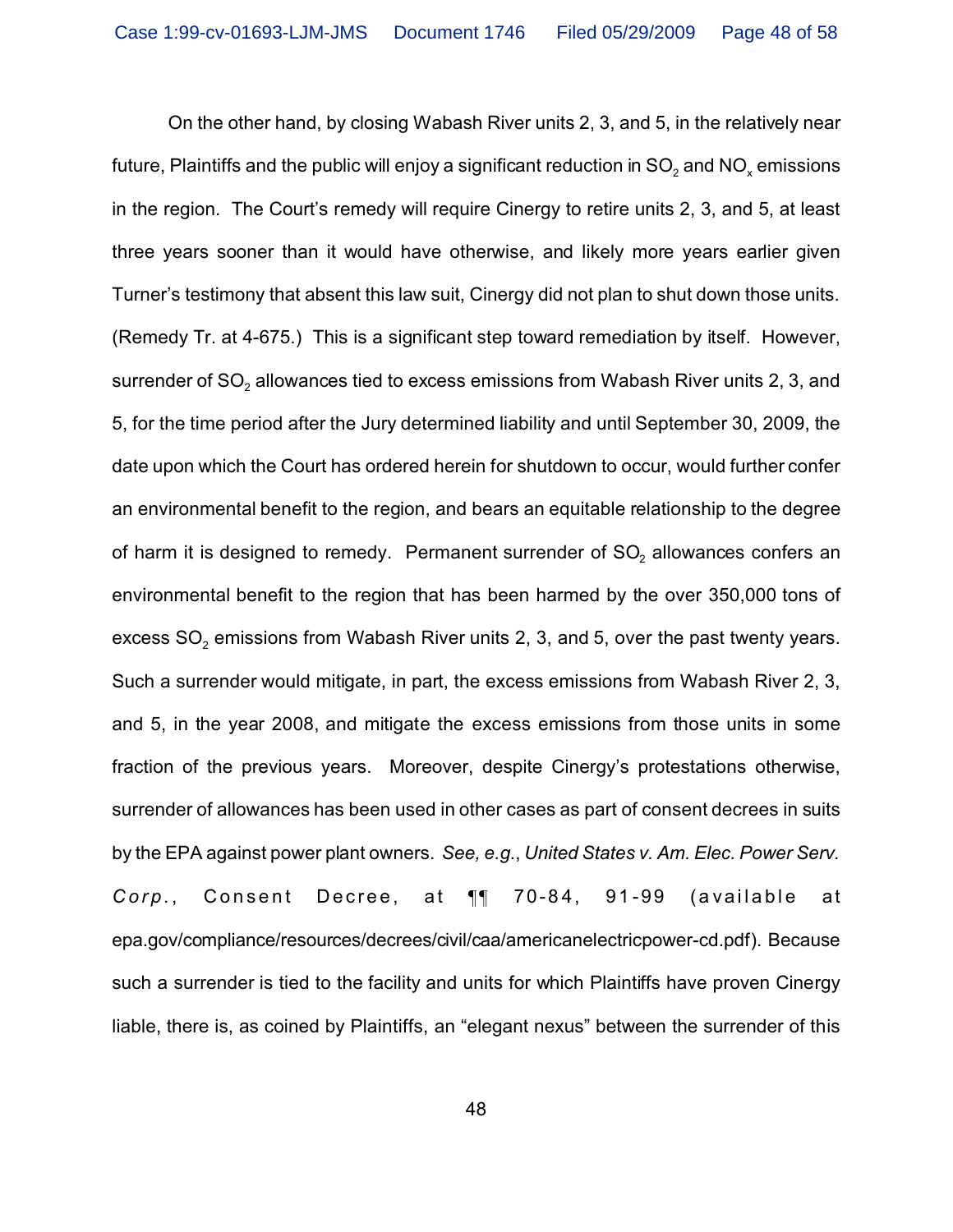On the other hand, by closing Wabash River units 2, 3, and 5, in the relatively near future, Plaintiffs and the public will enjoy a significant reduction in $SO_2$ and $NO_x$ emissions in the region. The Court's remedy will require Cinergy to retire units 2, 3, and 5, at least three years sooner than it would have otherwise, and likely more years earlier given Turner's testimony that absent this law suit, Cinergy did not plan to shut down those units. (Remedy Tr. at 4-675.) This is a significant step toward remediation by itself. However, surrender of $SO_2$ allowances tied to excess emissions from Wabash River units 2, 3, and 5, for the time period after the Jury determined liability and until September 30, 2009, the date upon which the Court has ordered herein for shutdown to occur, would further confer an environmental benefit to the region, and bears an equitable relationship to the degree of harm it is designed to remedy. Permanent surrender of $SO_2$ allowances confers an environmental benefit to the region that has been harmed by the over 350,000 tons of excess $SO_2$ emissions from Wabash River units 2, 3, and 5, over the past twenty years. Such a surrender would mitigate, in part, the excess emissions from Wabash River 2, 3, and 5, in the year 2008, and mitigate the excess emissions from those units in some fraction of the previous years. Moreover, despite Cinergy's protestations otherwise, surrender of allowances has been used in other cases as part of consent decrees in suits by the EPA against power plant owners. *See, e.g.*, *United States v. Am. Elec. Power Serv. Corp.*, Consent Decree, at ¶¶ 70-84, 91-99 (available at epa.gov/compliance/resources/decrees/civil/caa/americanelectricpower-cd.pdf). Because such a surrender is tied to the facility and units for which Plaintiffs have proven Cinergy liable, there is, as coined by Plaintiffs, an "elegant nexus" between the surrender of this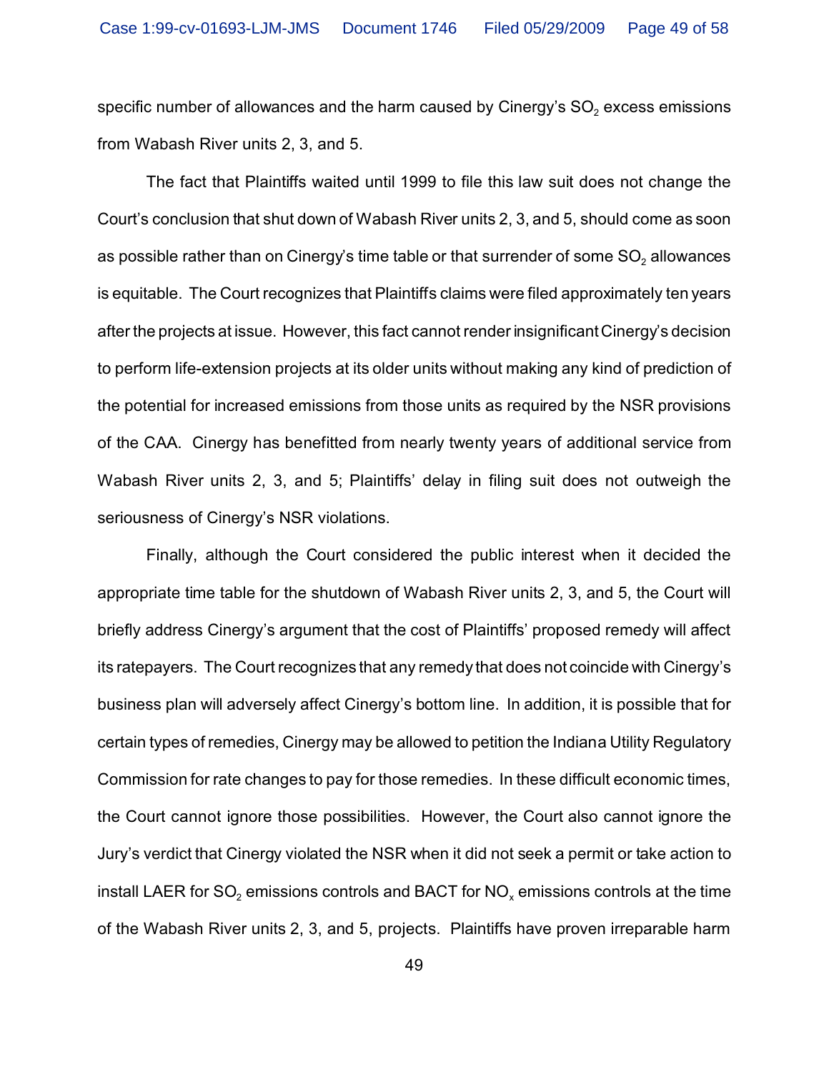specific number of allowances and the harm caused by Cinergy's $SO_2$ excess emissions from Wabash River units 2, 3, and 5.

The fact that Plaintiffs waited until 1999 to file this law suit does not change the Court's conclusion that shut down of Wabash River units 2, 3, and 5, should come as soon as possible rather than on Cinergy's time table or that surrender of some $SO_2$ allowances is equitable. The Court recognizes that Plaintiffs claims were filed approximately ten years after the projects at issue. However, this fact cannot render insignificant Cinergy's decision to perform life-extension projects at its older units without making any kind of prediction of the potential for increased emissions from those units as required by the NSR provisions of the CAA. Cinergy has benefitted from nearly twenty years of additional service from Wabash River units 2, 3, and 5; Plaintiffs' delay in filing suit does not outweigh the seriousness of Cinergy's NSR violations.

Finally, although the Court considered the public interest when it decided the appropriate time table for the shutdown of Wabash River units 2, 3, and 5, the Court will briefly address Cinergy's argument that the cost of Plaintiffs' proposed remedy will affect its ratepayers. The Court recognizes that any remedy that does not coincide with Cinergy's business plan will adversely affect Cinergy's bottom line. In addition, it is possible that for certain types of remedies, Cinergy may be allowed to petition the Indiana Utility Regulatory Commission for rate changes to pay for those remedies. In these difficult economic times, the Court cannot ignore those possibilities. However, the Court also cannot ignore the Jury's verdict that Cinergy violated the NSR when it did not seek a permit or take action to install LAER for $SO_2$ emissions controls and BACT for $NO_x$ emissions controls at the time of the Wabash River units 2, 3, and 5, projects. Plaintiffs have proven irreparable harm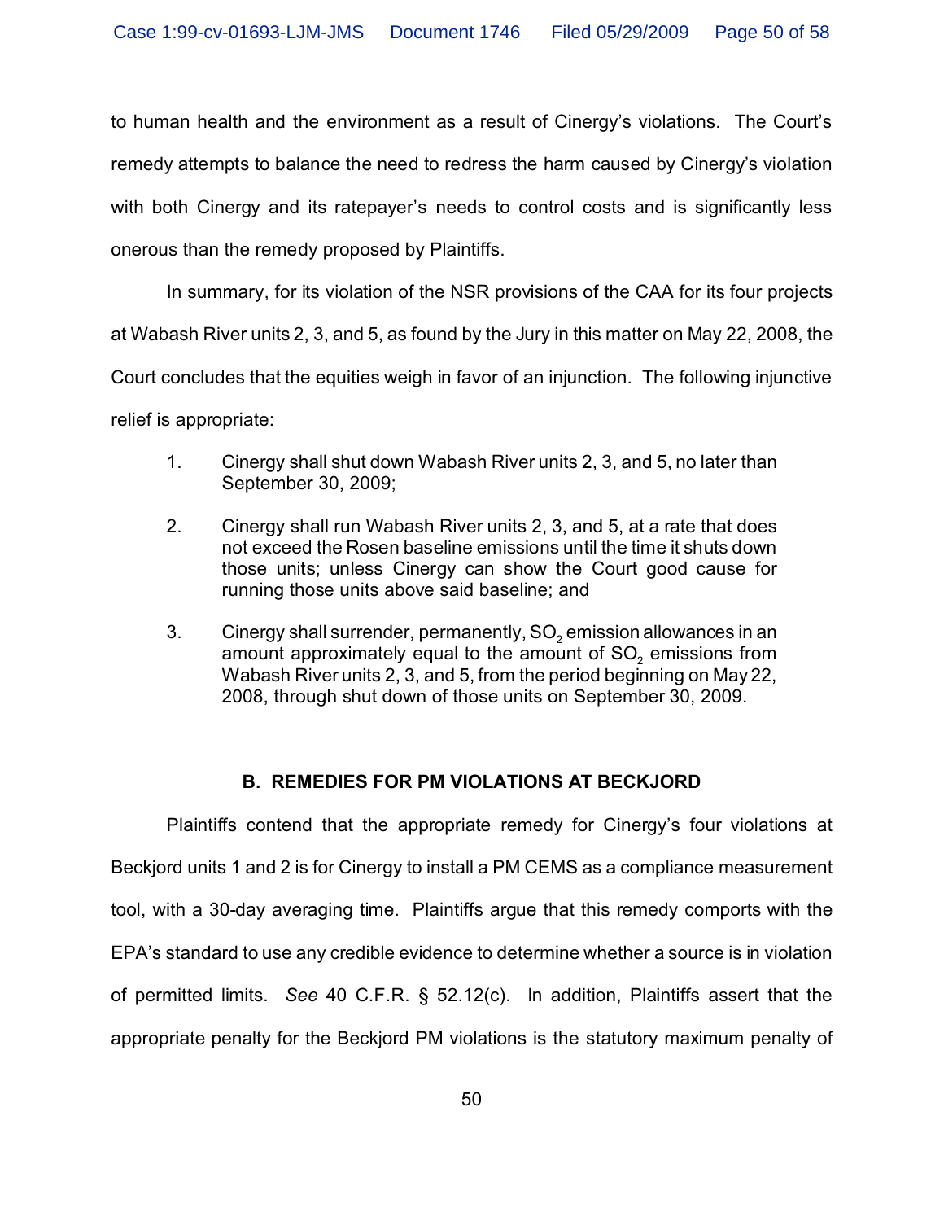to human health and the environment as a result of Cinergy's violations. The Court's remedy attempts to balance the need to redress the harm caused by Cinergy's violation with both Cinergy and its ratepayer's needs to control costs and is significantly less onerous than the remedy proposed by Plaintiffs.

In summary, for its violation of the NSR provisions of the CAA for its four projects at Wabash River units 2, 3, and 5, as found by the Jury in this matter on May 22, 2008, the Court concludes that the equities weigh in favor of an injunction. The following injunctive relief is appropriate:

1. Cinergy shall shut down Wabash River units 2, 3, and 5, no later than September 30, 2009;

2. Cinergy shall run Wabash River units 2, 3, and 5, at a rate that does not exceed the Rosen baseline emissions until the time it shuts down those units; unless Cinergy can show the Court good cause for running those units above said baseline; and

3. Cinergy shall surrender, permanently, $SO_2$ emission allowances in an amount approximately equal to the amount of $SO_2$ emissions from Wabash River units 2, 3, and 5, from the period beginning on May 22, 2008, through shut down of those units on September 30, 2009.

## B. REMEDIES FOR PM VIOLATIONS AT BECKJORD

Plaintiffs contend that the appropriate remedy for Cinergy's four violations at Beckjord units 1 and 2 is for Cinergy to install a PM CEMS as a compliance measurement tool, with a 30-day averaging time. Plaintiffs argue that this remedy comports with the EPA's standard to use any credible evidence to determine whether a source is in violation of permitted limits. *See* 40 C.F.R. § 52.12(c). In addition, Plaintiffs assert that the appropriate penalty for the Beckjord PM violations is the statutory maximum penalty of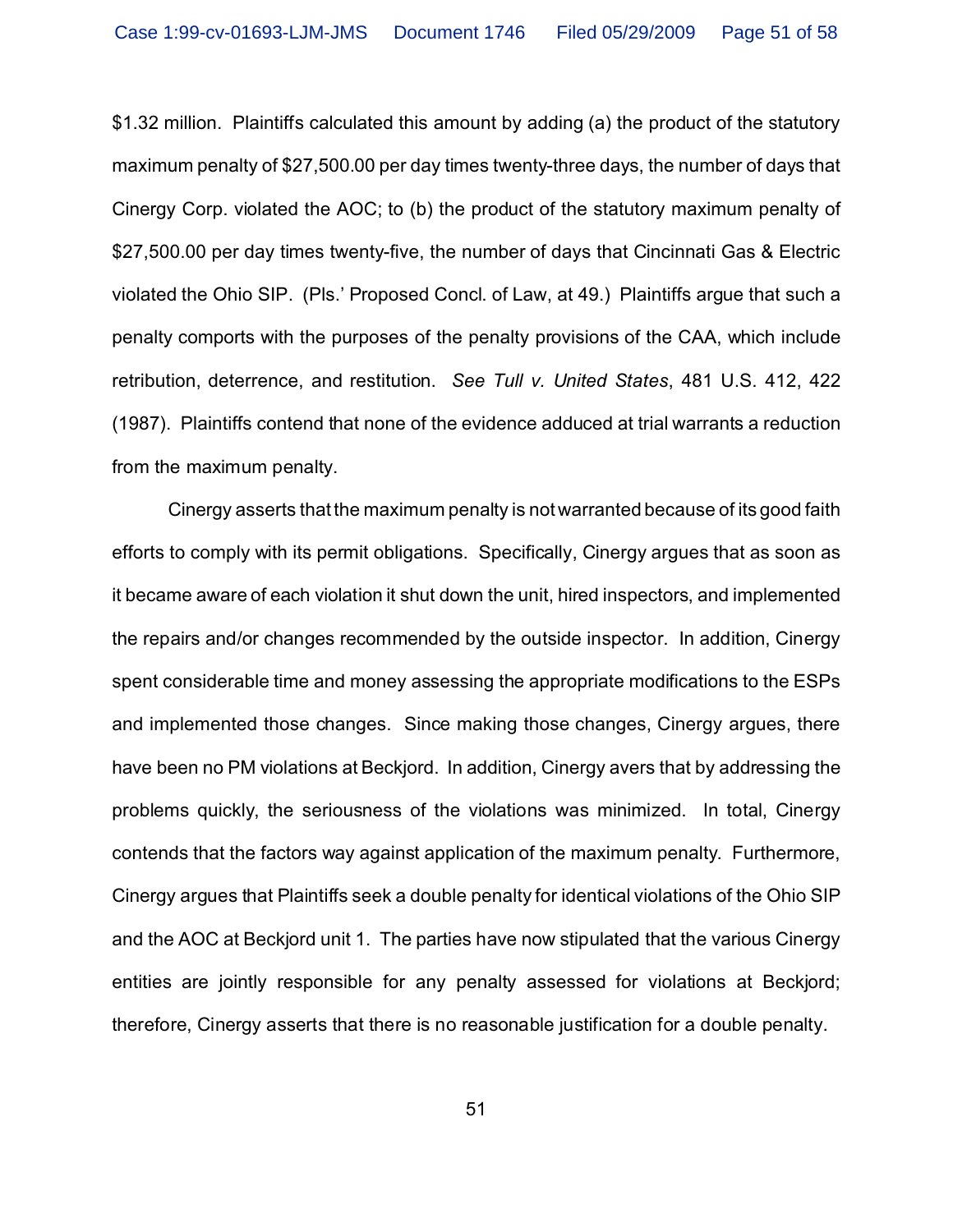$1.32 million. Plaintiffs calculated this amount by adding (a) the product of the statutory maximum penalty of $27,500.00 per day times twenty-three days, the number of days that Cinergy Corp. violated the AOC; to (b) the product of the statutory maximum penalty of $27,500.00 per day times twenty-five, the number of days that Cincinnati Gas & Electric violated the Ohio SIP. (Pls.' Proposed Concl. of Law, at 49.) Plaintiffs argue that such a penalty comports with the purposes of the penalty provisions of the CAA, which include retribution, deterrence, and restitution. *See Tull v. United States*, 481 U.S. 412, 422 (1987). Plaintiffs contend that none of the evidence adduced at trial warrants a reduction from the maximum penalty.

Cinergy asserts that the maximum penalty is not warranted because of its good faith efforts to comply with its permit obligations. Specifically, Cinergy argues that as soon as it became aware of each violation it shut down the unit, hired inspectors, and implemented the repairs and/or changes recommended by the outside inspector. In addition, Cinergy spent considerable time and money assessing the appropriate modifications to the ESPs and implemented those changes. Since making those changes, Cinergy argues, there have been no PM violations at Beckjord. In addition, Cinergy avers that by addressing the problems quickly, the seriousness of the violations was minimized. In total, Cinergy contends that the factors way against application of the maximum penalty. Furthermore, Cinergy argues that Plaintiffs seek a double penalty for identical violations of the Ohio SIP and the AOC at Beckjord unit 1. The parties have now stipulated that the various Cinergy entities are jointly responsible for any penalty assessed for violations at Beckjord; therefore, Cinergy asserts that there is no reasonable justification for a double penalty.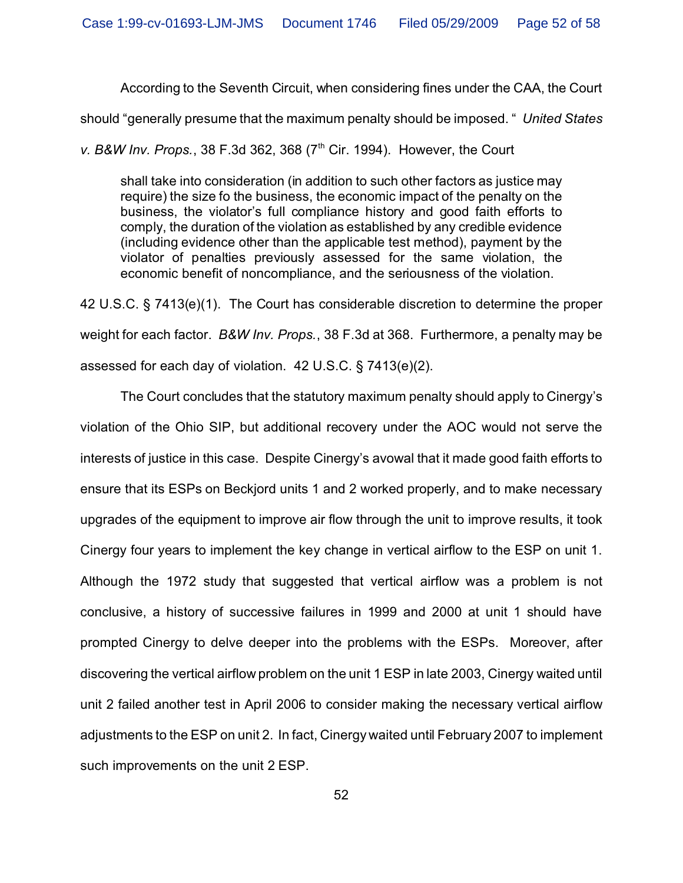According to the Seventh Circuit, when considering fines under the CAA, the Court should "generally presume that the maximum penalty should be imposed. " *United States v. B&W Inv. Props.*, 38 F.3d 362, 368 (7th Cir. 1994). However, the Court

> shall take into consideration (in addition to such other factors as justice may require) the size fo the business, the economic impact of the penalty on the business, the violator's full compliance history and good faith efforts to comply, the duration of the violation as established by any credible evidence (including evidence other than the applicable test method), payment by the violator of penalties previously assessed for the same violation, the economic benefit of noncompliance, and the seriousness of the violation.

42 U.S.C. § 7413(e)(1). The Court has considerable discretion to determine the proper weight for each factor. *B&W Inv. Props.*, 38 F.3d at 368. Furthermore, a penalty may be assessed for each day of violation. 42 U.S.C. § 7413(e)(2).

The Court concludes that the statutory maximum penalty should apply to Cinergy's violation of the Ohio SIP, but additional recovery under the AOC would not serve the interests of justice in this case. Despite Cinergy's avowal that it made good faith efforts to ensure that its ESPs on Beckjord units 1 and 2 worked properly, and to make necessary upgrades of the equipment to improve air flow through the unit to improve results, it took Cinergy four years to implement the key change in vertical airflow to the ESP on unit 1. Although the 1972 study that suggested that vertical airflow was a problem is not conclusive, a history of successive failures in 1999 and 2000 at unit 1 should have prompted Cinergy to delve deeper into the problems with the ESPs. Moreover, after discovering the vertical airflow problem on the unit 1 ESP in late 2003, Cinergy waited until unit 2 failed another test in April 2006 to consider making the necessary vertical airflow adjustments to the ESP on unit 2. In fact, Cinergy waited until February 2007 to implement such improvements on the unit 2 ESP.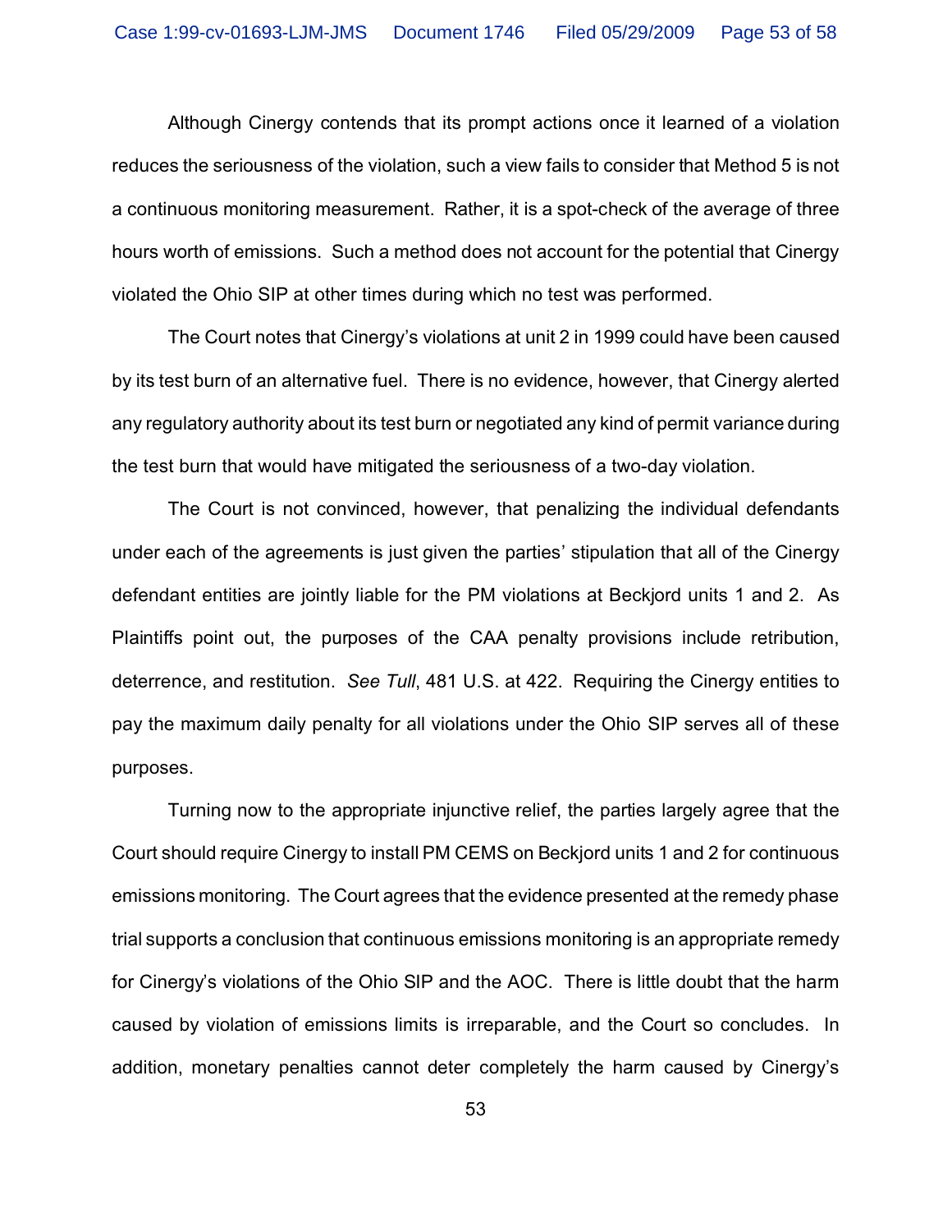Although Cinergy contends that its prompt actions once it learned of a violation reduces the seriousness of the violation, such a view fails to consider that Method 5 is not a continuous monitoring measurement. Rather, it is a spot-check of the average of three hours worth of emissions. Such a method does not account for the potential that Cinergy violated the Ohio SIP at other times during which no test was performed.

The Court notes that Cinergy's violations at unit 2 in 1999 could have been caused by its test burn of an alternative fuel. There is no evidence, however, that Cinergy alerted any regulatory authority about its test burn or negotiated any kind of permit variance during the test burn that would have mitigated the seriousness of a two-day violation.

The Court is not convinced, however, that penalizing the individual defendants under each of the agreements is just given the parties' stipulation that all of the Cinergy defendant entities are jointly liable for the PM violations at Beckjord units 1 and 2. As Plaintiffs point out, the purposes of the CAA penalty provisions include retribution, deterrence, and restitution. *See Tull*, 481 U.S. at 422. Requiring the Cinergy entities to pay the maximum daily penalty for all violations under the Ohio SIP serves all of these purposes.

Turning now to the appropriate injunctive relief, the parties largely agree that the Court should require Cinergy to install PM CEMS on Beckjord units 1 and 2 for continuous emissions monitoring. The Court agrees that the evidence presented at the remedy phase trial supports a conclusion that continuous emissions monitoring is an appropriate remedy for Cinergy's violations of the Ohio SIP and the AOC. There is little doubt that the harm caused by violation of emissions limits is irreparable, and the Court so concludes. In addition, monetary penalties cannot deter completely the harm caused by Cinergy's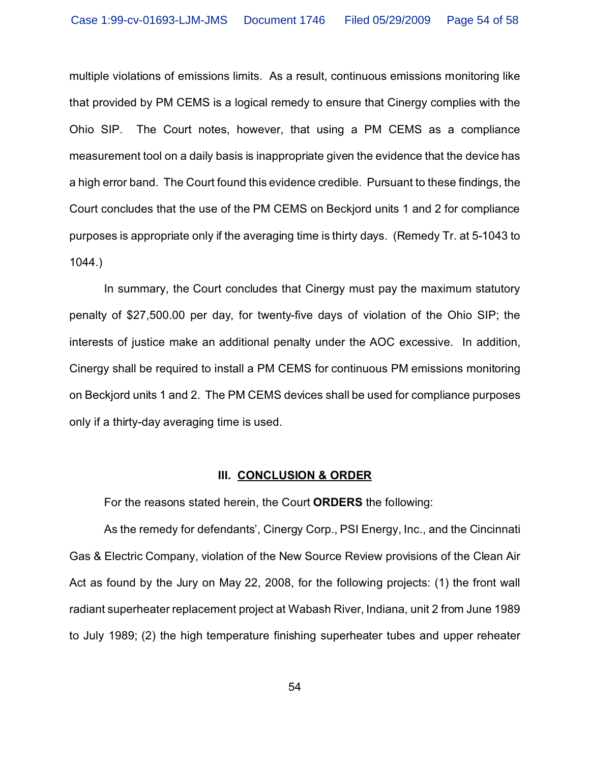multiple violations of emissions limits. As a result, continuous emissions monitoring like that provided by PM CEMS is a logical remedy to ensure that Cinergy complies with the Ohio SIP. The Court notes, however, that using a PM CEMS as a compliance measurement tool on a daily basis is inappropriate given the evidence that the device has a high error band. The Court found this evidence credible. Pursuant to these findings, the Court concludes that the use of the PM CEMS on Beckjord units 1 and 2 for compliance purposes is appropriate only if the averaging time is thirty days. (Remedy Tr. at 5-1043 to 1044.)

In summary, the Court concludes that Cinergy must pay the maximum statutory penalty of $27,500.00 per day, for twenty-five days of violation of the Ohio SIP; the interests of justice make an additional penalty under the AOC excessive. In addition, Cinergy shall be required to install a PM CEMS for continuous PM emissions monitoring on Beckjord units 1 and 2. The PM CEMS devices shall be used for compliance purposes only if a thirty-day averaging time is used.

## III. CONCLUSION & ORDER

For the reasons stated herein, the Court **ORDERS** the following:

As the remedy for defendants', Cinergy Corp., PSI Energy, Inc., and the Cincinnati Gas & Electric Company, violation of the New Source Review provisions of the Clean Air Act as found by the Jury on May 22, 2008, for the following projects: (1) the front wall radiant superheater replacement project at Wabash River, Indiana, unit 2 from June 1989 to July 1989; (2) the high temperature finishing superheater tubes and upper reheater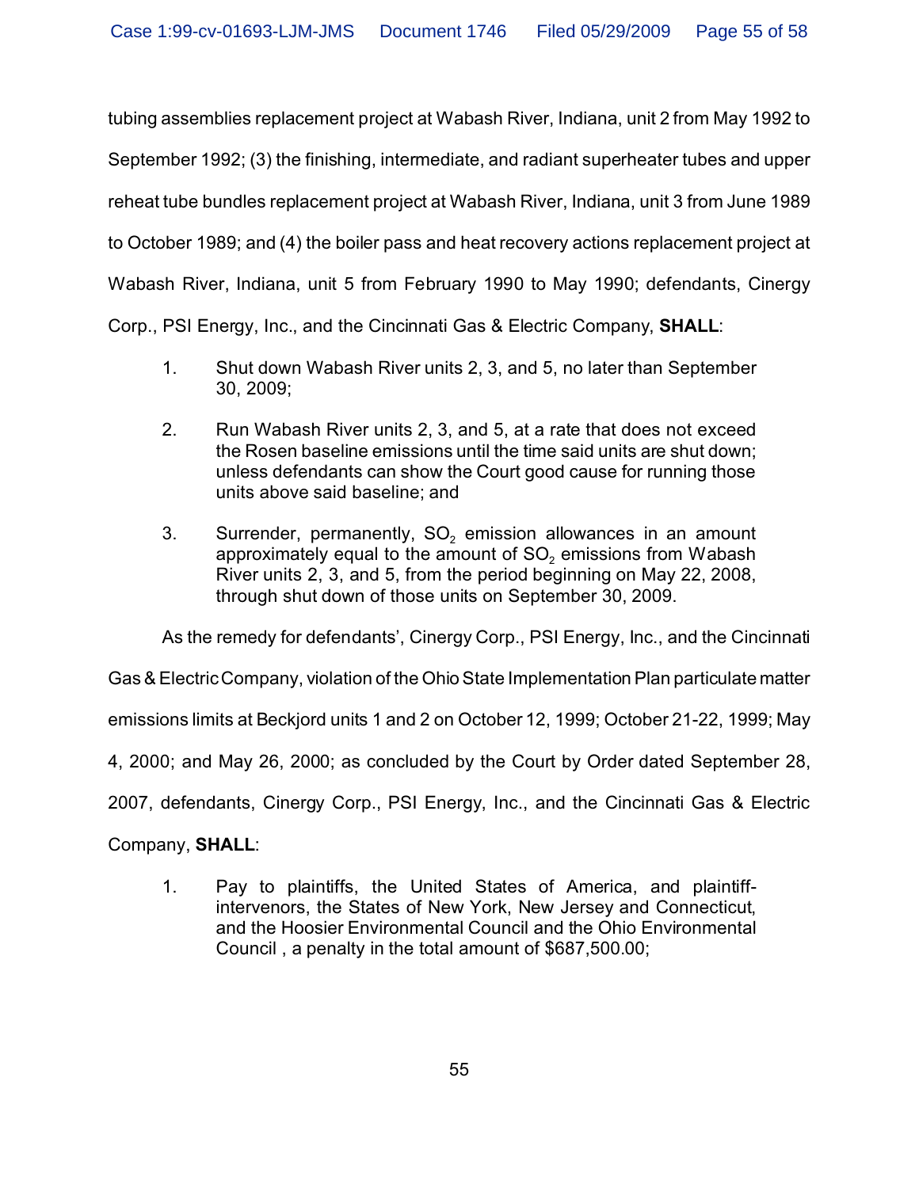tubing assemblies replacement project at Wabash River, Indiana, unit 2 from May 1992 to September 1992; (3) the finishing, intermediate, and radiant superheater tubes and upper reheat tube bundles replacement project at Wabash River, Indiana, unit 3 from June 1989 to October 1989; and (4) the boiler pass and heat recovery actions replacement project at Wabash River, Indiana, unit 5 from February 1990 to May 1990; defendants, Cinergy Corp., PSI Energy, Inc., and the Cincinnati Gas & Electric Company, **SHALL**:

1. Shut down Wabash River units 2, 3, and 5, no later than September 30, 2009;

2. Run Wabash River units 2, 3, and 5, at a rate that does not exceed the Rosen baseline emissions until the time said units are shut down; unless defendants can show the Court good cause for running those units above said baseline; and

3. Surrender, permanently, $SO_2$ emission allowances in an amount approximately equal to the amount of $SO_2$ emissions from Wabash River units 2, 3, and 5, from the period beginning on May 22, 2008, through shut down of those units on September 30, 2009.

As the remedy for defendants', Cinergy Corp., PSI Energy, Inc., and the Cincinnati Gas & Electric Company, violation of the Ohio State Implementation Plan particulate matter emissions limits at Beckjord units 1 and 2 on October 12, 1999; October 21-22, 1999; May 4, 2000; and May 26, 2000; as concluded by the Court by Order dated September 28, 2007, defendants, Cinergy Corp., PSI Energy, Inc., and the Cincinnati Gas & Electric Company, **SHALL**:

1. Pay to plaintiffs, the United States of America, and plaintiff-intervenors, the States of New York, New Jersey and Connecticut, and the Hoosier Environmental Council and the Ohio Environmental Council , a penalty in the total amount of $687,500.00;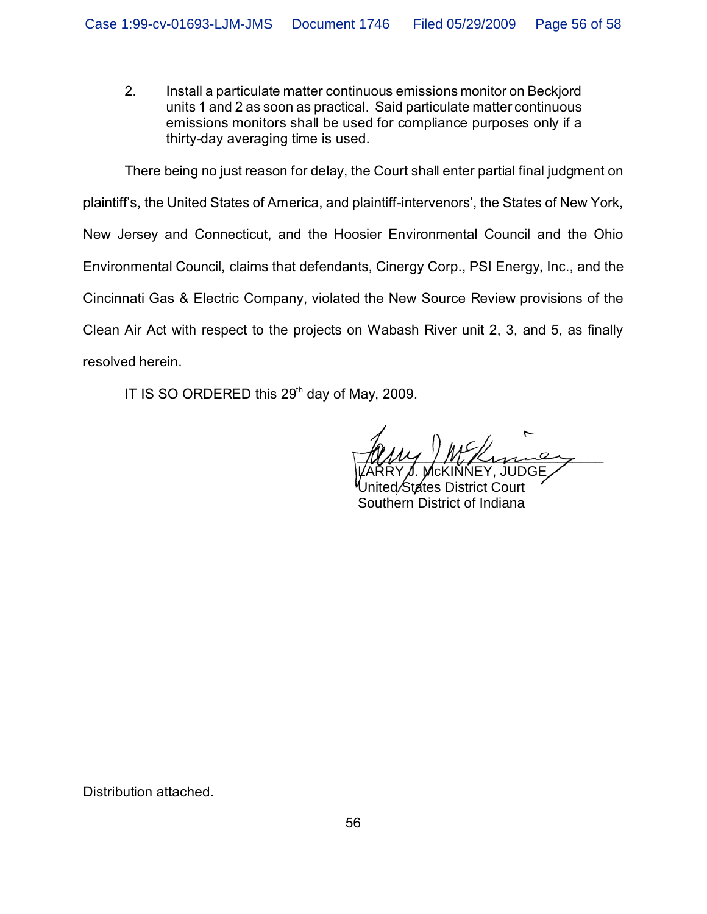2. Install a particulate matter continuous emissions monitor on Beckjord units 1 and 2 as soon as practical. Said particulate matter continuous emissions monitors shall be used for compliance purposes only if a thirty-day averaging time is used.

There being no just reason for delay, the Court shall enter partial final judgment on plaintiff's, the United States of America, and plaintiff-intervenors', the States of New York, New Jersey and Connecticut, and the Hoosier Environmental Council and the Ohio Environmental Council, claims that defendants, Cinergy Corp., PSI Energy, Inc., and the Cincinnati Gas & Electric Company, violated the New Source Review provisions of the Clean Air Act with respect to the projects on Wabash River unit 2, 3, and 5, as finally resolved herein.

IT IS SO ORDERED this 29th day of May, 2009.

LARRY J. McKINNEY, JUDGE
United States District Court
Southern District of Indiana

Distribution attached.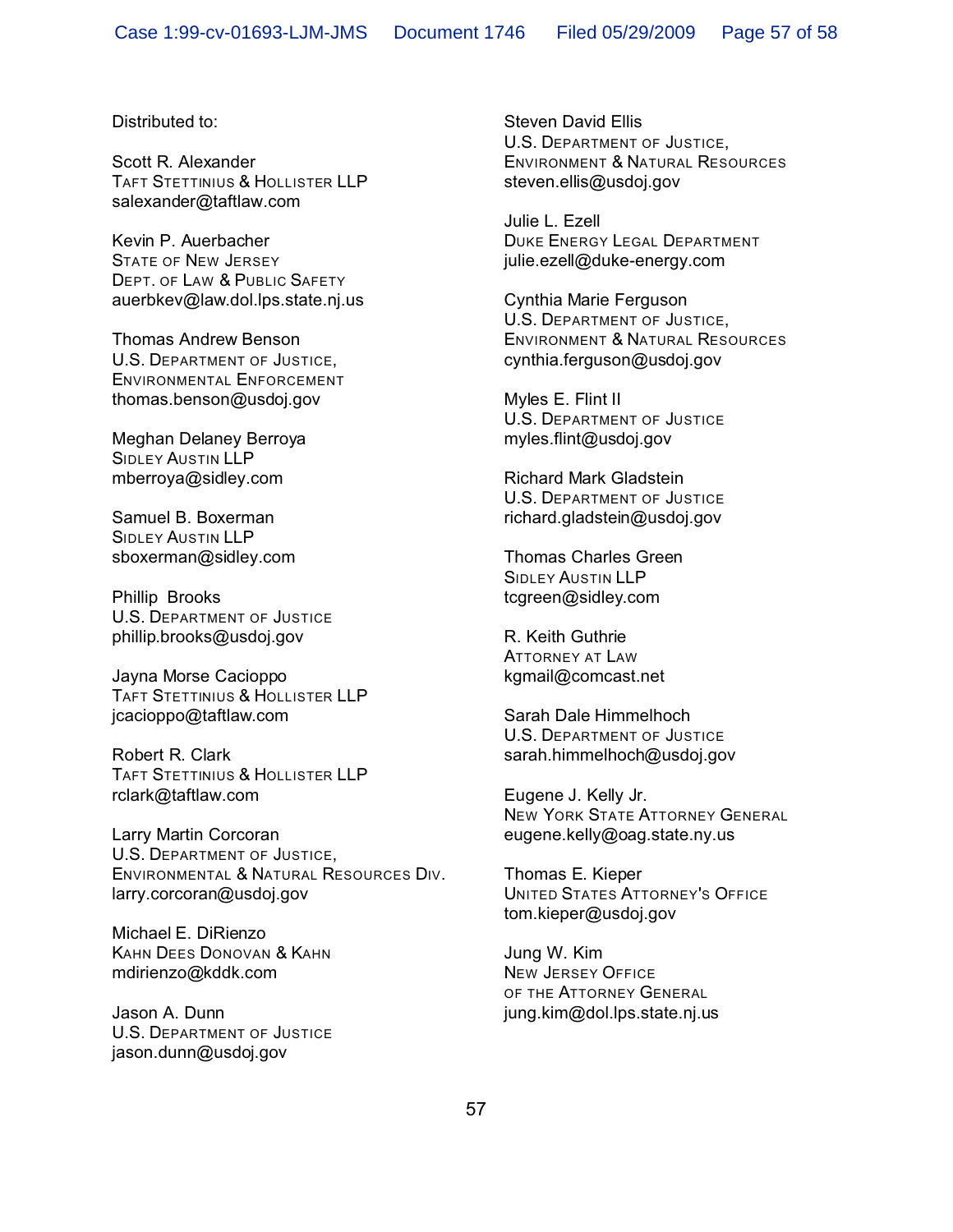Distributed to:

Scott R. Alexander
Taft Stettinius & Hollister LLP
salexander@taftlaw.com

Kevin P. Auerbacher
State of New Jersey
Dept. of Law & Public Safety
auerbkev@law.dol.lps.state.nj.us

Thomas Andrew Benson
U.S. Department of Justice,
Environmental Enforcement
thomas.benson@usdoj.gov

Meghan Delaney Berroya
Sidley Austin LLP
mberroya@sidley.com

Samuel B. Boxerman
Sidley Austin LLP
sboxerman@sidley.com

Phillip Brooks
U.S. Department of Justice
phillip.brooks@usdoj.gov

Jayna Morse Cacioppo
Taft Stettinius & Hollister LLP
jcacioppo@taftlaw.com

Robert R. Clark
Taft Stettinius & Hollister LLP
rclark@taftlaw.com

Larry Martin Corcoran
U.S. Department of Justice,
Environmental & Natural Resources Div.
larry.corcoran@usdoj.gov

Michael E. DiRienzo
Kahn Dees Donovan & Kahn
mdirienzo@kddk.com

Jason A. Dunn
U.S. Department of Justice
jason.dunn@usdoj.gov

Steven David Ellis
U.S. Department of Justice,
Environment & Natural Resources
steven.ellis@usdoj.gov

Julie L. Ezell
Duke Energy Legal Department
julie.ezell@duke-energy.com

Cynthia Marie Ferguson
U.S. Department of Justice,
Environment & Natural Resources
cynthia.ferguson@usdoj.gov

Myles E. Flint II
U.S. Department of Justice
myles.flint@usdoj.gov

Richard Mark Gladstein
U.S. Department of Justice
richard.gladstein@usdoj.gov

Thomas Charles Green
Sidley Austin LLP
tcgreen@sidley.com

R. Keith Guthrie
Attorney at Law
kgmail@comcast.net

Sarah Dale Himmelhoch
U.S. Department of Justice
sarah.himmelhoch@usdoj.gov

Eugene J. Kelly Jr.
New York State Attorney General
eugene.kelly@oag.state.ny.us

Thomas E. Kieper
United States Attorney's Office
tom.kieper@usdoj.gov

Jung W. Kim
New Jersey Office
of the Attorney General
jung.kim@dol.lps.state.nj.us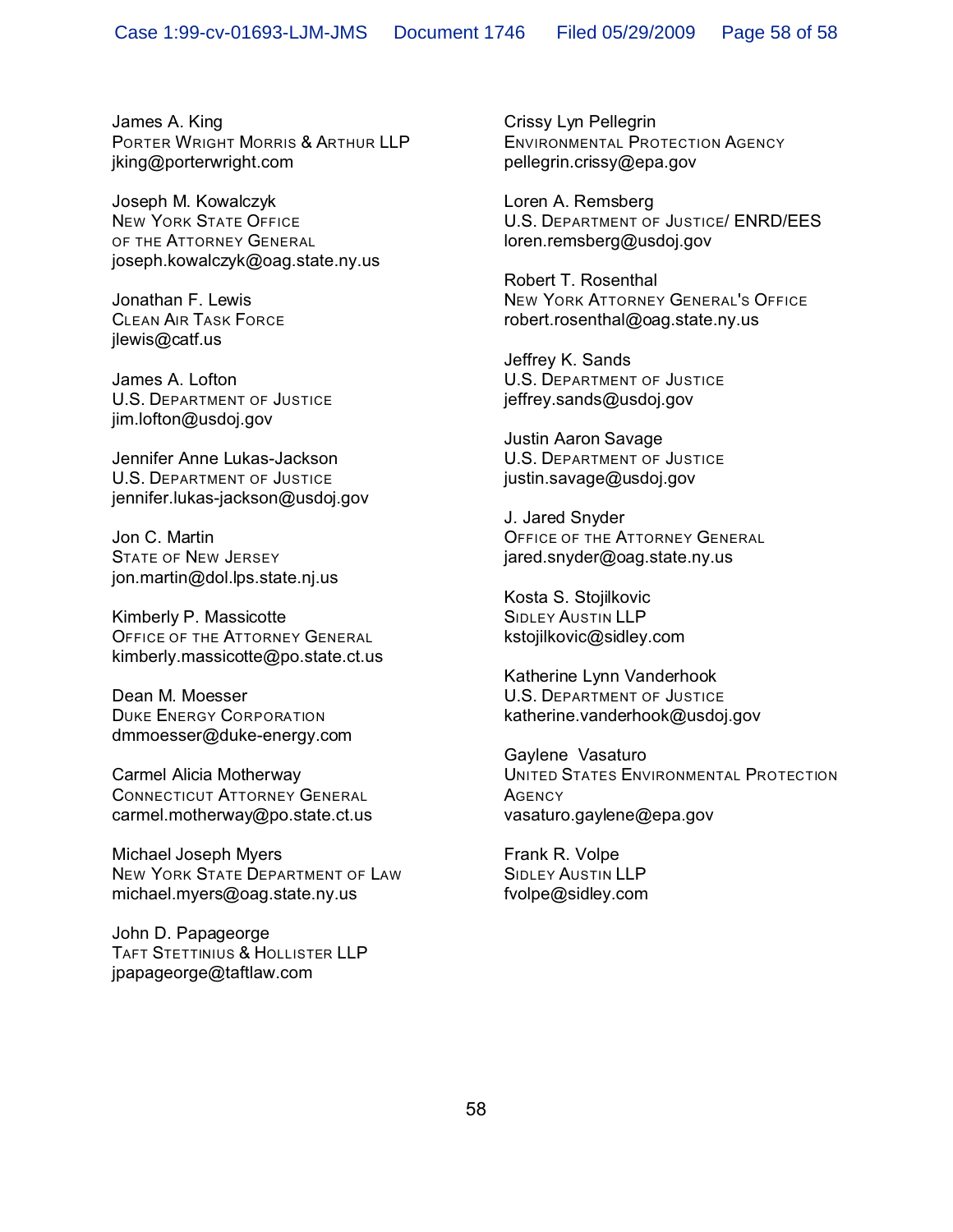James A. King
PORTER WRIGHT MORRIS & ARTHUR LLP
jking@porterwright.com

Joseph M. Kowalczyk
NEW YORK STATE OFFICE
OF THE ATTORNEY GENERAL
joseph.kowalczyk@oag.state.ny.us

Jonathan F. Lewis
CLEAN AIR TASK FORCE
jlewis@catf.us

James A. Lofton
U.S. DEPARTMENT OF JUSTICE
jim.lofton@usdoj.gov

Jennifer Anne Lukas-Jackson
U.S. DEPARTMENT OF JUSTICE
jennifer.lukas-jackson@usdoj.gov

Jon C. Martin
STATE OF NEW JERSEY
jon.martin@dol.lps.state.nj.us

Kimberly P. Massicotte
OFFICE OF THE ATTORNEY GENERAL
kimberly.massicotte@po.state.ct.us

Dean M. Moesser
DUKE ENERGY CORPORATION
dmmoesser@duke-energy.com

Carmel Alicia Motherway
CONNECTICUT ATTORNEY GENERAL
carmel.motherway@po.state.ct.us

Michael Joseph Myers
NEW YORK STATE DEPARTMENT OF LAW
michael.myers@oag.state.ny.us

John D. Papageorge
TAFT STETTINIUS & HOLLISTER LLP
jpapageorge@taftlaw.com

Crissy Lyn Pellegrin
ENVIRONMENTAL PROTECTION AGENCY
pellegrin.crissy@epa.gov

Loren A. Remsberg
U.S. DEPARTMENT OF JUSTICE/ ENRD/EES
loren.remsberg@usdoj.gov

Robert T. Rosenthal
NEW YORK ATTORNEY GENERAL'S OFFICE
robert.rosenthal@oag.state.ny.us

Jeffrey K. Sands
U.S. DEPARTMENT OF JUSTICE
jeffrey.sands@usdoj.gov

Justin Aaron Savage
U.S. DEPARTMENT OF JUSTICE
justin.savage@usdoj.gov

J. Jared Snyder
OFFICE OF THE ATTORNEY GENERAL
jared.snyder@oag.state.ny.us

Kosta S. Stojilkovic
SIDLEY AUSTIN LLP
kstojilkovic@sidley.com

Katherine Lynn Vanderhook
U.S. DEPARTMENT OF JUSTICE
katherine.vanderhook@usdoj.gov

Gaylene Vasaturo
UNITED STATES ENVIRONMENTAL PROTECTION AGENCY
vasaturo.gaylene@epa.gov

Frank R. Volpe
SIDLEY AUSTIN LLP
fvolpe@sidley.com